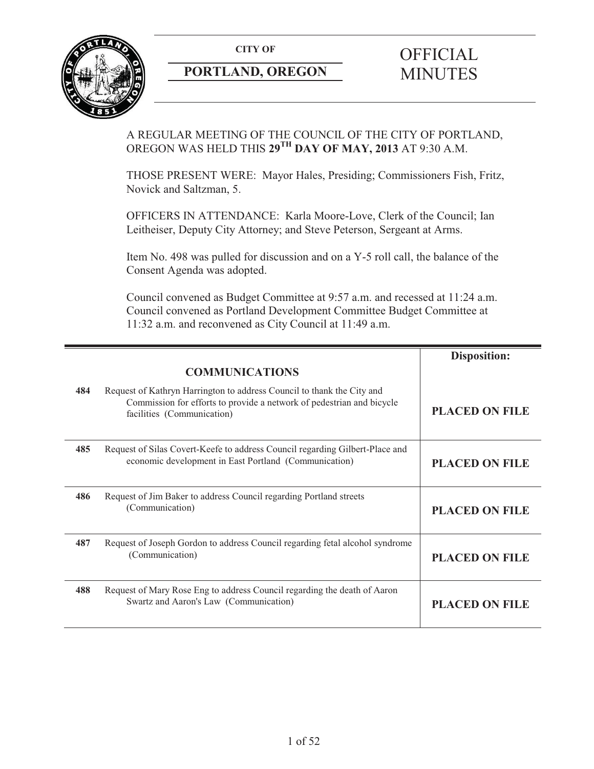**CITY OF**

**PORTLAND, OREGON**

# OFFICIAL MINUTES

A REGULAR MEETING OF THE COUNCIL OF THE CITY OF PORTLAND, OREGON WAS HELD THIS **29TH DAY OF MAY, 2013** AT 9:30 A.M.

THOSE PRESENT WERE: Mayor Hales, Presiding; Commissioners Fish, Fritz, Novick and Saltzman, 5.

OFFICERS IN ATTENDANCE: Karla Moore-Love, Clerk of the Council; Ian Leitheiser, Deputy City Attorney; and Steve Peterson, Sergeant at Arms.

Item No. 498 was pulled for discussion and on a Y-5 roll call, the balance of the Consent Agenda was adopted.

Council convened as Budget Committee at 9:57 a.m. and recessed at 11:24 a.m. Council convened as Portland Development Committee Budget Committee at 11:32 a.m. and reconvened as City Council at 11:49 a.m.

| | | **Disposition:** |
|---|---|---|
| | **COMMUNICATIONS** | |
| **484** | Request of Kathryn Harrington to address Council to thank the City and Commission for efforts to provide a network of pedestrian and bicycle facilities (Communication) | **PLACED ON FILE** |
| **485** | Request of Silas Covert-Keefe to address Council regarding Gilbert-Place and economic development in East Portland (Communication) | **PLACED ON FILE** |
| **486** | Request of Jim Baker to address Council regarding Portland streets (Communication) | **PLACED ON FILE** |
| **487** | Request of Joseph Gordon to address Council regarding fetal alcohol syndrome (Communication) | **PLACED ON FILE** |
| **488** | Request of Mary Rose Eng to address Council regarding the death of Aaron Swartz and Aaron's Law (Communication) | **PLACED ON FILE** |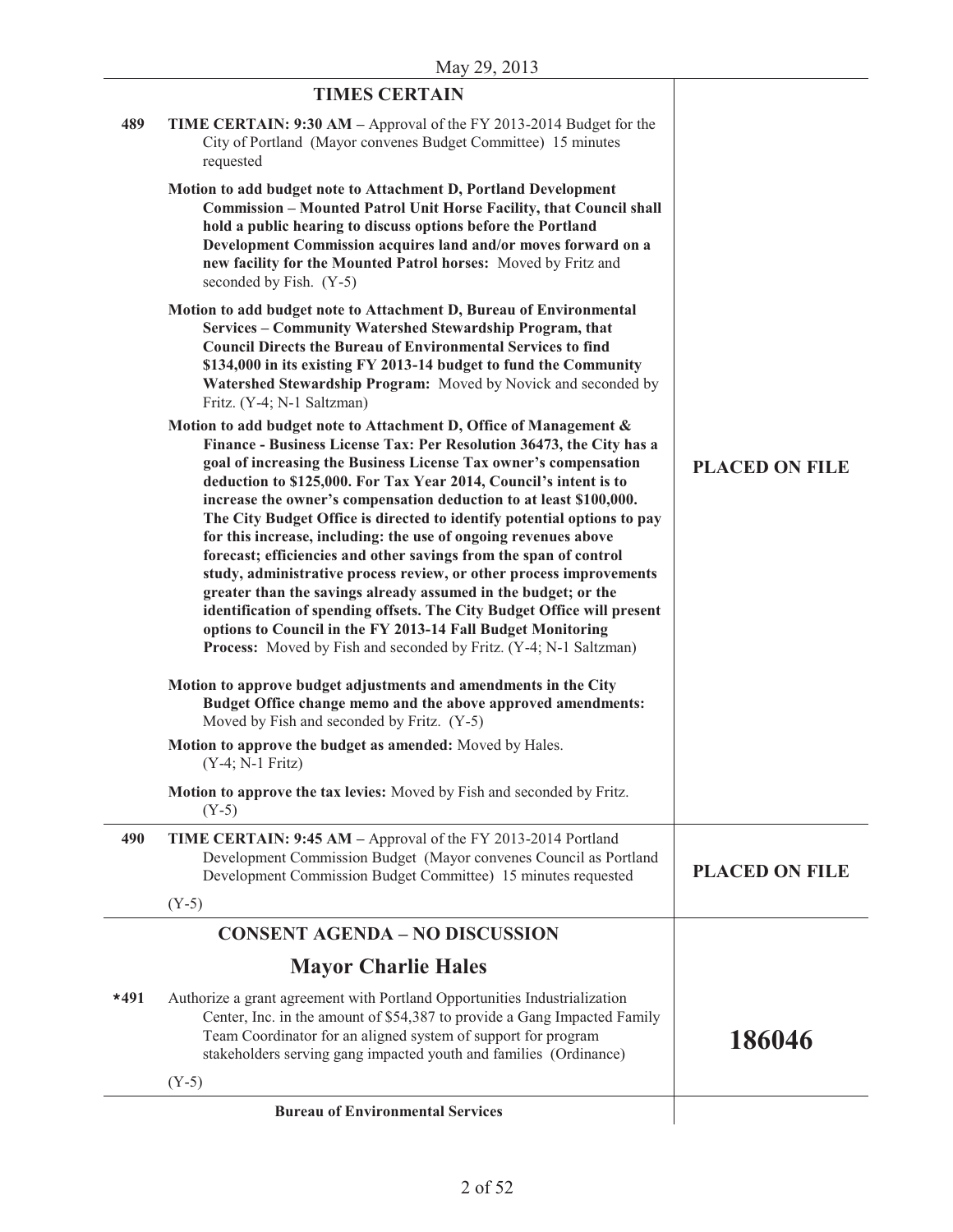May 29, 2013

## TIMES CERTAIN

**489** **TIME CERTAIN: 9:30 AM –** Approval of the FY 2013-2014 Budget for the City of Portland (Mayor convenes Budget Committee) 15 minutes requested

**Motion to add budget note to Attachment D, Portland Development Commission – Mounted Patrol Unit Horse Facility, that Council shall hold a public hearing to discuss options before the Portland Development Commission acquires land and/or moves forward on a new facility for the Mounted Patrol horses:** Moved by Fritz and seconded by Fish. (Y-5)

**Motion to add budget note to Attachment D, Bureau of Environmental Services – Community Watershed Stewardship Program, that Council Directs the Bureau of Environmental Services to find $134,000 in its existing FY 2013-14 budget to fund the Community Watershed Stewardship Program:** Moved by Novick and seconded by Fritz. (Y-4; N-1 Saltzman)

**Motion to add budget note to Attachment D, Office of Management & Finance - Business License Tax: Per Resolution 36473, the City has a goal of increasing the Business License Tax owner's compensation deduction to $125,000. For Tax Year 2014, Council's intent is to increase the owner's compensation deduction to at least $100,000. The City Budget Office is directed to identify potential options to pay for this increase, including: the use of ongoing revenues above forecast; efficiencies and other savings from the span of control study, administrative process review, or other process improvements greater than the savings already assumed in the budget; or the identification of spending offsets. The City Budget Office will present options to Council in the FY 2013-14 Fall Budget Monitoring Process:** Moved by Fish and seconded by Fritz. (Y-4; N-1 Saltzman)

**Motion to approve budget adjustments and amendments in the City Budget Office change memo and the above approved amendments:** Moved by Fish and seconded by Fritz. (Y-5)

**Motion to approve the budget as amended:** Moved by Hales. (Y-4; N-1 Fritz)

**Motion to approve the tax levies:** Moved by Fish and seconded by Fritz. (Y-5)

**PLACED ON FILE**

**490** **TIME CERTAIN: 9:45 AM –** Approval of the FY 2013-2014 Portland Development Commission Budget (Mayor convenes Council as Portland Development Commission Budget Committee) 15 minutes requested

(Y-5)

**PLACED ON FILE**

## CONSENT AGENDA – NO DISCUSSION

## Mayor Charlie Hales

***491** Authorize a grant agreement with Portland Opportunities Industrialization Center, Inc. in the amount of $54,387 to provide a Gang Impacted Family Team Coordinator for an aligned system of support for program stakeholders serving gang impacted youth and families (Ordinance)

(Y-5)

**186046**

**Bureau of Environmental Services**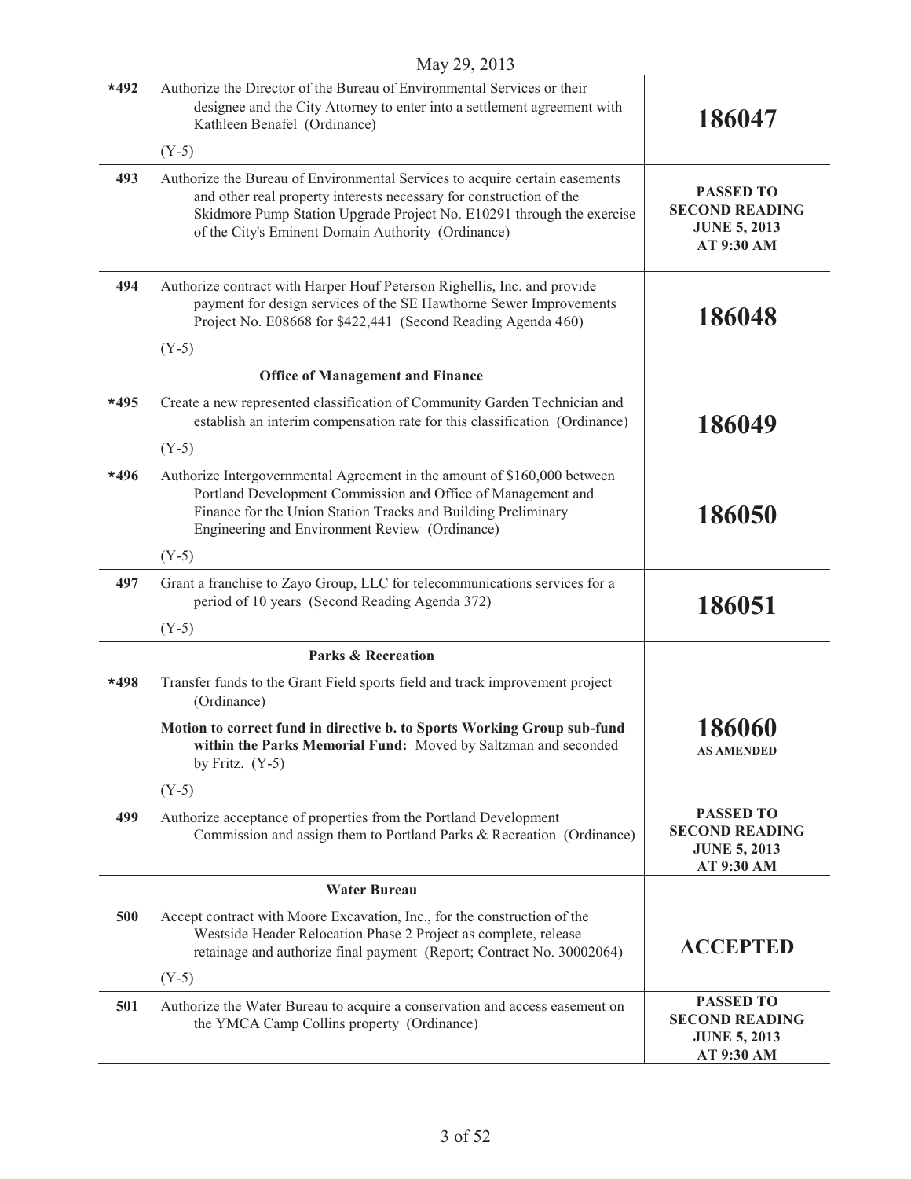May 29, 2013

| | | |
|---|---|---|
| *492 | Authorize the Director of the Bureau of Environmental Services or their designee and the City Attorney to enter into a settlement agreement with Kathleen Benafel (Ordinance)<br><br>(Y-5) | **186047** |
| 493 | Authorize the Bureau of Environmental Services to acquire certain easements and other real property interests necessary for construction of the Skidmore Pump Station Upgrade Project No. E10291 through the exercise of the City's Eminent Domain Authority (Ordinance) | **PASSED TO SECOND READING JUNE 5, 2013 AT 9:30 AM** |
| 494 | Authorize contract with Harper Houf Peterson Righellis, Inc. and provide payment for design services of the SE Hawthorne Sewer Improvements Project No. E08668 for $422,441 (Second Reading Agenda 460)<br><br>(Y-5) | **186048** |
| | **Office of Management and Finance** | |
| *495 | Create a new represented classification of Community Garden Technician and establish an interim compensation rate for this classification (Ordinance)<br><br>(Y-5) | **186049** |
| *496 | Authorize Intergovernmental Agreement in the amount of $160,000 between Portland Development Commission and Office of Management and Finance for the Union Station Tracks and Building Preliminary Engineering and Environment Review (Ordinance)<br><br>(Y-5) | **186050** |
| 497 | Grant a franchise to Zayo Group, LLC for telecommunications services for a period of 10 years (Second Reading Agenda 372)<br><br>(Y-5) | **186051** |
| | **Parks & Recreation** | |
| *498 | Transfer funds to the Grant Field sports field and track improvement project (Ordinance)<br><br>**Motion to correct fund in directive b. to Sports Working Group sub-fund within the Parks Memorial Fund:** Moved by Saltzman and seconded by Fritz. (Y-5)<br><br>(Y-5) | **186060**<br>**AS AMENDED** |
| 499 | Authorize acceptance of properties from the Portland Development Commission and assign them to Portland Parks & Recreation (Ordinance) | **PASSED TO SECOND READING JUNE 5, 2013 AT 9:30 AM** |
| | **Water Bureau** | |
| 500 | Accept contract with Moore Excavation, Inc., for the construction of the Westside Header Relocation Phase 2 Project as complete, release retainage and authorize final payment (Report; Contract No. 30002064)<br><br>(Y-5) | **ACCEPTED** |
| 501 | Authorize the Water Bureau to acquire a conservation and access easement on the YMCA Camp Collins property (Ordinance) | **PASSED TO SECOND READING JUNE 5, 2013 AT 9:30 AM** |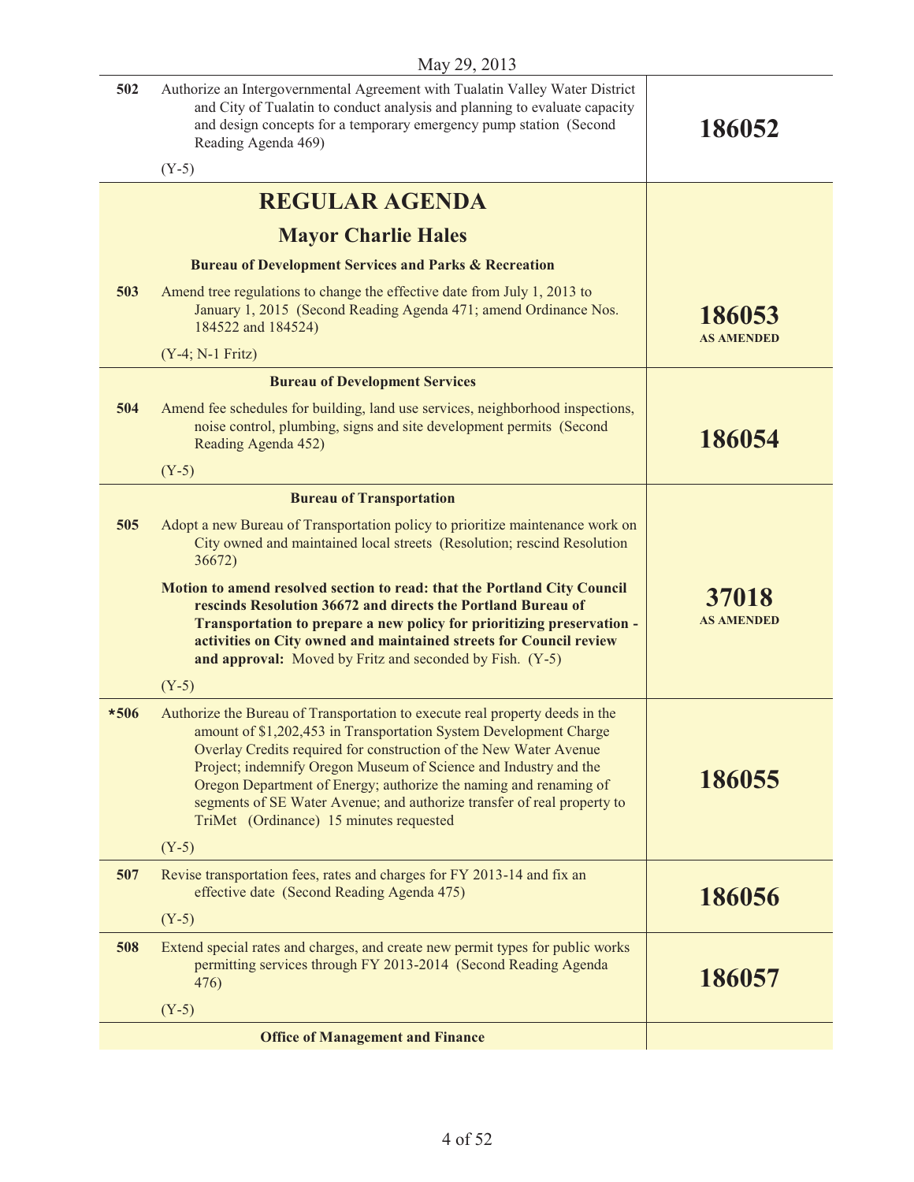May 29, 2013

| | | |
|---|---|---|
| 502 | Authorize an Intergovernmental Agreement with Tualatin Valley Water District and City of Tualatin to conduct analysis and planning to evaluate capacity and design concepts for a temporary emergency pump station (Second Reading Agenda 469)<br><br>(Y-5) | **186052** |
| | **REGULAR AGENDA**<br><br>**Mayor Charlie Hales**<br><br>**Bureau of Development Services and Parks & Recreation** | |
| 503 | Amend tree regulations to change the effective date from July 1, 2013 to January 1, 2015 (Second Reading Agenda 471; amend Ordinance Nos. 184522 and 184524)<br><br>(Y-4; N-1 Fritz) | **186053**<br>**AS AMENDED** |
| | **Bureau of Development Services** | |
| 504 | Amend fee schedules for building, land use services, neighborhood inspections, noise control, plumbing, signs and site development permits (Second Reading Agenda 452)<br><br>(Y-5) | **186054** |
| | **Bureau of Transportation** | |
| 505 | Adopt a new Bureau of Transportation policy to prioritize maintenance work on City owned and maintained local streets (Resolution; rescind Resolution 36672)<br><br>**Motion to amend resolved section to read: that the Portland City Council rescinds Resolution 36672 and directs the Portland Bureau of Transportation to prepare a new policy for prioritizing preservation - activities on City owned and maintained streets for Council review and approval:** Moved by Fritz and seconded by Fish. (Y-5)<br><br>(Y-5) | **37018**<br>**AS AMENDED** |
| *506 | Authorize the Bureau of Transportation to execute real property deeds in the amount of $1,202,453 in Transportation System Development Charge Overlay Credits required for construction of the New Water Avenue Project; indemnify Oregon Museum of Science and Industry and the Oregon Department of Energy; authorize the naming and renaming of segments of SE Water Avenue; and authorize transfer of real property to TriMet (Ordinance) 15 minutes requested<br><br>(Y-5) | **186055** |
| 507 | Revise transportation fees, rates and charges for FY 2013-14 and fix an effective date (Second Reading Agenda 475)<br><br>(Y-5) | **186056** |
| 508 | Extend special rates and charges, and create new permit types for public works permitting services through FY 2013-2014 (Second Reading Agenda 476)<br><br>(Y-5) | **186057** |
| | **Office of Management and Finance** | |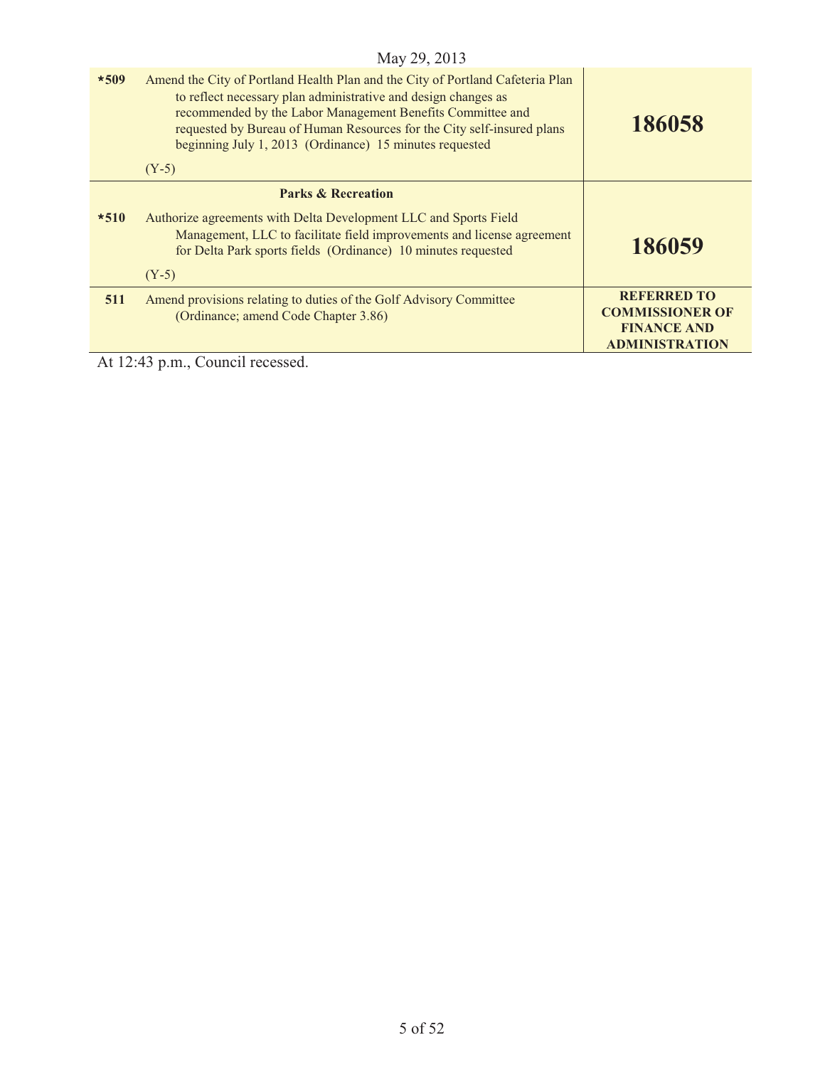May 29, 2013

| | | |
|---|---|---|
| ***509** | Amend the City of Portland Health Plan and the City of Portland Cafeteria Plan to reflect necessary plan administrative and design changes as recommended by the Labor Management Benefits Committee and requested by Bureau of Human Resources for the City self-insured plans beginning July 1, 2013 (Ordinance) 15 minutes requested<br><br>(Y-5) | **186058** |
| | **Parks & Recreation** | |
| ***510** | Authorize agreements with Delta Development LLC and Sports Field Management, LLC to facilitate field improvements and license agreement for Delta Park sports fields (Ordinance) 10 minutes requested<br><br>(Y-5) | **186059** |
| **511** | Amend provisions relating to duties of the Golf Advisory Committee (Ordinance; amend Code Chapter 3.86) | **REFERRED TO COMMISSIONER OF FINANCE AND ADMINISTRATION** |

At 12:43 p.m., Council recessed.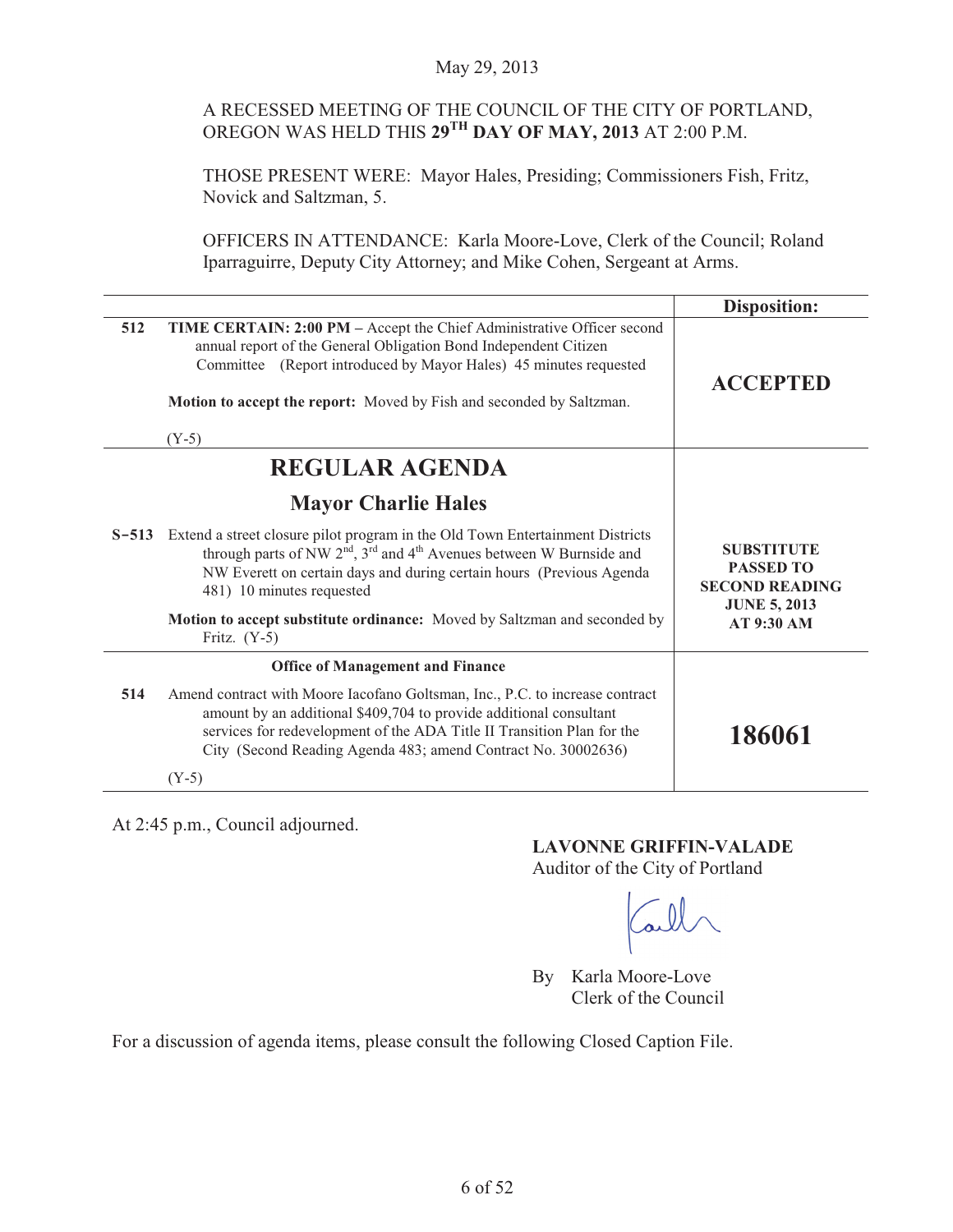May 29, 2013

A RECESSED MEETING OF THE COUNCIL OF THE CITY OF PORTLAND, OREGON WAS HELD THIS **29TH DAY OF MAY, 2013** AT 2:00 P.M.

THOSE PRESENT WERE: Mayor Hales, Presiding; Commissioners Fish, Fritz, Novick and Saltzman, 5.

OFFICERS IN ATTENDANCE: Karla Moore-Love, Clerk of the Council; Roland Iparraguirre, Deputy City Attorney; and Mike Cohen, Sergeant at Arms.

| | | **Disposition:** |
|---|---|---|
| **512** | **TIME CERTAIN: 2:00 PM** – Accept the Chief Administrative Officer second annual report of the General Obligation Bond Independent Citizen Committee (Report introduced by Mayor Hales) 45 minutes requested<br><br>**Motion to accept the report:** Moved by Fish and seconded by Saltzman.<br><br>(Y-5) | **ACCEPTED** |
| | **REGULAR AGENDA**<br><br>**Mayor Charlie Hales** | |
| **S-513** | Extend a street closure pilot program in the Old Town Entertainment Districts through parts of NW 2nd, 3rd and 4th Avenues between W Burnside and NW Everett on certain days and during certain hours (Previous Agenda 481) 10 minutes requested<br><br>**Motion to accept substitute ordinance:** Moved by Saltzman and seconded by Fritz. (Y-5) | **SUBSTITUTE PASSED TO SECOND READING JUNE 5, 2013 AT 9:30 AM** |
| | **Office of Management and Finance** | |
| **514** | Amend contract with Moore Iacofano Goltsman, Inc., P.C. to increase contract amount by an additional $409,704 to provide additional consultant services for redevelopment of the ADA Title II Transition Plan for the City (Second Reading Agenda 483; amend Contract No. 30002636)<br><br>(Y-5) | **186061** |

At 2:45 p.m., Council adjourned.

**LAVONNE GRIFFIN-VALADE**
Auditor of the City of Portland

By Karla Moore-Love
Clerk of the Council

For a discussion of agenda items, please consult the following Closed Caption File.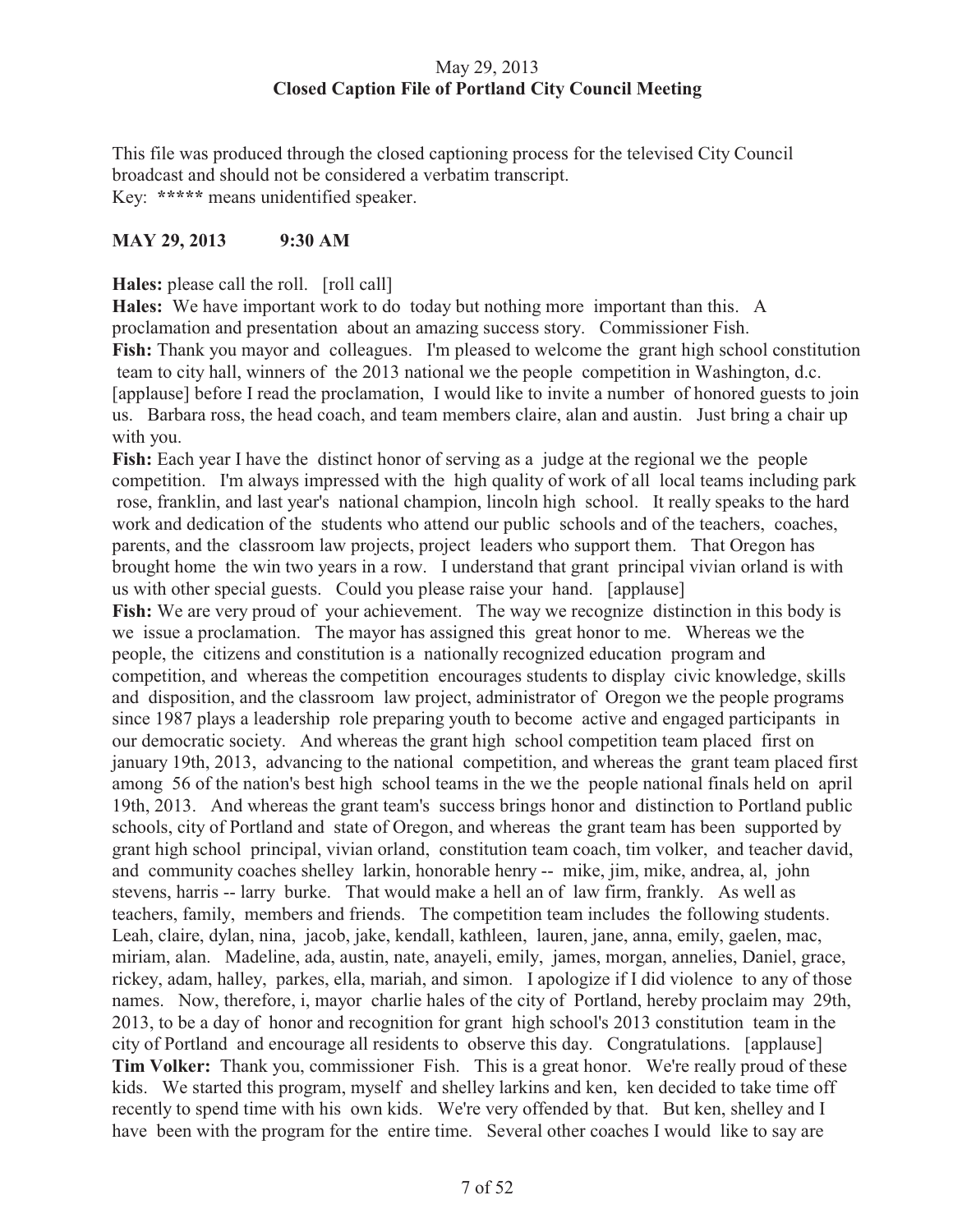May 29, 2013
**Closed Caption File of Portland City Council Meeting**

This file was produced through the closed captioning process for the televised City Council broadcast and should not be considered a verbatim transcript.
Key: **\*\*\*\*\*** means unidentified speaker.

**MAY 29, 2013 9:30 AM**

**Hales:** please call the roll. [roll call]

**Hales:** We have important work to do today but nothing more important than this. A proclamation and presentation about an amazing success story. Commissioner Fish.

**Fish:** Thank you mayor and colleagues. I'm pleased to welcome the grant high school constitution team to city hall, winners of the 2013 national we the people competition in Washington, d.c. [applause] before I read the proclamation, I would like to invite a number of honored guests to join us. Barbara ross, the head coach, and team members claire, alan and austin. Just bring a chair up with you.

**Fish:** Each year I have the distinct honor of serving as a judge at the regional we the people competition. I'm always impressed with the high quality of work of all local teams including park rose, franklin, and last year's national champion, lincoln high school. It really speaks to the hard work and dedication of the students who attend our public schools and of the teachers, coaches, parents, and the classroom law projects, project leaders who support them. That Oregon has brought home the win two years in a row. I understand that grant principal vivian orland is with us with other special guests. Could you please raise your hand. [applause]

**Fish:** We are very proud of your achievement. The way we recognize distinction in this body is we issue a proclamation. The mayor has assigned this great honor to me. Whereas we the people, the citizens and constitution is a nationally recognized education program and competition, and whereas the competition encourages students to display civic knowledge, skills and disposition, and the classroom law project, administrator of Oregon we the people programs since 1987 plays a leadership role preparing youth to become active and engaged participants in our democratic society. And whereas the grant high school competition team placed first on january 19th, 2013, advancing to the national competition, and whereas the grant team placed first among 56 of the nation's best high school teams in the we the people national finals held on april 19th, 2013. And whereas the grant team's success brings honor and distinction to Portland public schools, city of Portland and state of Oregon, and whereas the grant team has been supported by grant high school principal, vivian orland, constitution team coach, tim volker, and teacher david, and community coaches shelley larkin, honorable henry -- mike, jim, mike, andrea, al, john stevens, harris -- larry burke. That would make a hell an of law firm, frankly. As well as teachers, family, members and friends. The competition team includes the following students. Leah, claire, dylan, nina, jacob, jake, kendall, kathleen, lauren, jane, anna, emily, gaelen, mac, miriam, alan. Madeline, ada, austin, nate, anayeli, emily, james, morgan, annelies, Daniel, grace, rickey, adam, halley, parkes, ella, mariah, and simon. I apologize if I did violence to any of those names. Now, therefore, i, mayor charlie hales of the city of Portland, hereby proclaim may 29th, 2013, to be a day of honor and recognition for grant high school's 2013 constitution team in the city of Portland and encourage all residents to observe this day. Congratulations. [applause]

**Tim Volker:** Thank you, commissioner Fish. This is a great honor. We're really proud of these kids. We started this program, myself and shelley larkins and ken, ken decided to take time off recently to spend time with his own kids. We're very offended by that. But ken, shelley and I have been with the program for the entire time. Several other coaches I would like to say are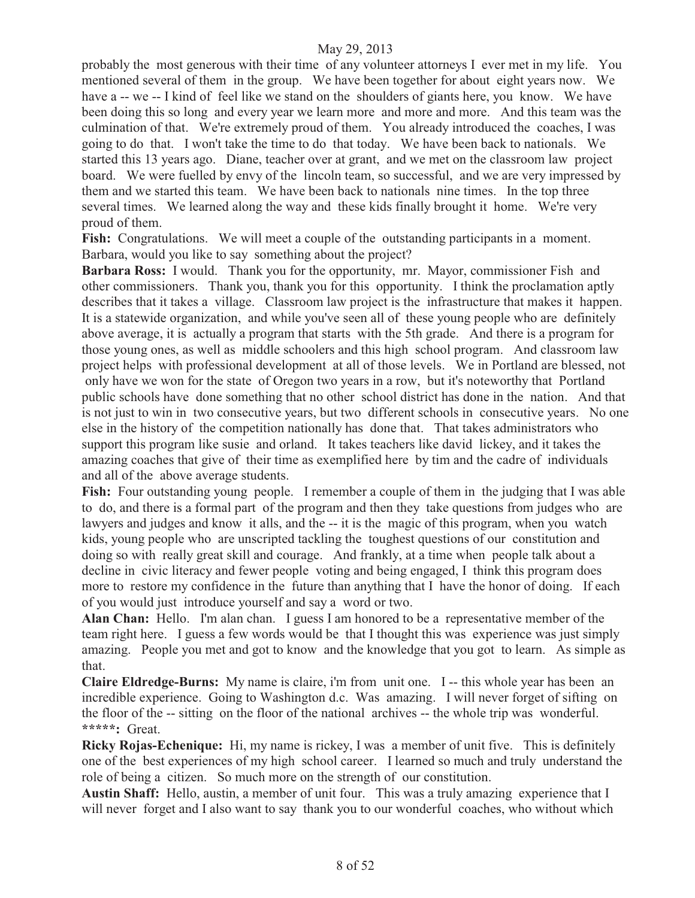probably the most generous with their time of any volunteer attorneys I ever met in my life. You mentioned several of them in the group. We have been together for about eight years now. We have a -- we -- I kind of feel like we stand on the shoulders of giants here, you know. We have been doing this so long and every year we learn more and more and more. And this team was the culmination of that. We're extremely proud of them. You already introduced the coaches, I was going to do that. I won't take the time to do that today. We have been back to nationals. We started this 13 years ago. Diane, teacher over at grant, and we met on the classroom law project board. We were fuelled by envy of the lincoln team, so successful, and we are very impressed by them and we started this team. We have been back to nationals nine times. In the top three several times. We learned along the way and these kids finally brought it home. We're very proud of them.

**Fish:** Congratulations. We will meet a couple of the outstanding participants in a moment. Barbara, would you like to say something about the project?

**Barbara Ross:** I would. Thank you for the opportunity, mr. Mayor, commissioner Fish and other commissioners. Thank you, thank you for this opportunity. I think the proclamation aptly describes that it takes a village. Classroom law project is the infrastructure that makes it happen. It is a statewide organization, and while you've seen all of these young people who are definitely above average, it is actually a program that starts with the 5th grade. And there is a program for those young ones, as well as middle schoolers and this high school program. And classroom law project helps with professional development at all of those levels. We in Portland are blessed, not only have we won for the state of Oregon two years in a row, but it's noteworthy that Portland public schools have done something that no other school district has done in the nation. And that is not just to win in two consecutive years, but two different schools in consecutive years. No one else in the history of the competition nationally has done that. That takes administrators who support this program like susie and orland. It takes teachers like david lickey, and it takes the amazing coaches that give of their time as exemplified here by tim and the cadre of individuals and all of the above average students.

**Fish:** Four outstanding young people. I remember a couple of them in the judging that I was able to do, and there is a formal part of the program and then they take questions from judges who are lawyers and judges and know it alls, and the -- it is the magic of this program, when you watch kids, young people who are unscripted tackling the toughest questions of our constitution and doing so with really great skill and courage. And frankly, at a time when people talk about a decline in civic literacy and fewer people voting and being engaged, I think this program does more to restore my confidence in the future than anything that I have the honor of doing. If each of you would just introduce yourself and say a word or two.

**Alan Chan:** Hello. I'm alan chan. I guess I am honored to be a representative member of the team right here. I guess a few words would be that I thought this was experience was just simply amazing. People you met and got to know and the knowledge that you got to learn. As simple as that.

**Claire Eldredge-Burns:** My name is claire, i'm from unit one. I -- this whole year has been an incredible experience. Going to Washington d.c. Was amazing. I will never forget of sifting on the floor of the -- sitting on the floor of the national archives -- the whole trip was wonderful.

**\*\*\*\*\*:** Great.

**Ricky Rojas-Echenique:** Hi, my name is rickey, I was a member of unit five. This is definitely one of the best experiences of my high school career. I learned so much and truly understand the role of being a citizen. So much more on the strength of our constitution.

**Austin Shaff:** Hello, austin, a member of unit four. This was a truly amazing experience that I will never forget and I also want to say thank you to our wonderful coaches, who without which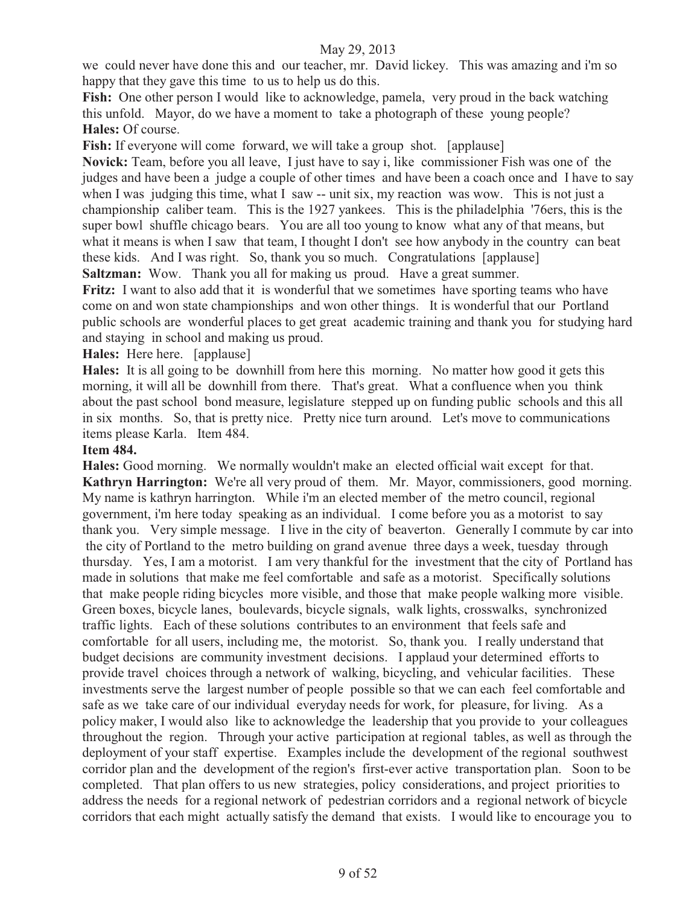we could never have done this and our teacher, mr. David lickey. This was amazing and i'm so happy that they gave this time to us to help us do this.

**Fish:** One other person I would like to acknowledge, pamela, very proud in the back watching this unfold. Mayor, do we have a moment to take a photograph of these young people?

**Hales:** Of course.

**Fish:** If everyone will come forward, we will take a group shot. [applause]

**Novick:** Team, before you all leave, I just have to say i, like commissioner Fish was one of the judges and have been a judge a couple of other times and have been a coach once and I have to say when I was judging this time, what I saw -- unit six, my reaction was wow. This is not just a championship caliber team. This is the 1927 yankees. This is the philadelphia '76ers, this is the super bowl shuffle chicago bears. You are all too young to know what any of that means, but what it means is when I saw that team, I thought I don't see how anybody in the country can beat these kids. And I was right. So, thank you so much. Congratulations [applause]

**Saltzman:** Wow. Thank you all for making us proud. Have a great summer.

**Fritz:** I want to also add that it is wonderful that we sometimes have sporting teams who have come on and won state championships and won other things. It is wonderful that our Portland public schools are wonderful places to get great academic training and thank you for studying hard and staying in school and making us proud.

**Hales:** Here here. [applause]

**Hales:** It is all going to be downhill from here this morning. No matter how good it gets this morning, it will all be downhill from there. That's great. What a confluence when you think about the past school bond measure, legislature stepped up on funding public schools and this all in six months. So, that is pretty nice. Pretty nice turn around. Let's move to communications items please Karla. Item 484.

**Item 484.**

**Hales:** Good morning. We normally wouldn't make an elected official wait except for that.

**Kathryn Harrington:** We're all very proud of them. Mr. Mayor, commissioners, good morning. My name is kathryn harrington. While i'm an elected member of the metro council, regional government, i'm here today speaking as an individual. I come before you as a motorist to say thank you. Very simple message. I live in the city of beaverton. Generally I commute by car into the city of Portland to the metro building on grand avenue three days a week, tuesday through thursday. Yes, I am a motorist. I am very thankful for the investment that the city of Portland has made in solutions that make me feel comfortable and safe as a motorist. Specifically solutions that make people riding bicycles more visible, and those that make people walking more visible. Green boxes, bicycle lanes, boulevards, bicycle signals, walk lights, crosswalks, synchronized traffic lights. Each of these solutions contributes to an environment that feels safe and comfortable for all users, including me, the motorist. So, thank you. I really understand that budget decisions are community investment decisions. I applaud your determined efforts to provide travel choices through a network of walking, bicycling, and vehicular facilities. These investments serve the largest number of people possible so that we can each feel comfortable and safe as we take care of our individual everyday needs for work, for pleasure, for living. As a policy maker, I would also like to acknowledge the leadership that you provide to your colleagues throughout the region. Through your active participation at regional tables, as well as through the deployment of your staff expertise. Examples include the development of the regional southwest corridor plan and the development of the region's first-ever active transportation plan. Soon to be completed. That plan offers to us new strategies, policy considerations, and project priorities to address the needs for a regional network of pedestrian corridors and a regional network of bicycle corridors that each might actually satisfy the demand that exists. I would like to encourage you to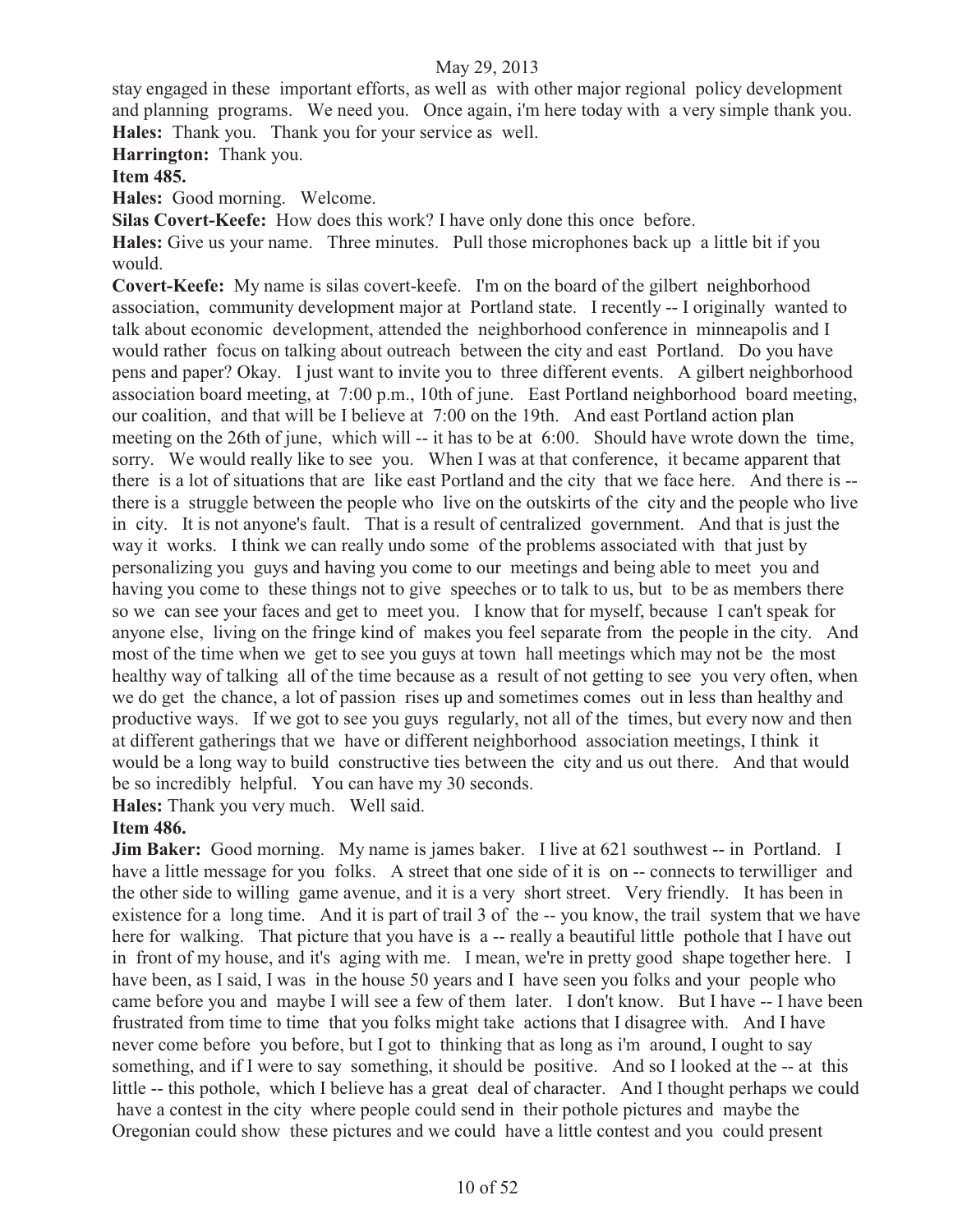stay engaged in these important efforts, as well as with other major regional policy development and planning programs. We need you. Once again, i'm here today with a very simple thank you.

**Hales:** Thank you. Thank you for your service as well.

**Harrington:** Thank you.

**Item 485.**

**Hales:** Good morning. Welcome.

**Silas Covert-Keefe:** How does this work? I have only done this once before.

**Hales:** Give us your name. Three minutes. Pull those microphones back up a little bit if you would.

**Covert-Keefe:** My name is silas covert-keefe. I'm on the board of the gilbert neighborhood association, community development major at Portland state. I recently -- I originally wanted to talk about economic development, attended the neighborhood conference in minneapolis and I would rather focus on talking about outreach between the city and east Portland. Do you have pens and paper? Okay. I just want to invite you to three different events. A gilbert neighborhood association board meeting, at 7:00 p.m., 10th of june. East Portland neighborhood board meeting, our coalition, and that will be I believe at 7:00 on the 19th. And east Portland action plan meeting on the 26th of june, which will -- it has to be at 6:00. Should have wrote down the time, sorry. We would really like to see you. When I was at that conference, it became apparent that there is a lot of situations that are like east Portland and the city that we face here. And there is -- there is a struggle between the people who live on the outskirts of the city and the people who live in city. It is not anyone's fault. That is a result of centralized government. And that is just the way it works. I think we can really undo some of the problems associated with that just by personalizing you guys and having you come to our meetings and being able to meet you and having you come to these things not to give speeches or to talk to us, but to be as members there so we can see your faces and get to meet you. I know that for myself, because I can't speak for anyone else, living on the fringe kind of makes you feel separate from the people in the city. And most of the time when we get to see you guys at town hall meetings which may not be the most healthy way of talking all of the time because as a result of not getting to see you very often, when we do get the chance, a lot of passion rises up and sometimes comes out in less than healthy and productive ways. If we got to see you guys regularly, not all of the times, but every now and then at different gatherings that we have or different neighborhood association meetings, I think it would be a long way to build constructive ties between the city and us out there. And that would be so incredibly helpful. You can have my 30 seconds.

**Hales:** Thank you very much. Well said.

**Item 486.**

**Jim Baker:** Good morning. My name is james baker. I live at 621 southwest -- in Portland. I have a little message for you folks. A street that one side of it is on -- connects to terwilliger and the other side to willing game avenue, and it is a very short street. Very friendly. It has been in existence for a long time. And it is part of trail 3 of the -- you know, the trail system that we have here for walking. That picture that you have is a -- really a beautiful little pothole that I have out in front of my house, and it's aging with me. I mean, we're in pretty good shape together here. I have been, as I said, I was in the house 50 years and I have seen you folks and your people who came before you and maybe I will see a few of them later. I don't know. But I have -- I have been frustrated from time to time that you folks might take actions that I disagree with. And I have never come before you before, but I got to thinking that as long as i'm around, I ought to say something, and if I were to say something, it should be positive. And so I looked at the -- at this little -- this pothole, which I believe has a great deal of character. And I thought perhaps we could have a contest in the city where people could send in their pothole pictures and maybe the Oregonian could show these pictures and we could have a little contest and you could present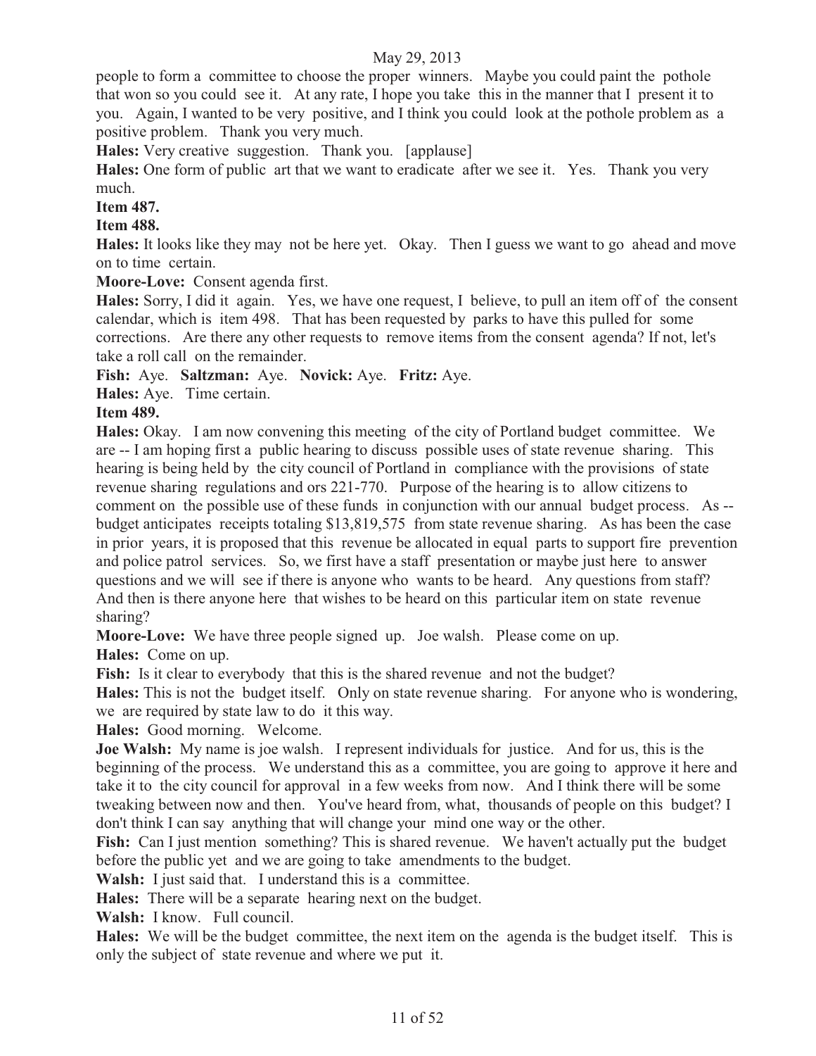people to form a committee to choose the proper winners. Maybe you could paint the pothole that won so you could see it. At any rate, I hope you take this in the manner that I present it to you. Again, I wanted to be very positive, and I think you could look at the pothole problem as a positive problem. Thank you very much.

**Hales:** Very creative suggestion. Thank you. [applause]

**Hales:** One form of public art that we want to eradicate after we see it. Yes. Thank you very much.

**Item 487.**

**Item 488.**

**Hales:** It looks like they may not be here yet. Okay. Then I guess we want to go ahead and move on to time certain.

**Moore-Love:** Consent agenda first.

**Hales:** Sorry, I did it again. Yes, we have one request, I believe, to pull an item off of the consent calendar, which is item 498. That has been requested by parks to have this pulled for some corrections. Are there any other requests to remove items from the consent agenda? If not, let's take a roll call on the remainder.

**Fish:** Aye. **Saltzman:** Aye. **Novick:** Aye. **Fritz:** Aye.

**Hales:** Aye. Time certain.

**Item 489.**

**Hales:** Okay. I am now convening this meeting of the city of Portland budget committee. We are -- I am hoping first a public hearing to discuss possible uses of state revenue sharing. This hearing is being held by the city council of Portland in compliance with the provisions of state revenue sharing regulations and ors 221-770. Purpose of the hearing is to allow citizens to comment on the possible use of these funds in conjunction with our annual budget process. As -- budget anticipates receipts totaling $13,819,575 from state revenue sharing. As has been the case in prior years, it is proposed that this revenue be allocated in equal parts to support fire prevention and police patrol services. So, we first have a staff presentation or maybe just here to answer questions and we will see if there is anyone who wants to be heard. Any questions from staff? And then is there anyone here that wishes to be heard on this particular item on state revenue sharing?

**Moore-Love:** We have three people signed up. Joe walsh. Please come on up.

**Hales:** Come on up.

**Fish:** Is it clear to everybody that this is the shared revenue and not the budget?

**Hales:** This is not the budget itself. Only on state revenue sharing. For anyone who is wondering, we are required by state law to do it this way.

**Hales:** Good morning. Welcome.

**Joe Walsh:** My name is joe walsh. I represent individuals for justice. And for us, this is the beginning of the process. We understand this as a committee, you are going to approve it here and take it to the city council for approval in a few weeks from now. And I think there will be some tweaking between now and then. You've heard from, what, thousands of people on this budget? I don't think I can say anything that will change your mind one way or the other.

**Fish:** Can I just mention something? This is shared revenue. We haven't actually put the budget before the public yet and we are going to take amendments to the budget.

**Walsh:** I just said that. I understand this is a committee.

**Hales:** There will be a separate hearing next on the budget.

**Walsh:** I know. Full council.

**Hales:** We will be the budget committee, the next item on the agenda is the budget itself. This is only the subject of state revenue and where we put it.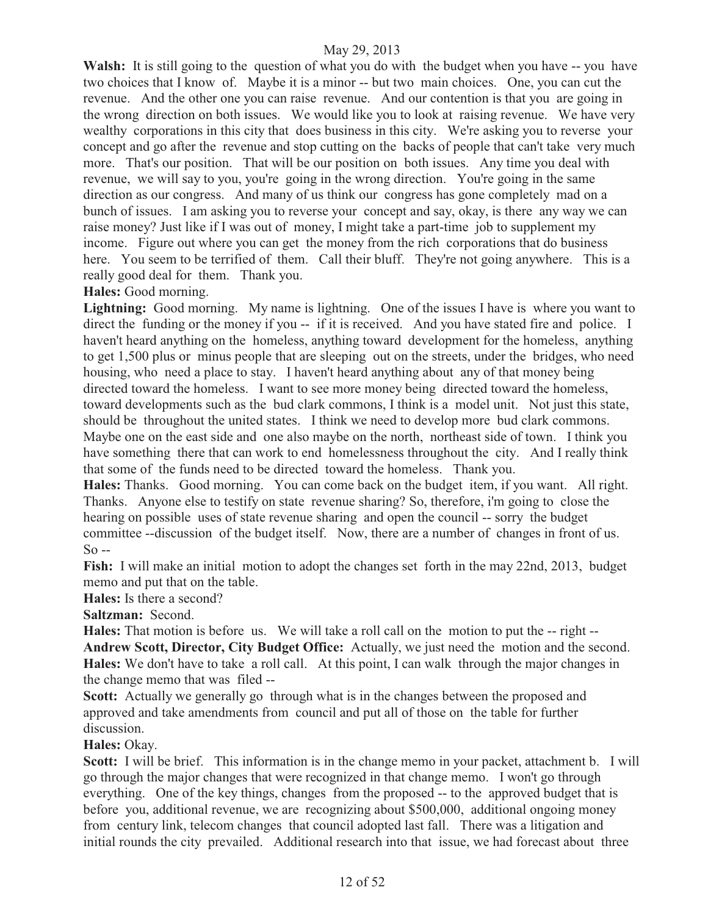**Walsh:** It is still going to the question of what you do with the budget when you have -- you have two choices that I know of. Maybe it is a minor -- but two main choices. One, you can cut the revenue. And the other one you can raise revenue. And our contention is that you are going in the wrong direction on both issues. We would like you to look at raising revenue. We have very wealthy corporations in this city that does business in this city. We're asking you to reverse your concept and go after the revenue and stop cutting on the backs of people that can't take very much more. That's our position. That will be our position on both issues. Any time you deal with revenue, we will say to you, you're going in the wrong direction. You're going in the same direction as our congress. And many of us think our congress has gone completely mad on a bunch of issues. I am asking you to reverse your concept and say, okay, is there any way we can raise money? Just like if I was out of money, I might take a part-time job to supplement my income. Figure out where you can get the money from the rich corporations that do business here. You seem to be terrified of them. Call their bluff. They're not going anywhere. This is a really good deal for them. Thank you.

**Hales:** Good morning.

**Lightning:** Good morning. My name is lightning. One of the issues I have is where you want to direct the funding or the money if you -- if it is received. And you have stated fire and police. I haven't heard anything on the homeless, anything toward development for the homeless, anything to get 1,500 plus or minus people that are sleeping out on the streets, under the bridges, who need housing, who need a place to stay. I haven't heard anything about any of that money being directed toward the homeless. I want to see more money being directed toward the homeless, toward developments such as the bud clark commons, I think is a model unit. Not just this state, should be throughout the united states. I think we need to develop more bud clark commons. Maybe one on the east side and one also maybe on the north, northeast side of town. I think you have something there that can work to end homelessness throughout the city. And I really think that some of the funds need to be directed toward the homeless. Thank you.

**Hales:** Thanks. Good morning. You can come back on the budget item, if you want. All right. Thanks. Anyone else to testify on state revenue sharing? So, therefore, i'm going to close the hearing on possible uses of state revenue sharing and open the council -- sorry the budget committee --discussion of the budget itself. Now, there are a number of changes in front of us. So --

**Fish:** I will make an initial motion to adopt the changes set forth in the may 22nd, 2013, budget memo and put that on the table.

**Hales:** Is there a second?

**Saltzman:** Second.

**Hales:** That motion is before us. We will take a roll call on the motion to put the -- right --

**Andrew Scott, Director, City Budget Office:** Actually, we just need the motion and the second.

**Hales:** We don't have to take a roll call. At this point, I can walk through the major changes in the change memo that was filed --

**Scott:** Actually we generally go through what is in the changes between the proposed and approved and take amendments from council and put all of those on the table for further discussion.

**Hales:** Okay.

**Scott:** I will be brief. This information is in the change memo in your packet, attachment b. I will go through the major changes that were recognized in that change memo. I won't go through everything. One of the key things, changes from the proposed -- to the approved budget that is before you, additional revenue, we are recognizing about $500,000, additional ongoing money from century link, telecom changes that council adopted last fall. There was a litigation and initial rounds the city prevailed. Additional research into that issue, we had forecast about three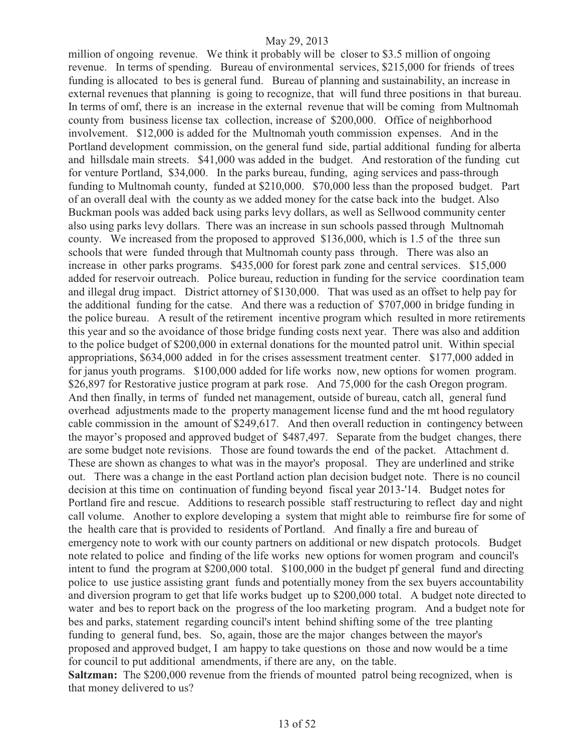million of ongoing revenue. We think it probably will be closer to $3.5 million of ongoing revenue. In terms of spending. Bureau of environmental services, $215,000 for friends of trees funding is allocated to bes is general fund. Bureau of planning and sustainability, an increase in external revenues that planning is going to recognize, that will fund three positions in that bureau. In terms of omf, there is an increase in the external revenue that will be coming from Multnomah county from business license tax collection, increase of $200,000. Office of neighborhood involvement. $12,000 is added for the Multnomah youth commission expenses. And in the Portland development commission, on the general fund side, partial additional funding for alberta and hillsdale main streets. $41,000 was added in the budget. And restoration of the funding cut for venture Portland, $34,000. In the parks bureau, funding, aging services and pass-through funding to Multnomah county, funded at $210,000. $70,000 less than the proposed budget. Part of an overall deal with the county as we added money for the catse back into the budget. Also Buckman pools was added back using parks levy dollars, as well as Sellwood community center also using parks levy dollars. There was an increase in sun schools passed through Multnomah county. We increased from the proposed to approved $136,000, which is 1.5 of the three sun schools that were funded through that Multnomah county pass through. There was also an increase in other parks programs. $435,000 for forest park zone and central services. $15,000 added for reservoir outreach. Police bureau, reduction in funding for the service coordination team and illegal drug impact. District attorney of $130,000. That was used as an offset to help pay for the additional funding for the catse. And there was a reduction of $707,000 in bridge funding in the police bureau. A result of the retirement incentive program which resulted in more retirements this year and so the avoidance of those bridge funding costs next year. There was also and addition to the police budget of $200,000 in external donations for the mounted patrol unit. Within special appropriations, $634,000 added in for the crises assessment treatment center. $177,000 added in for janus youth programs. $100,000 added for life works now, new options for women program. $26,897 for Restorative justice program at park rose. And 75,000 for the cash Oregon program. And then finally, in terms of funded net management, outside of bureau, catch all, general fund overhead adjustments made to the property management license fund and the mt hood regulatory cable commission in the amount of $249,617. And then overall reduction in contingency between the mayor's proposed and approved budget of $487,497. Separate from the budget changes, there are some budget note revisions. Those are found towards the end of the packet. Attachment d. These are shown as changes to what was in the mayor's proposal. They are underlined and strike out. There was a change in the east Portland action plan decision budget note. There is no council decision at this time on continuation of funding beyond fiscal year 2013-'14. Budget notes for Portland fire and rescue. Additions to research possible staff restructuring to reflect day and night call volume. Another to explore developing a system that might able to reimburse fire for some of the health care that is provided to residents of Portland. And finally a fire and bureau of emergency note to work with our county partners on additional or new dispatch protocols. Budget note related to police and finding of the life works new options for women program and council's intent to fund the program at $200,000 total. $100,000 in the budget pf general fund and directing police to use justice assisting grant funds and potentially money from the sex buyers accountability and diversion program to get that life works budget up to $200,000 total. A budget note directed to water and bes to report back on the progress of the loo marketing program. And a budget note for bes and parks, statement regarding council's intent behind shifting some of the tree planting funding to general fund, bes. So, again, those are the major changes between the mayor's proposed and approved budget, I am happy to take questions on those and now would be a time for council to put additional amendments, if there are any, on the table.

**Saltzman:** The $200,000 revenue from the friends of mounted patrol being recognized, when is that money delivered to us?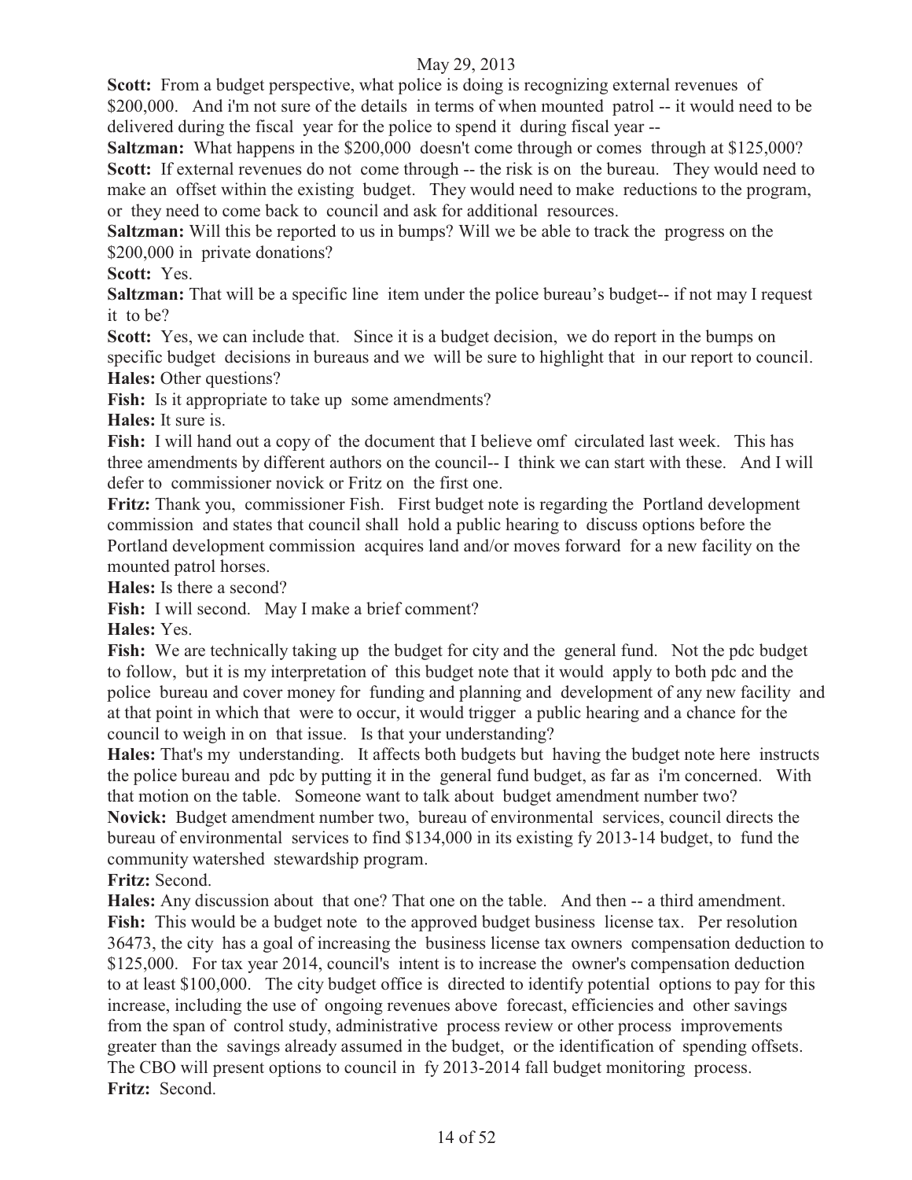**Scott:** From a budget perspective, what police is doing is recognizing external revenues of $200,000. And i'm not sure of the details in terms of when mounted patrol -- it would need to be delivered during the fiscal year for the police to spend it during fiscal year --

**Saltzman:** What happens in the $200,000 doesn't come through or comes through at $125,000?

**Scott:** If external revenues do not come through -- the risk is on the bureau. They would need to make an offset within the existing budget. They would need to make reductions to the program, or they need to come back to council and ask for additional resources.

**Saltzman:** Will this be reported to us in bumps? Will we be able to track the progress on the $200,000 in private donations?

**Scott:** Yes.

**Saltzman:** That will be a specific line item under the police bureau's budget-- if not may I request it to be?

**Scott:** Yes, we can include that. Since it is a budget decision, we do report in the bumps on specific budget decisions in bureaus and we will be sure to highlight that in our report to council.

**Hales:** Other questions?

**Fish:** Is it appropriate to take up some amendments?

**Hales:** It sure is.

**Fish:** I will hand out a copy of the document that I believe omf circulated last week. This has three amendments by different authors on the council-- I think we can start with these. And I will defer to commissioner novick or Fritz on the first one.

**Fritz:** Thank you, commissioner Fish. First budget note is regarding the Portland development commission and states that council shall hold a public hearing to discuss options before the Portland development commission acquires land and/or moves forward for a new facility on the mounted patrol horses.

**Hales:** Is there a second?

**Fish:** I will second. May I make a brief comment?

**Hales:** Yes.

**Fish:** We are technically taking up the budget for city and the general fund. Not the pdc budget to follow, but it is my interpretation of this budget note that it would apply to both pdc and the police bureau and cover money for funding and planning and development of any new facility and at that point in which that were to occur, it would trigger a public hearing and a chance for the council to weigh in on that issue. Is that your understanding?

**Hales:** That's my understanding. It affects both budgets but having the budget note here instructs the police bureau and pdc by putting it in the general fund budget, as far as i'm concerned. With that motion on the table. Someone want to talk about budget amendment number two?

**Novick:** Budget amendment number two, bureau of environmental services, council directs the bureau of environmental services to find $134,000 in its existing fy 2013-14 budget, to fund the community watershed stewardship program.

**Fritz:** Second.

**Hales:** Any discussion about that one? That one on the table. And then -- a third amendment.

**Fish:** This would be a budget note to the approved budget business license tax. Per resolution 36473, the city has a goal of increasing the business license tax owners compensation deduction to $125,000. For tax year 2014, council's intent is to increase the owner's compensation deduction to at least $100,000. The city budget office is directed to identify potential options to pay for this increase, including the use of ongoing revenues above forecast, efficiencies and other savings from the span of control study, administrative process review or other process improvements greater than the savings already assumed in the budget, or the identification of spending offsets. The CBO will present options to council in fy 2013-2014 fall budget monitoring process.

**Fritz:** Second.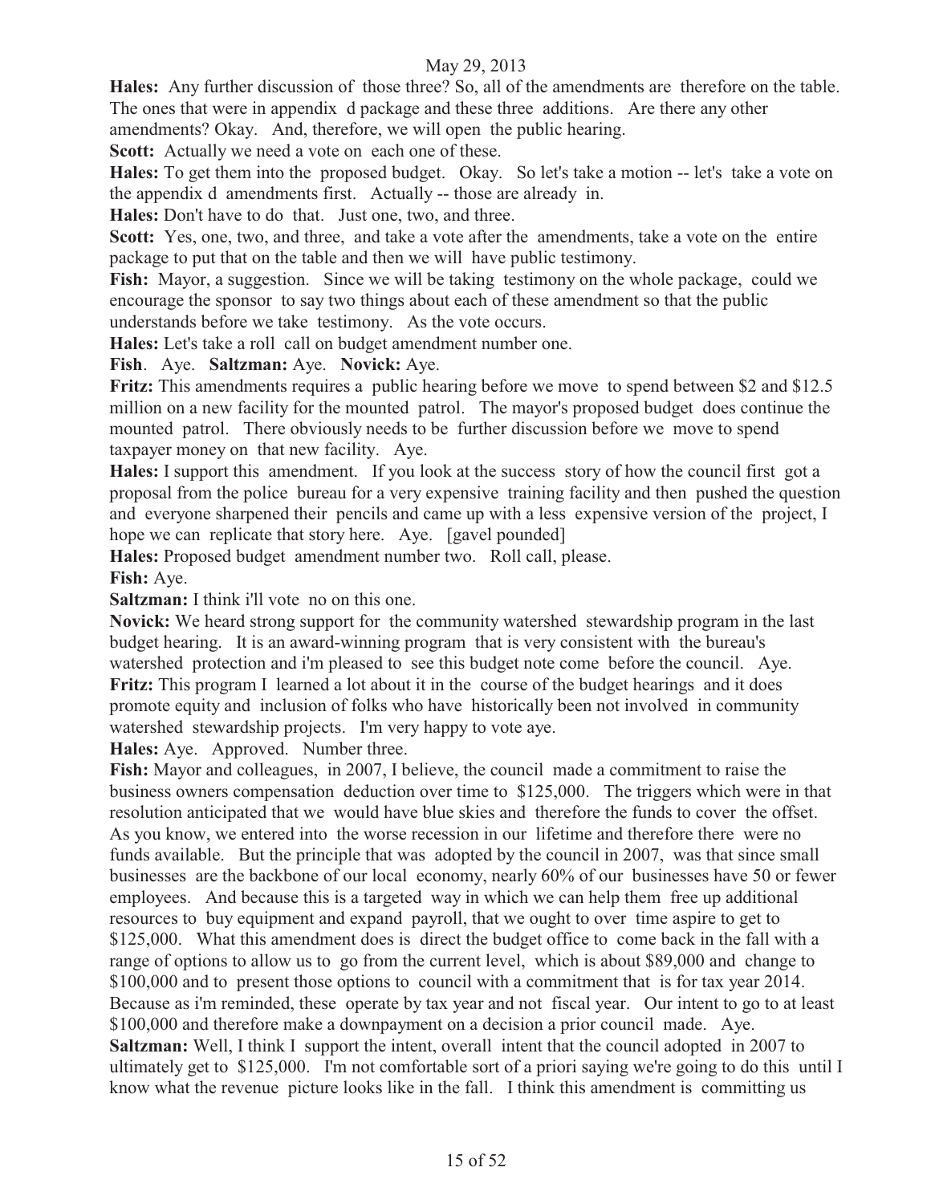**Hales:** Any further discussion of those three? So, all of the amendments are therefore on the table. The ones that were in appendix d package and these three additions. Are there any other amendments? Okay. And, therefore, we will open the public hearing.

**Scott:** Actually we need a vote on each one of these.

**Hales:** To get them into the proposed budget. Okay. So let's take a motion -- let's take a vote on the appendix d amendments first. Actually -- those are already in.

**Hales:** Don't have to do that. Just one, two, and three.

**Scott:** Yes, one, two, and three, and take a vote after the amendments, take a vote on the entire package to put that on the table and then we will have public testimony.

**Fish:** Mayor, a suggestion. Since we will be taking testimony on the whole package, could we encourage the sponsor to say two things about each of these amendment so that the public understands before we take testimony. As the vote occurs.

**Hales:** Let's take a roll call on budget amendment number one.

**Fish**. Aye. **Saltzman:** Aye. **Novick:** Aye.

**Fritz:** This amendments requires a public hearing before we move to spend between $2 and $12.5 million on a new facility for the mounted patrol. The mayor's proposed budget does continue the mounted patrol. There obviously needs to be further discussion before we move to spend taxpayer money on that new facility. Aye.

**Hales:** I support this amendment. If you look at the success story of how the council first got a proposal from the police bureau for a very expensive training facility and then pushed the question and everyone sharpened their pencils and came up with a less expensive version of the project, I hope we can replicate that story here. Aye. [gavel pounded]

**Hales:** Proposed budget amendment number two. Roll call, please.

**Fish:** Aye.

**Saltzman:** I think i'll vote no on this one.

**Novick:** We heard strong support for the community watershed stewardship program in the last budget hearing. It is an award-winning program that is very consistent with the bureau's watershed protection and i'm pleased to see this budget note come before the council. Aye.

**Fritz:** This program I learned a lot about it in the course of the budget hearings and it does promote equity and inclusion of folks who have historically been not involved in community watershed stewardship projects. I'm very happy to vote aye.

**Hales:** Aye. Approved. Number three.

**Fish:** Mayor and colleagues, in 2007, I believe, the council made a commitment to raise the business owners compensation deduction over time to $125,000. The triggers which were in that resolution anticipated that we would have blue skies and therefore the funds to cover the offset. As you know, we entered into the worse recession in our lifetime and therefore there were no funds available. But the principle that was adopted by the council in 2007, was that since small businesses are the backbone of our local economy, nearly 60% of our businesses have 50 or fewer employees. And because this is a targeted way in which we can help them free up additional resources to buy equipment and expand payroll, that we ought to over time aspire to get to $125,000. What this amendment does is direct the budget office to come back in the fall with a range of options to allow us to go from the current level, which is about $89,000 and change to $100,000 and to present those options to council with a commitment that is for tax year 2014. Because as i'm reminded, these operate by tax year and not fiscal year. Our intent to go to at least $100,000 and therefore make a downpayment on a decision a prior council made. Aye.

**Saltzman:** Well, I think I support the intent, overall intent that the council adopted in 2007 to ultimately get to $125,000. I'm not comfortable sort of a priori saying we're going to do this until I know what the revenue picture looks like in the fall. I think this amendment is committing us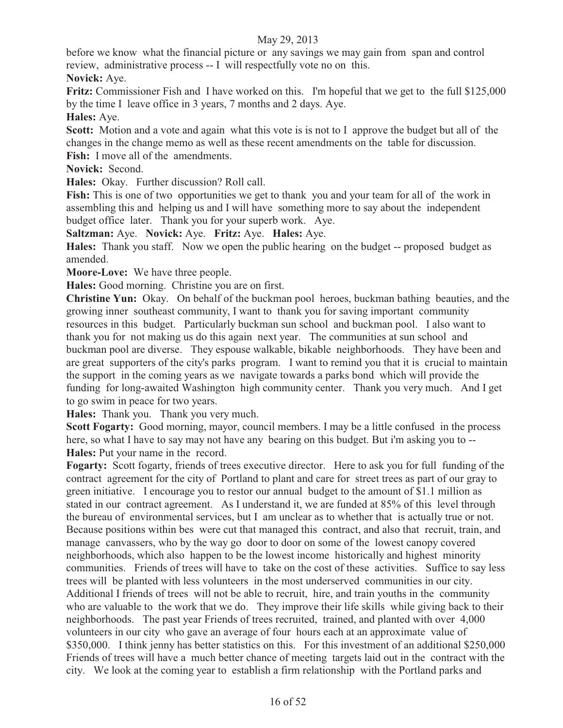before we know what the financial picture or any savings we may gain from span and control review, administrative process -- I will respectfully vote no on this.

**Novick:** Aye.

**Fritz:** Commissioner Fish and I have worked on this. I'm hopeful that we get to the full $125,000 by the time I leave office in 3 years, 7 months and 2 days. Aye.

**Hales:** Aye.

**Scott:** Motion and a vote and again what this vote is is not to I approve the budget but all of the changes in the change memo as well as these recent amendments on the table for discussion.

**Fish:** I move all of the amendments.

**Novick:** Second.

**Hales:** Okay. Further discussion? Roll call.

**Fish:** This is one of two opportunities we get to thank you and your team for all of the work in assembling this and helping us and I will have something more to say about the independent budget office later. Thank you for your superb work. Aye.

**Saltzman:** Aye. **Novick:** Aye. **Fritz:** Aye. **Hales:** Aye.

**Hales:** Thank you staff. Now we open the public hearing on the budget -- proposed budget as amended.

**Moore-Love:** We have three people.

**Hales:** Good morning. Christine you are on first.

**Christine Yun:** Okay. On behalf of the buckman pool heroes, buckman bathing beauties, and the growing inner southeast community, I want to thank you for saving important community resources in this budget. Particularly buckman sun school and buckman pool. I also want to thank you for not making us do this again next year. The communities at sun school and buckman pool are diverse. They espouse walkable, bikable neighborhoods. They have been and are great supporters of the city's parks program. I want to remind you that it is crucial to maintain the support in the coming years as we navigate towards a parks bond which will provide the funding for long-awaited Washington high community center. Thank you very much. And I get to go swim in peace for two years.

**Hales:** Thank you. Thank you very much.

**Scott Fogarty:** Good morning, mayor, council members. I may be a little confused in the process here, so what I have to say may not have any bearing on this budget. But i'm asking you to --

**Hales:** Put your name in the record.

**Fogarty:** Scott fogarty, friends of trees executive director. Here to ask you for full funding of the contract agreement for the city of Portland to plant and care for street trees as part of our gray to green initiative. I encourage you to restor our annual budget to the amount of $1.1 million as stated in our contract agreement. As I understand it, we are funded at 85% of this level through the bureau of environmental services, but I am unclear as to whether that is actually true or not. Because positions within bes were cut that managed this contract, and also that recruit, train, and manage canvassers, who by the way go door to door on some of the lowest canopy covered neighborhoods, which also happen to be the lowest income historically and highest minority communities. Friends of trees will have to take on the cost of these activities. Suffice to say less trees will be planted with less volunteers in the most underserved communities in our city. Additional I friends of trees will not be able to recruit, hire, and train youths in the community who are valuable to the work that we do. They improve their life skills while giving back to their neighborhoods. The past year Friends of trees recruited, trained, and planted with over 4,000 volunteers in our city who gave an average of four hours each at an approximate value of $350,000. I think jenny has better statistics on this. For this investment of an additional $250,000 Friends of trees will have a much better chance of meeting targets laid out in the contract with the city. We look at the coming year to establish a firm relationship with the Portland parks and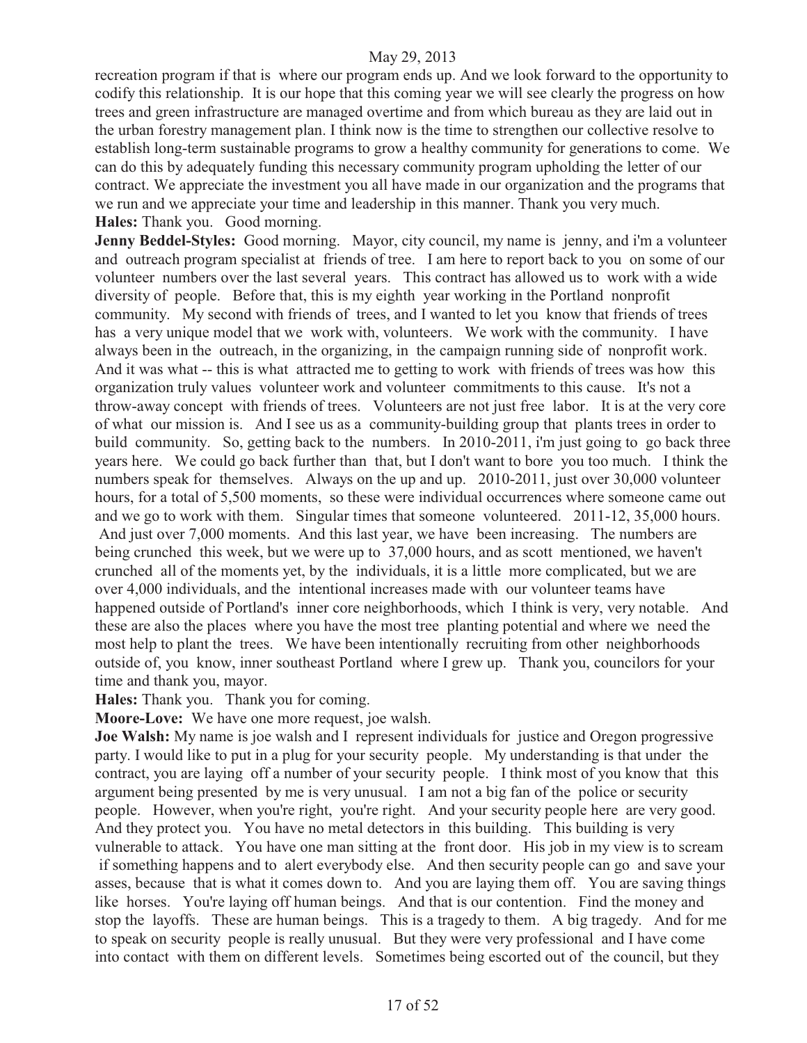recreation program if that is where our program ends up. And we look forward to the opportunity to codify this relationship. It is our hope that this coming year we will see clearly the progress on how trees and green infrastructure are managed overtime and from which bureau as they are laid out in the urban forestry management plan. I think now is the time to strengthen our collective resolve to establish long-term sustainable programs to grow a healthy community for generations to come. We can do this by adequately funding this necessary community program upholding the letter of our contract. We appreciate the investment you all have made in our organization and the programs that we run and we appreciate your time and leadership in this manner. Thank you very much.

**Hales:** Thank you. Good morning.

**Jenny Beddel-Styles:** Good morning. Mayor, city council, my name is jenny, and i'm a volunteer and outreach program specialist at friends of tree. I am here to report back to you on some of our volunteer numbers over the last several years. This contract has allowed us to work with a wide diversity of people. Before that, this is my eighth year working in the Portland nonprofit community. My second with friends of trees, and I wanted to let you know that friends of trees has a very unique model that we work with, volunteers. We work with the community. I have always been in the outreach, in the organizing, in the campaign running side of nonprofit work. And it was what -- this is what attracted me to getting to work with friends of trees was how this organization truly values volunteer work and volunteer commitments to this cause. It's not a throw-away concept with friends of trees. Volunteers are not just free labor. It is at the very core of what our mission is. And I see us as a community-building group that plants trees in order to build community. So, getting back to the numbers. In 2010-2011, i'm just going to go back three years here. We could go back further than that, but I don't want to bore you too much. I think the numbers speak for themselves. Always on the up and up. 2010-2011, just over 30,000 volunteer hours, for a total of 5,500 moments, so these were individual occurrences where someone came out and we go to work with them. Singular times that someone volunteered. 2011-12, 35,000 hours. And just over 7,000 moments. And this last year, we have been increasing. The numbers are being crunched this week, but we were up to 37,000 hours, and as scott mentioned, we haven't crunched all of the moments yet, by the individuals, it is a little more complicated, but we are over 4,000 individuals, and the intentional increases made with our volunteer teams have happened outside of Portland's inner core neighborhoods, which I think is very, very notable. And these are also the places where you have the most tree planting potential and where we need the most help to plant the trees. We have been intentionally recruiting from other neighborhoods outside of, you know, inner southeast Portland where I grew up. Thank you, councilors for your time and thank you, mayor.

**Hales:** Thank you. Thank you for coming.

**Moore-Love:** We have one more request, joe walsh.

**Joe Walsh:** My name is joe walsh and I represent individuals for justice and Oregon progressive party. I would like to put in a plug for your security people. My understanding is that under the contract, you are laying off a number of your security people. I think most of you know that this argument being presented by me is very unusual. I am not a big fan of the police or security people. However, when you're right, you're right. And your security people here are very good. And they protect you. You have no metal detectors in this building. This building is very vulnerable to attack. You have one man sitting at the front door. His job in my view is to scream if something happens and to alert everybody else. And then security people can go and save your asses, because that is what it comes down to. And you are laying them off. You are saving things like horses. You're laying off human beings. And that is our contention. Find the money and stop the layoffs. These are human beings. This is a tragedy to them. A big tragedy. And for me to speak on security people is really unusual. But they were very professional and I have come into contact with them on different levels. Sometimes being escorted out of the council, but they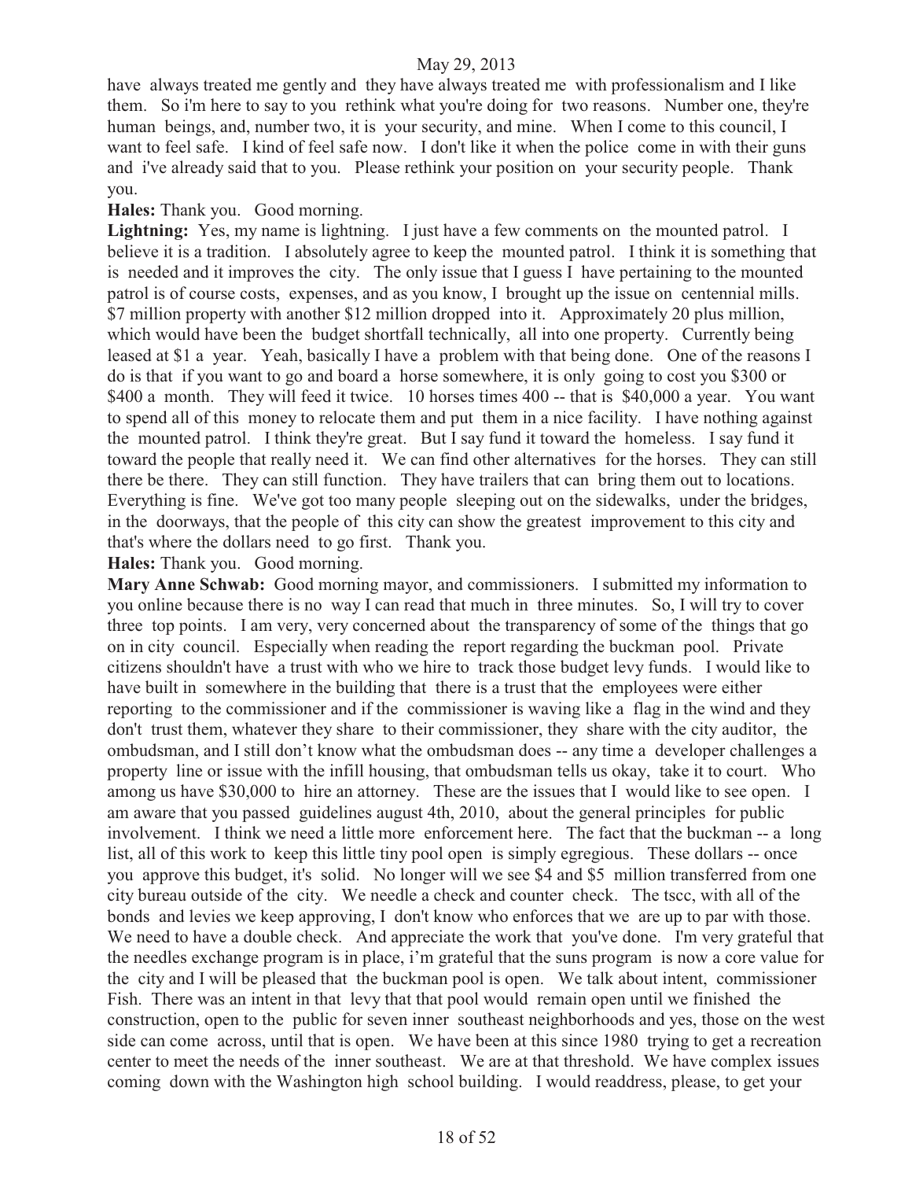have always treated me gently and they have always treated me with professionalism and I like them. So i'm here to say to you rethink what you're doing for two reasons. Number one, they're human beings, and, number two, it is your security, and mine. When I come to this council, I want to feel safe. I kind of feel safe now. I don't like it when the police come in with their guns and i've already said that to you. Please rethink your position on your security people. Thank you.

**Hales:** Thank you. Good morning.

**Lightning:** Yes, my name is lightning. I just have a few comments on the mounted patrol. I believe it is a tradition. I absolutely agree to keep the mounted patrol. I think it is something that is needed and it improves the city. The only issue that I guess I have pertaining to the mounted patrol is of course costs, expenses, and as you know, I brought up the issue on centennial mills. $7 million property with another $12 million dropped into it. Approximately 20 plus million, which would have been the budget shortfall technically, all into one property. Currently being leased at $1 a year. Yeah, basically I have a problem with that being done. One of the reasons I do is that if you want to go and board a horse somewhere, it is only going to cost you $300 or $400 a month. They will feed it twice. 10 horses times 400 -- that is $40,000 a year. You want to spend all of this money to relocate them and put them in a nice facility. I have nothing against the mounted patrol. I think they're great. But I say fund it toward the homeless. I say fund it toward the people that really need it. We can find other alternatives for the horses. They can still there be there. They can still function. They have trailers that can bring them out to locations. Everything is fine. We've got too many people sleeping out on the sidewalks, under the bridges, in the doorways, that the people of this city can show the greatest improvement to this city and that's where the dollars need to go first. Thank you.

**Hales:** Thank you. Good morning.

**Mary Anne Schwab:** Good morning mayor, and commissioners. I submitted my information to you online because there is no way I can read that much in three minutes. So, I will try to cover three top points. I am very, very concerned about the transparency of some of the things that go on in city council. Especially when reading the report regarding the buckman pool. Private citizens shouldn't have a trust with who we hire to track those budget levy funds. I would like to have built in somewhere in the building that there is a trust that the employees were either reporting to the commissioner and if the commissioner is waving like a flag in the wind and they don't trust them, whatever they share to their commissioner, they share with the city auditor, the ombudsman, and I still don't know what the ombudsman does -- any time a developer challenges a property line or issue with the infill housing, that ombudsman tells us okay, take it to court. Who among us have $30,000 to hire an attorney. These are the issues that I would like to see open. I am aware that you passed guidelines august 4th, 2010, about the general principles for public involvement. I think we need a little more enforcement here. The fact that the buckman -- a long list, all of this work to keep this little tiny pool open is simply egregious. These dollars -- once you approve this budget, it's solid. No longer will we see $4 and $5 million transferred from one city bureau outside of the city. We needle a check and counter check. The tscc, with all of the bonds and levies we keep approving, I don't know who enforces that we are up to par with those. We need to have a double check. And appreciate the work that you've done. I'm very grateful that the needles exchange program is in place, i'm grateful that the suns program is now a core value for the city and I will be pleased that the buckman pool is open. We talk about intent, commissioner Fish. There was an intent in that levy that that pool would remain open until we finished the construction, open to the public for seven inner southeast neighborhoods and yes, those on the west side can come across, until that is open. We have been at this since 1980 trying to get a recreation center to meet the needs of the inner southeast. We are at that threshold. We have complex issues coming down with the Washington high school building. I would readdress, please, to get your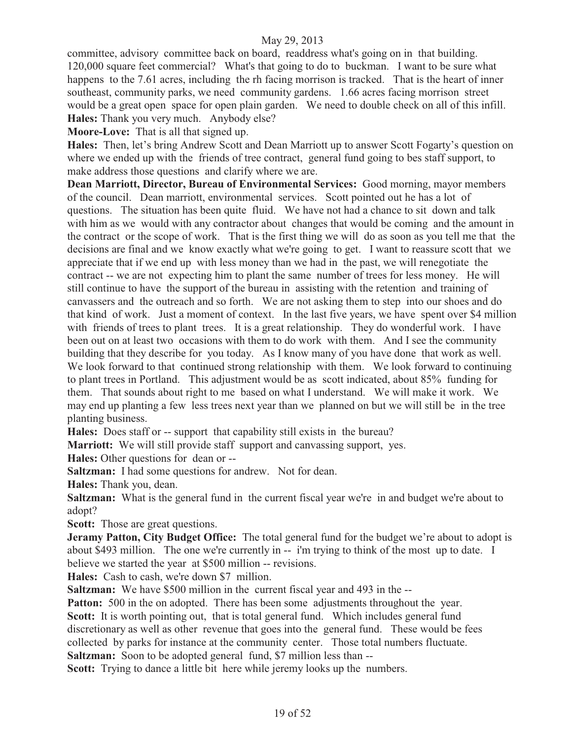committee, advisory committee back on board, readdress what's going on in that building. 120,000 square feet commercial? What's that going to do to buckman. I want to be sure what happens to the 7.61 acres, including the rh facing morrison is tracked. That is the heart of inner southeast, community parks, we need community gardens. 1.66 acres facing morrison street would be a great open space for open plain garden. We need to double check on all of this infill.

**Hales:** Thank you very much. Anybody else?

**Moore-Love:** That is all that signed up.

**Hales:** Then, let's bring Andrew Scott and Dean Marriott up to answer Scott Fogarty's question on where we ended up with the friends of tree contract, general fund going to bes staff support, to make address those questions and clarify where we are.

**Dean Marriott, Director, Bureau of Environmental Services:** Good morning, mayor members of the council. Dean marriott, environmental services. Scott pointed out he has a lot of questions. The situation has been quite fluid. We have not had a chance to sit down and talk with him as we would with any contractor about changes that would be coming and the amount in the contract or the scope of work. That is the first thing we will do as soon as you tell me that the decisions are final and we know exactly what we're going to get. I want to reassure scott that we appreciate that if we end up with less money than we had in the past, we will renegotiate the contract -- we are not expecting him to plant the same number of trees for less money. He will still continue to have the support of the bureau in assisting with the retention and training of canvassers and the outreach and so forth. We are not asking them to step into our shoes and do that kind of work. Just a moment of context. In the last five years, we have spent over $4 million with friends of trees to plant trees. It is a great relationship. They do wonderful work. I have been out on at least two occasions with them to do work with them. And I see the community building that they describe for you today. As I know many of you have done that work as well. We look forward to that continued strong relationship with them. We look forward to continuing to plant trees in Portland. This adjustment would be as scott indicated, about 85% funding for them. That sounds about right to me based on what I understand. We will make it work. We may end up planting a few less trees next year than we planned on but we will still be in the tree planting business.

**Hales:** Does staff or -- support that capability still exists in the bureau?

**Marriott:** We will still provide staff support and canvassing support, yes.

**Hales:** Other questions for dean or --

**Saltzman:** I had some questions for andrew. Not for dean.

**Hales:** Thank you, dean.

**Saltzman:** What is the general fund in the current fiscal year we're in and budget we're about to adopt?

**Scott:** Those are great questions.

**Jeramy Patton, City Budget Office:** The total general fund for the budget we're about to adopt is about $493 million. The one we're currently in -- i'm trying to think of the most up to date. I believe we started the year at $500 million -- revisions.

**Hales:** Cash to cash, we're down $7 million.

**Saltzman:** We have $500 million in the current fiscal year and 493 in the --

**Patton:** 500 in the on adopted. There has been some adjustments throughout the year.

**Scott:** It is worth pointing out, that is total general fund. Which includes general fund discretionary as well as other revenue that goes into the general fund. These would be fees collected by parks for instance at the community center. Those total numbers fluctuate.

**Saltzman:** Soon to be adopted general fund, $7 million less than --

**Scott:** Trying to dance a little bit here while jeremy looks up the numbers.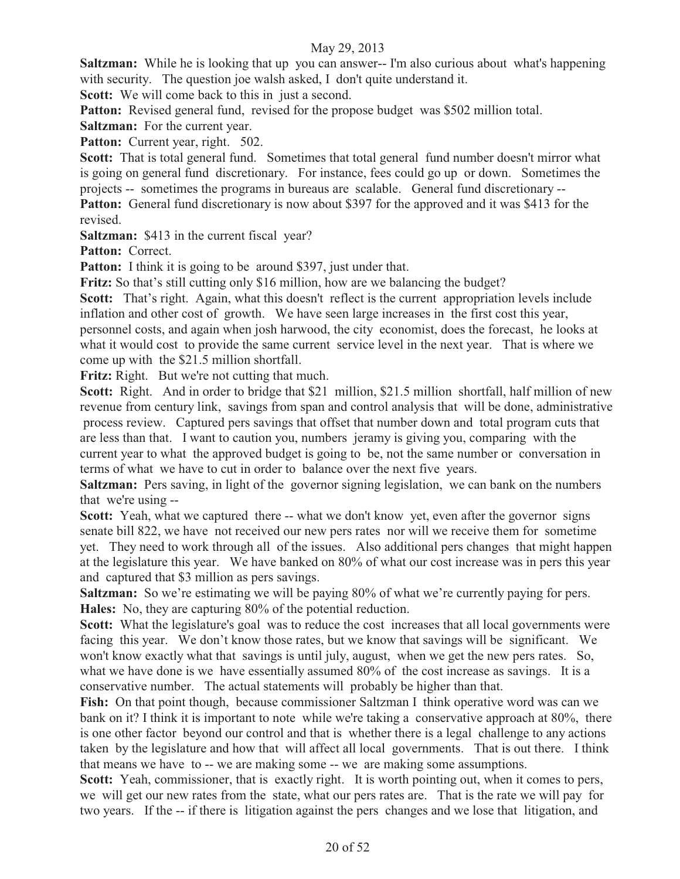**Saltzman:** While he is looking that up you can answer-- I'm also curious about what's happening with security. The question joe walsh asked, I don't quite understand it.

**Scott:** We will come back to this in just a second.

**Patton:** Revised general fund, revised for the propose budget was $502 million total.

**Saltzman:** For the current year.

**Patton:** Current year, right. 502.

**Scott:** That is total general fund. Sometimes that total general fund number doesn't mirror what is going on general fund discretionary. For instance, fees could go up or down. Sometimes the projects -- sometimes the programs in bureaus are scalable. General fund discretionary --

**Patton:** General fund discretionary is now about $397 for the approved and it was $413 for the revised.

**Saltzman:** $413 in the current fiscal year?

**Patton:** Correct.

**Patton:** I think it is going to be around $397, just under that.

**Fritz:** So that's still cutting only $16 million, how are we balancing the budget?

**Scott:** That's right. Again, what this doesn't reflect is the current appropriation levels include inflation and other cost of growth. We have seen large increases in the first cost this year, personnel costs, and again when josh harwood, the city economist, does the forecast, he looks at what it would cost to provide the same current service level in the next year. That is where we come up with the $21.5 million shortfall.

**Fritz:** Right. But we're not cutting that much.

**Scott:** Right. And in order to bridge that $21 million, $21.5 million shortfall, half million of new revenue from century link, savings from span and control analysis that will be done, administrative process review. Captured pers savings that offset that number down and total program cuts that are less than that. I want to caution you, numbers jeramy is giving you, comparing with the current year to what the approved budget is going to be, not the same number or conversation in terms of what we have to cut in order to balance over the next five years.

**Saltzman:** Pers saving, in light of the governor signing legislation, we can bank on the numbers that we're using --

**Scott:** Yeah, what we captured there -- what we don't know yet, even after the governor signs senate bill 822, we have not received our new pers rates nor will we receive them for sometime yet. They need to work through all of the issues. Also additional pers changes that might happen at the legislature this year. We have banked on 80% of what our cost increase was in pers this year and captured that $3 million as pers savings.

**Saltzman:** So we're estimating we will be paying 80% of what we're currently paying for pers.

**Hales:** No, they are capturing 80% of the potential reduction.

**Scott:** What the legislature's goal was to reduce the cost increases that all local governments were facing this year. We don't know those rates, but we know that savings will be significant. We won't know exactly what that savings is until july, august, when we get the new pers rates. So, what we have done is we have essentially assumed 80% of the cost increase as savings. It is a conservative number. The actual statements will probably be higher than that.

**Fish:** On that point though, because commissioner Saltzman I think operative word was can we bank on it? I think it is important to note while we're taking a conservative approach at 80%, there is one other factor beyond our control and that is whether there is a legal challenge to any actions taken by the legislature and how that will affect all local governments. That is out there. I think that means we have to -- we are making some -- we are making some assumptions.

**Scott:** Yeah, commissioner, that is exactly right. It is worth pointing out, when it comes to pers, we will get our new rates from the state, what our pers rates are. That is the rate we will pay for two years. If the -- if there is litigation against the pers changes and we lose that litigation, and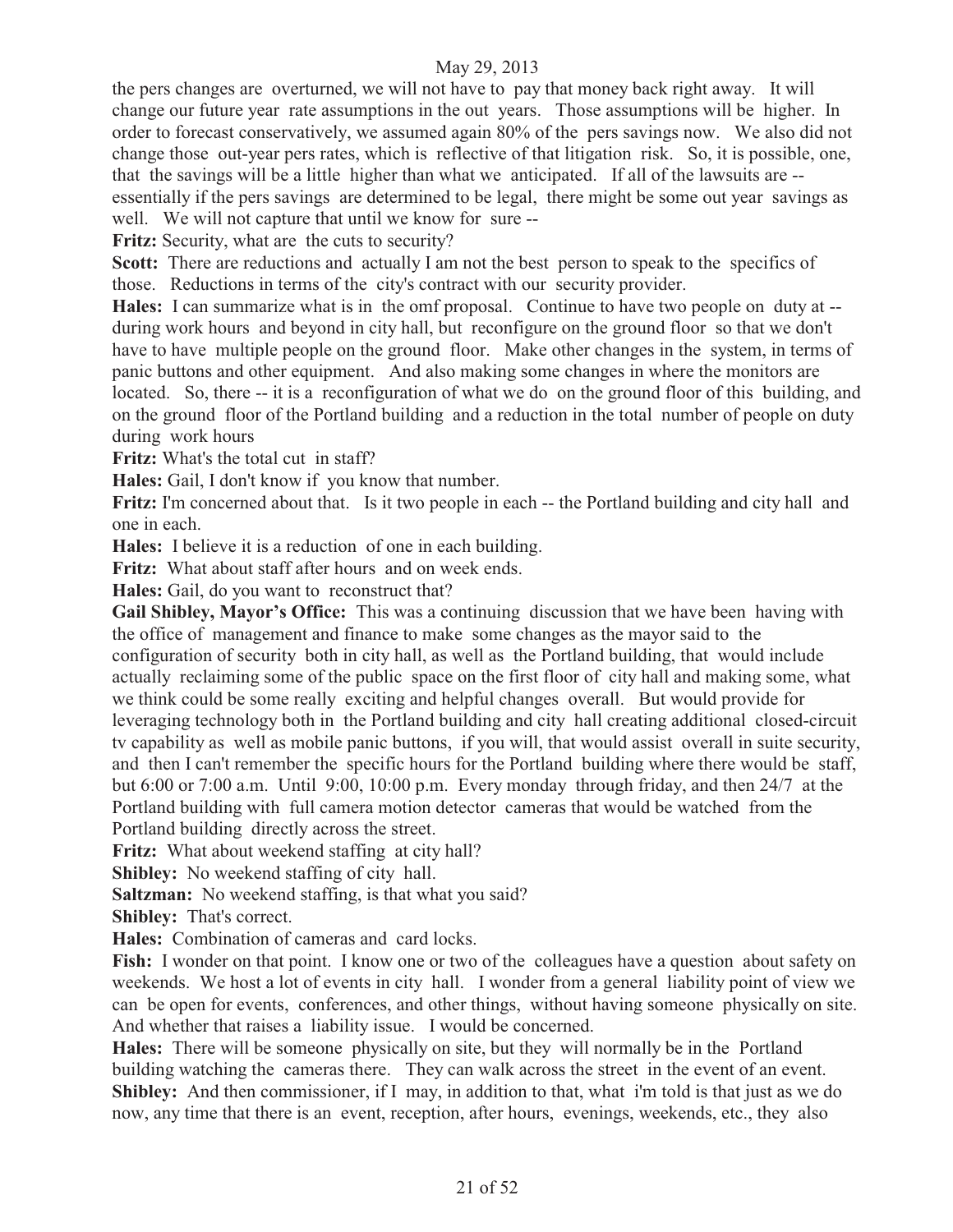the pers changes are overturned, we will not have to pay that money back right away. It will change our future year rate assumptions in the out years. Those assumptions will be higher. In order to forecast conservatively, we assumed again 80% of the pers savings now. We also did not change those out-year pers rates, which is reflective of that litigation risk. So, it is possible, one, that the savings will be a little higher than what we anticipated. If all of the lawsuits are -- essentially if the pers savings are determined to be legal, there might be some out year savings as well. We will not capture that until we know for sure --

**Fritz:** Security, what are the cuts to security?

**Scott:** There are reductions and actually I am not the best person to speak to the specifics of those. Reductions in terms of the city's contract with our security provider.

**Hales:** I can summarize what is in the omf proposal. Continue to have two people on duty at -- during work hours and beyond in city hall, but reconfigure on the ground floor so that we don't have to have multiple people on the ground floor. Make other changes in the system, in terms of panic buttons and other equipment. And also making some changes in where the monitors are located. So, there -- it is a reconfiguration of what we do on the ground floor of this building, and on the ground floor of the Portland building and a reduction in the total number of people on duty during work hours

**Fritz:** What's the total cut in staff?

**Hales:** Gail, I don't know if you know that number.

**Fritz:** I'm concerned about that. Is it two people in each -- the Portland building and city hall and one in each.

**Hales:** I believe it is a reduction of one in each building.

**Fritz:** What about staff after hours and on week ends.

**Hales:** Gail, do you want to reconstruct that?

**Gail Shibley, Mayor's Office:** This was a continuing discussion that we have been having with the office of management and finance to make some changes as the mayor said to the configuration of security both in city hall, as well as the Portland building, that would include actually reclaiming some of the public space on the first floor of city hall and making some, what we think could be some really exciting and helpful changes overall. But would provide for leveraging technology both in the Portland building and city hall creating additional closed-circuit tv capability as well as mobile panic buttons, if you will, that would assist overall in suite security, and then I can't remember the specific hours for the Portland building where there would be staff, but 6:00 or 7:00 a.m. Until 9:00, 10:00 p.m. Every monday through friday, and then 24/7 at the Portland building with full camera motion detector cameras that would be watched from the Portland building directly across the street.

**Fritz:** What about weekend staffing at city hall?

**Shibley:** No weekend staffing of city hall.

**Saltzman:** No weekend staffing, is that what you said?

**Shibley:** That's correct.

**Hales:** Combination of cameras and card locks.

**Fish:** I wonder on that point. I know one or two of the colleagues have a question about safety on weekends. We host a lot of events in city hall. I wonder from a general liability point of view we can be open for events, conferences, and other things, without having someone physically on site. And whether that raises a liability issue. I would be concerned.

**Hales:** There will be someone physically on site, but they will normally be in the Portland building watching the cameras there. They can walk across the street in the event of an event.

**Shibley:** And then commissioner, if I may, in addition to that, what i'm told is that just as we do now, any time that there is an event, reception, after hours, evenings, weekends, etc., they also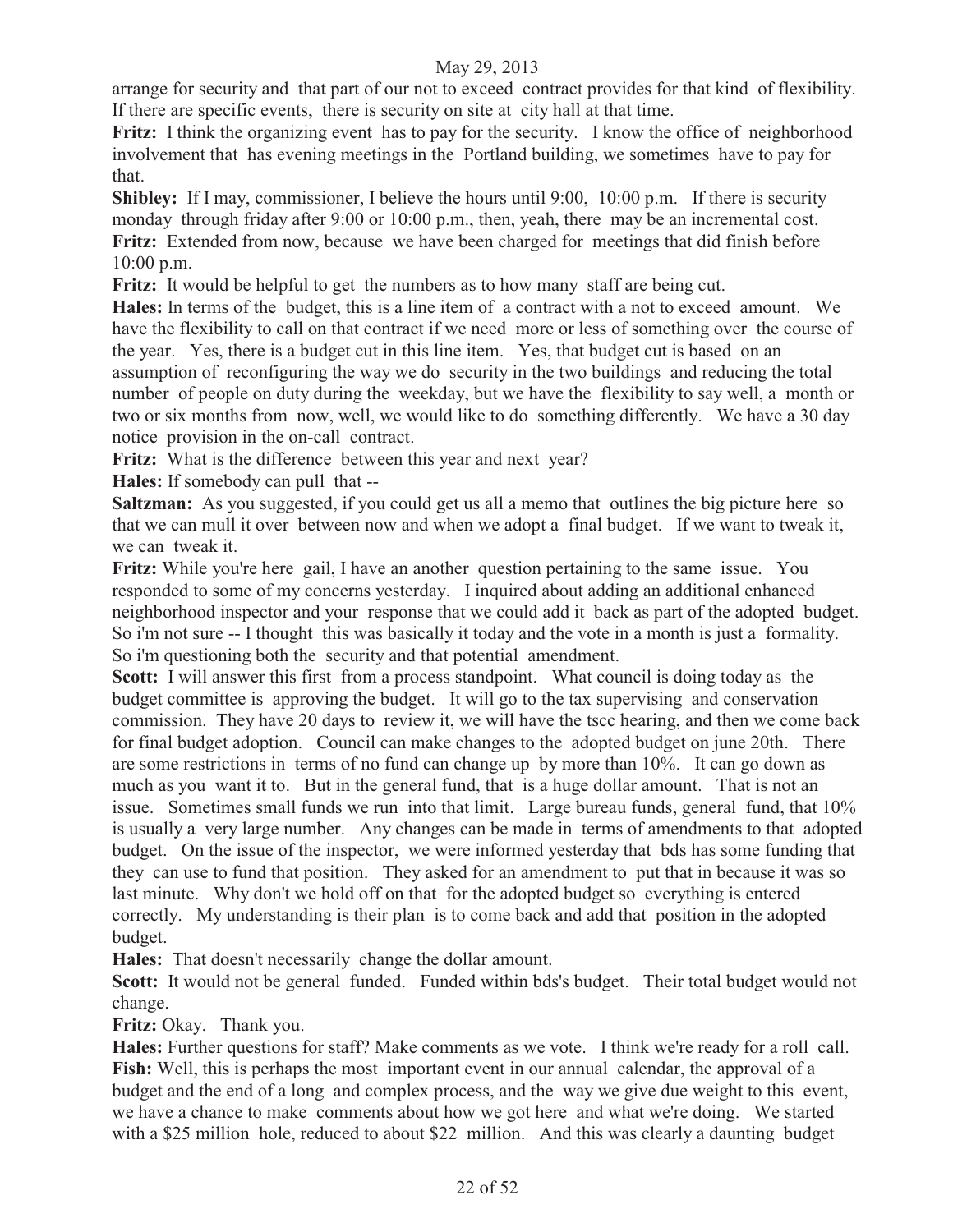arrange for security and that part of our not to exceed contract provides for that kind of flexibility. If there are specific events, there is security on site at city hall at that time.

**Fritz:** I think the organizing event has to pay for the security. I know the office of neighborhood involvement that has evening meetings in the Portland building, we sometimes have to pay for that.

**Shibley:** If I may, commissioner, I believe the hours until 9:00, 10:00 p.m. If there is security monday through friday after 9:00 or 10:00 p.m., then, yeah, there may be an incremental cost.

**Fritz:** Extended from now, because we have been charged for meetings that did finish before 10:00 p.m.

**Fritz:** It would be helpful to get the numbers as to how many staff are being cut.

**Hales:** In terms of the budget, this is a line item of a contract with a not to exceed amount. We have the flexibility to call on that contract if we need more or less of something over the course of the year. Yes, there is a budget cut in this line item. Yes, that budget cut is based on an assumption of reconfiguring the way we do security in the two buildings and reducing the total number of people on duty during the weekday, but we have the flexibility to say well, a month or two or six months from now, well, we would like to do something differently. We have a 30 day notice provision in the on-call contract.

**Fritz:** What is the difference between this year and next year?

**Hales:** If somebody can pull that --

**Saltzman:** As you suggested, if you could get us all a memo that outlines the big picture here so that we can mull it over between now and when we adopt a final budget. If we want to tweak it, we can tweak it.

**Fritz:** While you're here gail, I have an another question pertaining to the same issue. You responded to some of my concerns yesterday. I inquired about adding an additional enhanced neighborhood inspector and your response that we could add it back as part of the adopted budget. So i'm not sure -- I thought this was basically it today and the vote in a month is just a formality. So i'm questioning both the security and that potential amendment.

**Scott:** I will answer this first from a process standpoint. What council is doing today as the budget committee is approving the budget. It will go to the tax supervising and conservation commission. They have 20 days to review it, we will have the tscc hearing, and then we come back for final budget adoption. Council can make changes to the adopted budget on june 20th. There are some restrictions in terms of no fund can change up by more than 10%. It can go down as much as you want it to. But in the general fund, that is a huge dollar amount. That is not an issue. Sometimes small funds we run into that limit. Large bureau funds, general fund, that 10% is usually a very large number. Any changes can be made in terms of amendments to that adopted budget. On the issue of the inspector, we were informed yesterday that bds has some funding that they can use to fund that position. They asked for an amendment to put that in because it was so last minute. Why don't we hold off on that for the adopted budget so everything is entered correctly. My understanding is their plan is to come back and add that position in the adopted budget.

**Hales:** That doesn't necessarily change the dollar amount.

**Scott:** It would not be general funded. Funded within bds's budget. Their total budget would not change.

**Fritz:** Okay. Thank you.

**Hales:** Further questions for staff? Make comments as we vote. I think we're ready for a roll call.

**Fish:** Well, this is perhaps the most important event in our annual calendar, the approval of a budget and the end of a long and complex process, and the way we give due weight to this event, we have a chance to make comments about how we got here and what we're doing. We started with a $25 million hole, reduced to about $22 million. And this was clearly a daunting budget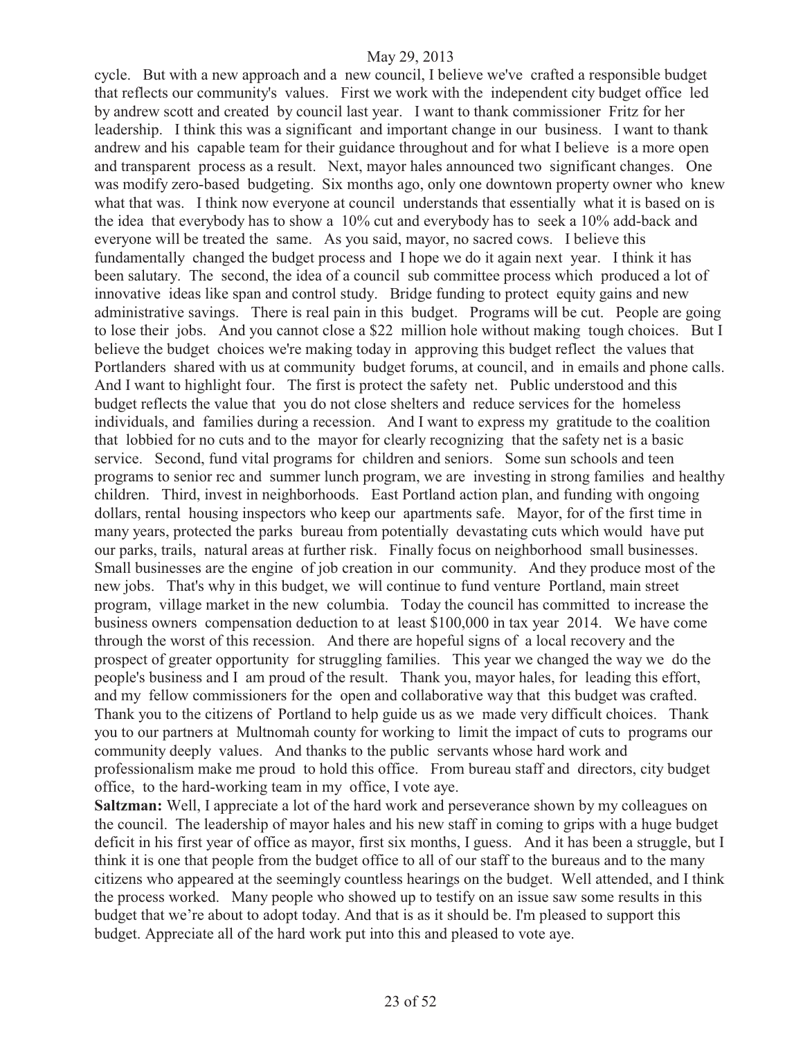cycle. But with a new approach and a new council, I believe we've crafted a responsible budget that reflects our community's values. First we work with the independent city budget office led by andrew scott and created by council last year. I want to thank commissioner Fritz for her leadership. I think this was a significant and important change in our business. I want to thank andrew and his capable team for their guidance throughout and for what I believe is a more open and transparent process as a result. Next, mayor hales announced two significant changes. One was modify zero-based budgeting. Six months ago, only one downtown property owner who knew what that was. I think now everyone at council understands that essentially what it is based on is the idea that everybody has to show a 10% cut and everybody has to seek a 10% add-back and everyone will be treated the same. As you said, mayor, no sacred cows. I believe this fundamentally changed the budget process and I hope we do it again next year. I think it has been salutary. The second, the idea of a council sub committee process which produced a lot of innovative ideas like span and control study. Bridge funding to protect equity gains and new administrative savings. There is real pain in this budget. Programs will be cut. People are going to lose their jobs. And you cannot close a $22 million hole without making tough choices. But I believe the budget choices we're making today in approving this budget reflect the values that Portlanders shared with us at community budget forums, at council, and in emails and phone calls. And I want to highlight four. The first is protect the safety net. Public understood and this budget reflects the value that you do not close shelters and reduce services for the homeless individuals, and families during a recession. And I want to express my gratitude to the coalition that lobbied for no cuts and to the mayor for clearly recognizing that the safety net is a basic service. Second, fund vital programs for children and seniors. Some sun schools and teen programs to senior rec and summer lunch program, we are investing in strong families and healthy children. Third, invest in neighborhoods. East Portland action plan, and funding with ongoing dollars, rental housing inspectors who keep our apartments safe. Mayor, for of the first time in many years, protected the parks bureau from potentially devastating cuts which would have put our parks, trails, natural areas at further risk. Finally focus on neighborhood small businesses. Small businesses are the engine of job creation in our community. And they produce most of the new jobs. That's why in this budget, we will continue to fund venture Portland, main street program, village market in the new columbia. Today the council has committed to increase the business owners compensation deduction to at least $100,000 in tax year 2014. We have come through the worst of this recession. And there are hopeful signs of a local recovery and the prospect of greater opportunity for struggling families. This year we changed the way we do the people's business and I am proud of the result. Thank you, mayor hales, for leading this effort, and my fellow commissioners for the open and collaborative way that this budget was crafted. Thank you to the citizens of Portland to help guide us as we made very difficult choices. Thank you to our partners at Multnomah county for working to limit the impact of cuts to programs our community deeply values. And thanks to the public servants whose hard work and professionalism make me proud to hold this office. From bureau staff and directors, city budget office, to the hard-working team in my office, I vote aye.

**Saltzman:** Well, I appreciate a lot of the hard work and perseverance shown by my colleagues on the council. The leadership of mayor hales and his new staff in coming to grips with a huge budget deficit in his first year of office as mayor, first six months, I guess. And it has been a struggle, but I think it is one that people from the budget office to all of our staff to the bureaus and to the many citizens who appeared at the seemingly countless hearings on the budget. Well attended, and I think the process worked. Many people who showed up to testify on an issue saw some results in this budget that we're about to adopt today. And that is as it should be. I'm pleased to support this budget. Appreciate all of the hard work put into this and pleased to vote aye.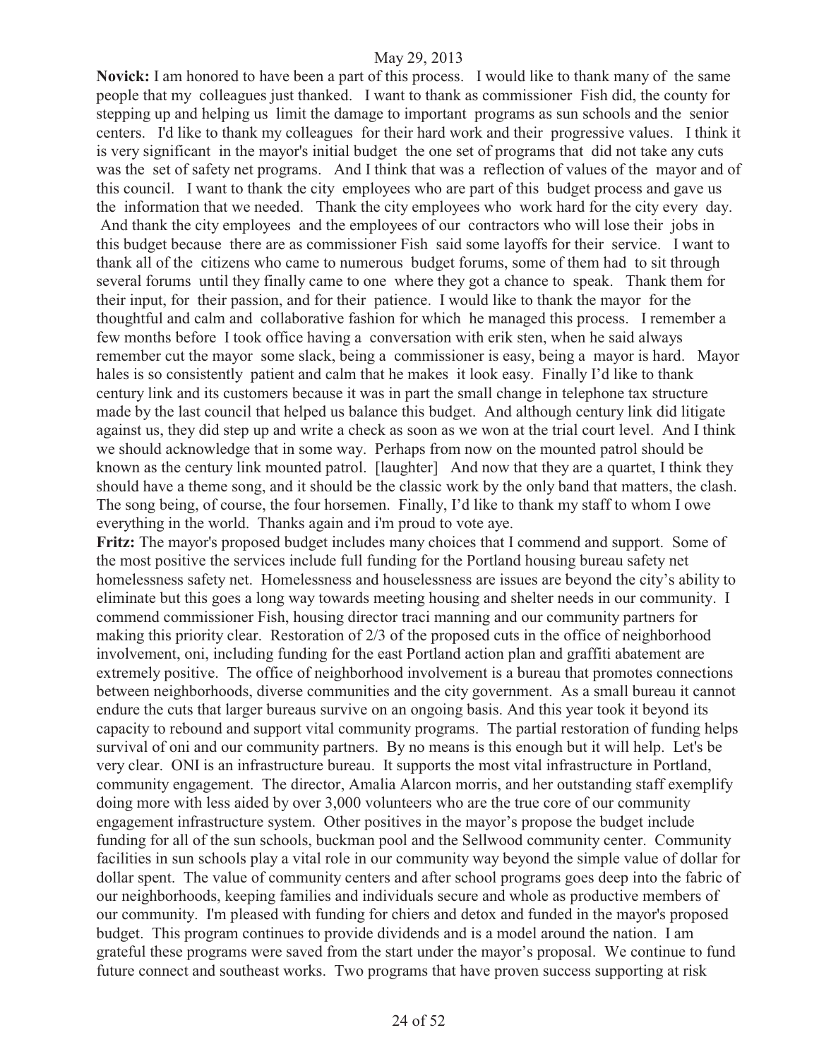**Novick:** I am honored to have been a part of this process. I would like to thank many of the same people that my colleagues just thanked. I want to thank as commissioner Fish did, the county for stepping up and helping us limit the damage to important programs as sun schools and the senior centers. I'd like to thank my colleagues for their hard work and their progressive values. I think it is very significant in the mayor's initial budget the one set of programs that did not take any cuts was the set of safety net programs. And I think that was a reflection of values of the mayor and of this council. I want to thank the city employees who are part of this budget process and gave us the information that we needed. Thank the city employees who work hard for the city every day. And thank the city employees and the employees of our contractors who will lose their jobs in this budget because there are as commissioner Fish said some layoffs for their service. I want to thank all of the citizens who came to numerous budget forums, some of them had to sit through several forums until they finally came to one where they got a chance to speak. Thank them for their input, for their passion, and for their patience. I would like to thank the mayor for the thoughtful and calm and collaborative fashion for which he managed this process. I remember a few months before I took office having a conversation with erik sten, when he said always remember cut the mayor some slack, being a commissioner is easy, being a mayor is hard. Mayor hales is so consistently patient and calm that he makes it look easy. Finally I'd like to thank century link and its customers because it was in part the small change in telephone tax structure made by the last council that helped us balance this budget. And although century link did litigate against us, they did step up and write a check as soon as we won at the trial court level. And I think we should acknowledge that in some way. Perhaps from now on the mounted patrol should be known as the century link mounted patrol. [laughter] And now that they are a quartet, I think they should have a theme song, and it should be the classic work by the only band that matters, the clash. The song being, of course, the four horsemen. Finally, I'd like to thank my staff to whom I owe everything in the world. Thanks again and i'm proud to vote aye.

**Fritz:** The mayor's proposed budget includes many choices that I commend and support. Some of the most positive the services include full funding for the Portland housing bureau safety net homelessness safety net. Homelessness and houselessness are issues are beyond the city's ability to eliminate but this goes a long way towards meeting housing and shelter needs in our community. I commend commissioner Fish, housing director traci manning and our community partners for making this priority clear. Restoration of 2/3 of the proposed cuts in the office of neighborhood involvement, oni, including funding for the east Portland action plan and graffiti abatement are extremely positive. The office of neighborhood involvement is a bureau that promotes connections between neighborhoods, diverse communities and the city government. As a small bureau it cannot endure the cuts that larger bureaus survive on an ongoing basis. And this year took it beyond its capacity to rebound and support vital community programs. The partial restoration of funding helps survival of oni and our community partners. By no means is this enough but it will help. Let's be very clear. ONI is an infrastructure bureau. It supports the most vital infrastructure in Portland, community engagement. The director, Amalia Alarcon morris, and her outstanding staff exemplify doing more with less aided by over 3,000 volunteers who are the true core of our community engagement infrastructure system. Other positives in the mayor's propose the budget include funding for all of the sun schools, buckman pool and the Sellwood community center. Community facilities in sun schools play a vital role in our community way beyond the simple value of dollar for dollar spent. The value of community centers and after school programs goes deep into the fabric of our neighborhoods, keeping families and individuals secure and whole as productive members of our community. I'm pleased with funding for chiers and detox and funded in the mayor's proposed budget. This program continues to provide dividends and is a model around the nation. I am grateful these programs were saved from the start under the mayor's proposal. We continue to fund future connect and southeast works. Two programs that have proven success supporting at risk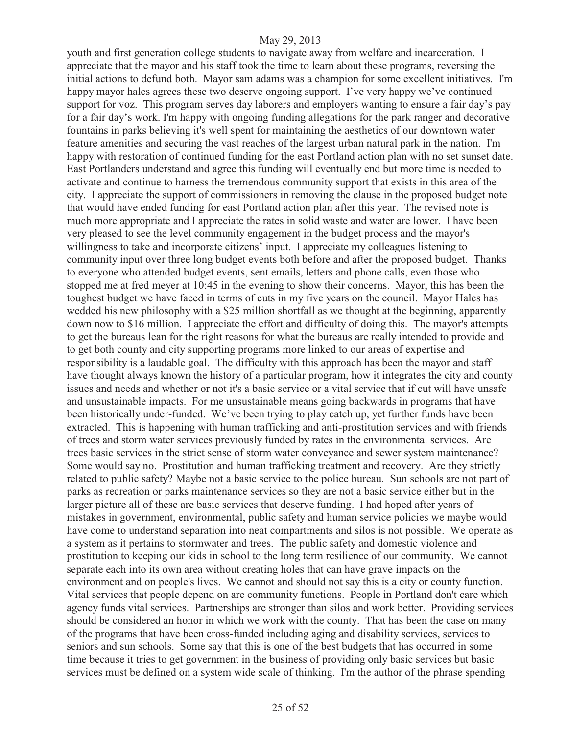youth and first generation college students to navigate away from welfare and incarceration. I appreciate that the mayor and his staff took the time to learn about these programs, reversing the initial actions to defund both. Mayor sam adams was a champion for some excellent initiatives. I'm happy mayor hales agrees these two deserve ongoing support. I've very happy we've continued support for voz. This program serves day laborers and employers wanting to ensure a fair day's pay for a fair day's work. I'm happy with ongoing funding allegations for the park ranger and decorative fountains in parks believing it's well spent for maintaining the aesthetics of our downtown water feature amenities and securing the vast reaches of the largest urban natural park in the nation. I'm happy with restoration of continued funding for the east Portland action plan with no set sunset date. East Portlanders understand and agree this funding will eventually end but more time is needed to activate and continue to harness the tremendous community support that exists in this area of the city. I appreciate the support of commissioners in removing the clause in the proposed budget note that would have ended funding for east Portland action plan after this year. The revised note is much more appropriate and I appreciate the rates in solid waste and water are lower. I have been very pleased to see the level community engagement in the budget process and the mayor's willingness to take and incorporate citizens' input. I appreciate my colleagues listening to community input over three long budget events both before and after the proposed budget. Thanks to everyone who attended budget events, sent emails, letters and phone calls, even those who stopped me at fred meyer at 10:45 in the evening to show their concerns. Mayor, this has been the toughest budget we have faced in terms of cuts in my five years on the council. Mayor Hales has wedded his new philosophy with a $25 million shortfall as we thought at the beginning, apparently down now to $16 million. I appreciate the effort and difficulty of doing this. The mayor's attempts to get the bureaus lean for the right reasons for what the bureaus are really intended to provide and to get both county and city supporting programs more linked to our areas of expertise and responsibility is a laudable goal. The difficulty with this approach has been the mayor and staff have thought always known the history of a particular program, how it integrates the city and county issues and needs and whether or not it's a basic service or a vital service that if cut will have unsafe and unsustainable impacts. For me unsustainable means going backwards in programs that have been historically under-funded. We've been trying to play catch up, yet further funds have been extracted. This is happening with human trafficking and anti-prostitution services and with friends of trees and storm water services previously funded by rates in the environmental services. Are trees basic services in the strict sense of storm water conveyance and sewer system maintenance? Some would say no. Prostitution and human trafficking treatment and recovery. Are they strictly related to public safety? Maybe not a basic service to the police bureau. Sun schools are not part of parks as recreation or parks maintenance services so they are not a basic service either but in the larger picture all of these are basic services that deserve funding. I had hoped after years of mistakes in government, environmental, public safety and human service policies we maybe would have come to understand separation into neat compartments and silos is not possible. We operate as a system as it pertains to stormwater and trees. The public safety and domestic violence and prostitution to keeping our kids in school to the long term resilience of our community. We cannot separate each into its own area without creating holes that can have grave impacts on the environment and on people's lives. We cannot and should not say this is a city or county function. Vital services that people depend on are community functions. People in Portland don't care which agency funds vital services. Partnerships are stronger than silos and work better. Providing services should be considered an honor in which we work with the county. That has been the case on many of the programs that have been cross-funded including aging and disability services, services to seniors and sun schools. Some say that this is one of the best budgets that has occurred in some time because it tries to get government in the business of providing only basic services but basic services must be defined on a system wide scale of thinking. I'm the author of the phrase spending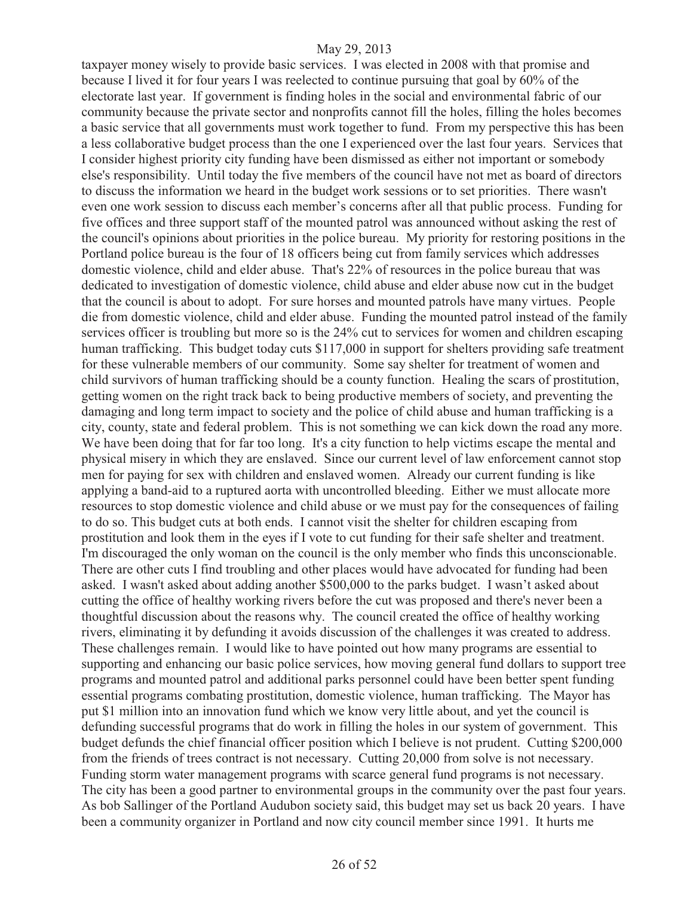taxpayer money wisely to provide basic services. I was elected in 2008 with that promise and because I lived it for four years I was reelected to continue pursuing that goal by 60% of the electorate last year. If government is finding holes in the social and environmental fabric of our community because the private sector and nonprofits cannot fill the holes, filling the holes becomes a basic service that all governments must work together to fund. From my perspective this has been a less collaborative budget process than the one I experienced over the last four years. Services that I consider highest priority city funding have been dismissed as either not important or somebody else's responsibility. Until today the five members of the council have not met as board of directors to discuss the information we heard in the budget work sessions or to set priorities. There wasn't even one work session to discuss each member's concerns after all that public process. Funding for five offices and three support staff of the mounted patrol was announced without asking the rest of the council's opinions about priorities in the police bureau. My priority for restoring positions in the Portland police bureau is the four of 18 officers being cut from family services which addresses domestic violence, child and elder abuse. That's 22% of resources in the police bureau that was dedicated to investigation of domestic violence, child abuse and elder abuse now cut in the budget that the council is about to adopt. For sure horses and mounted patrols have many virtues. People die from domestic violence, child and elder abuse. Funding the mounted patrol instead of the family services officer is troubling but more so is the 24% cut to services for women and children escaping human trafficking. This budget today cuts $117,000 in support for shelters providing safe treatment for these vulnerable members of our community. Some say shelter for treatment of women and child survivors of human trafficking should be a county function. Healing the scars of prostitution, getting women on the right track back to being productive members of society, and preventing the damaging and long term impact to society and the police of child abuse and human trafficking is a city, county, state and federal problem. This is not something we can kick down the road any more. We have been doing that for far too long. It's a city function to help victims escape the mental and physical misery in which they are enslaved. Since our current level of law enforcement cannot stop men for paying for sex with children and enslaved women. Already our current funding is like applying a band-aid to a ruptured aorta with uncontrolled bleeding. Either we must allocate more resources to stop domestic violence and child abuse or we must pay for the consequences of failing to do so. This budget cuts at both ends. I cannot visit the shelter for children escaping from prostitution and look them in the eyes if I vote to cut funding for their safe shelter and treatment. I'm discouraged the only woman on the council is the only member who finds this unconscionable. There are other cuts I find troubling and other places would have advocated for funding had been asked. I wasn't asked about adding another $500,000 to the parks budget. I wasn't asked about cutting the office of healthy working rivers before the cut was proposed and there's never been a thoughtful discussion about the reasons why. The council created the office of healthy working rivers, eliminating it by defunding it avoids discussion of the challenges it was created to address. These challenges remain. I would like to have pointed out how many programs are essential to supporting and enhancing our basic police services, how moving general fund dollars to support tree programs and mounted patrol and additional parks personnel could have been better spent funding essential programs combating prostitution, domestic violence, human trafficking. The Mayor has put $1 million into an innovation fund which we know very little about, and yet the council is defunding successful programs that do work in filling the holes in our system of government. This budget defunds the chief financial officer position which I believe is not prudent. Cutting $200,000 from the friends of trees contract is not necessary. Cutting 20,000 from solve is not necessary. Funding storm water management programs with scarce general fund programs is not necessary. The city has been a good partner to environmental groups in the community over the past four years. As bob Sallinger of the Portland Audubon society said, this budget may set us back 20 years. I have been a community organizer in Portland and now city council member since 1991. It hurts me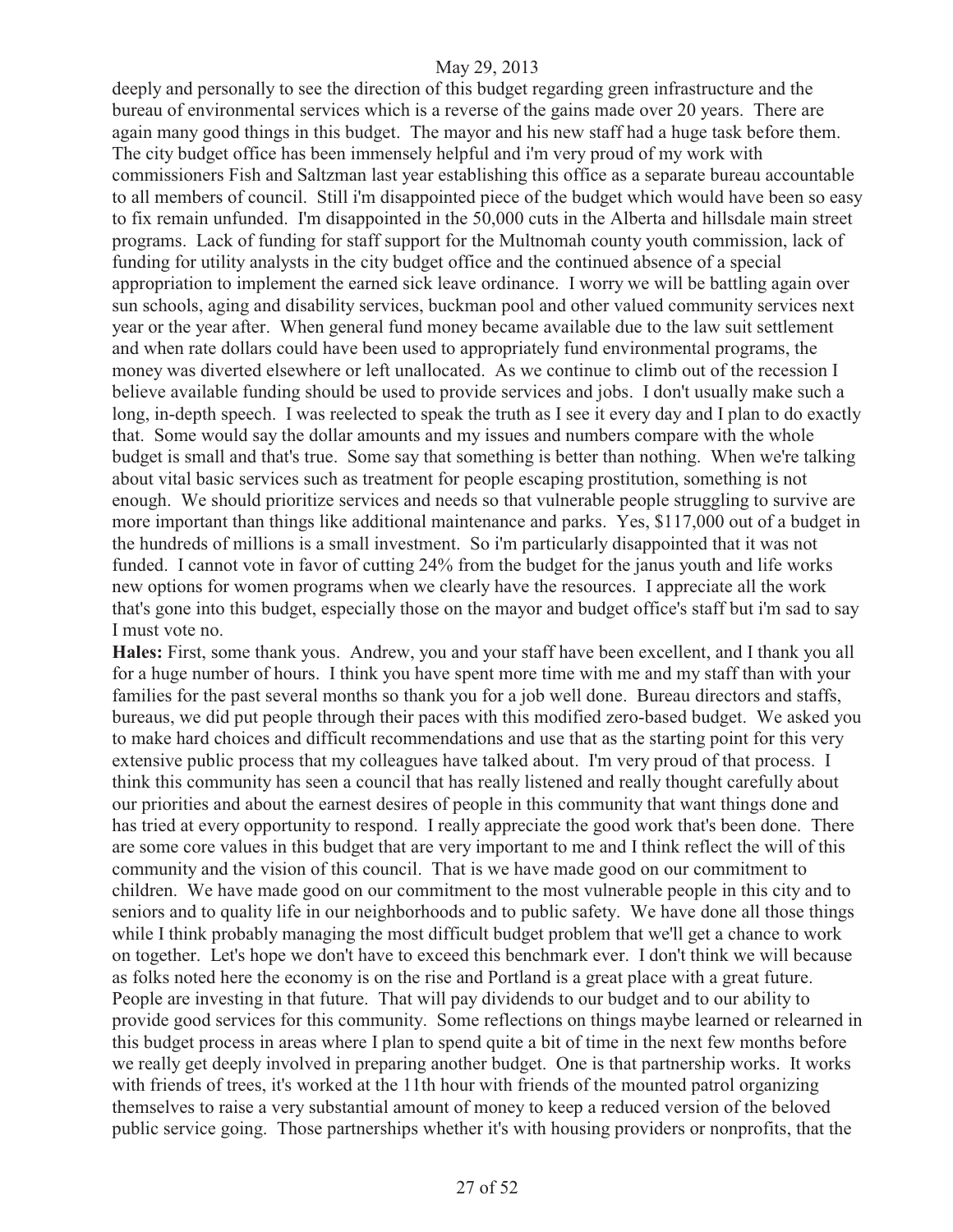deeply and personally to see the direction of this budget regarding green infrastructure and the bureau of environmental services which is a reverse of the gains made over 20 years. There are again many good things in this budget. The mayor and his new staff had a huge task before them. The city budget office has been immensely helpful and i'm very proud of my work with commissioners Fish and Saltzman last year establishing this office as a separate bureau accountable to all members of council. Still i'm disappointed piece of the budget which would have been so easy to fix remain unfunded. I'm disappointed in the 50,000 cuts in the Alberta and hillsdale main street programs. Lack of funding for staff support for the Multnomah county youth commission, lack of funding for utility analysts in the city budget office and the continued absence of a special appropriation to implement the earned sick leave ordinance. I worry we will be battling again over sun schools, aging and disability services, buckman pool and other valued community services next year or the year after. When general fund money became available due to the law suit settlement and when rate dollars could have been used to appropriately fund environmental programs, the money was diverted elsewhere or left unallocated. As we continue to climb out of the recession I believe available funding should be used to provide services and jobs. I don't usually make such a long, in-depth speech. I was reelected to speak the truth as I see it every day and I plan to do exactly that. Some would say the dollar amounts and my issues and numbers compare with the whole budget is small and that's true. Some say that something is better than nothing. When we're talking about vital basic services such as treatment for people escaping prostitution, something is not enough. We should prioritize services and needs so that vulnerable people struggling to survive are more important than things like additional maintenance and parks. Yes, $117,000 out of a budget in the hundreds of millions is a small investment. So i'm particularly disappointed that it was not funded. I cannot vote in favor of cutting 24% from the budget for the janus youth and life works new options for women programs when we clearly have the resources. I appreciate all the work that's gone into this budget, especially those on the mayor and budget office's staff but i'm sad to say I must vote no.

**Hales:** First, some thank yous. Andrew, you and your staff have been excellent, and I thank you all for a huge number of hours. I think you have spent more time with me and my staff than with your families for the past several months so thank you for a job well done. Bureau directors and staffs, bureaus, we did put people through their paces with this modified zero-based budget. We asked you to make hard choices and difficult recommendations and use that as the starting point for this very extensive public process that my colleagues have talked about. I'm very proud of that process. I think this community has seen a council that has really listened and really thought carefully about our priorities and about the earnest desires of people in this community that want things done and has tried at every opportunity to respond. I really appreciate the good work that's been done. There are some core values in this budget that are very important to me and I think reflect the will of this community and the vision of this council. That is we have made good on our commitment to children. We have made good on our commitment to the most vulnerable people in this city and to seniors and to quality life in our neighborhoods and to public safety. We have done all those things while I think probably managing the most difficult budget problem that we'll get a chance to work on together. Let's hope we don't have to exceed this benchmark ever. I don't think we will because as folks noted here the economy is on the rise and Portland is a great place with a great future. People are investing in that future. That will pay dividends to our budget and to our ability to provide good services for this community. Some reflections on things maybe learned or relearned in this budget process in areas where I plan to spend quite a bit of time in the next few months before we really get deeply involved in preparing another budget. One is that partnership works. It works with friends of trees, it's worked at the 11th hour with friends of the mounted patrol organizing themselves to raise a very substantial amount of money to keep a reduced version of the beloved public service going. Those partnerships whether it's with housing providers or nonprofits, that the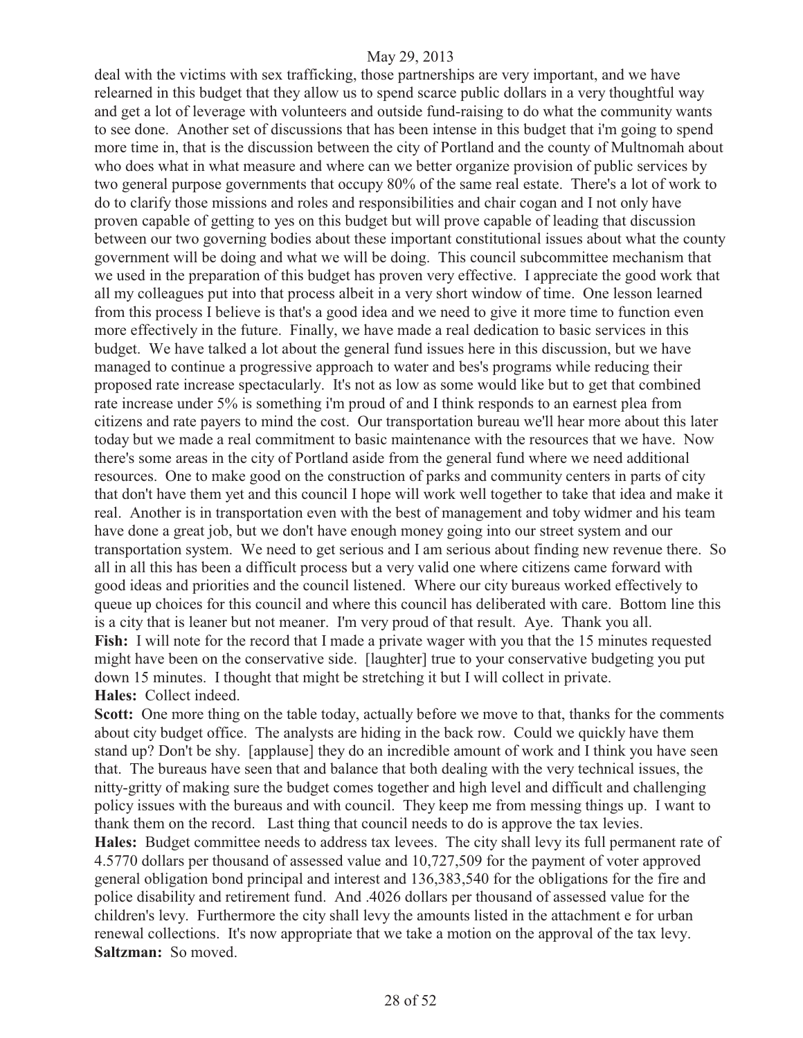deal with the victims with sex trafficking, those partnerships are very important, and we have relearned in this budget that they allow us to spend scarce public dollars in a very thoughtful way and get a lot of leverage with volunteers and outside fund-raising to do what the community wants to see done. Another set of discussions that has been intense in this budget that i'm going to spend more time in, that is the discussion between the city of Portland and the county of Multnomah about who does what in what measure and where can we better organize provision of public services by two general purpose governments that occupy 80% of the same real estate. There's a lot of work to do to clarify those missions and roles and responsibilities and chair cogan and I not only have proven capable of getting to yes on this budget but will prove capable of leading that discussion between our two governing bodies about these important constitutional issues about what the county government will be doing and what we will be doing. This council subcommittee mechanism that we used in the preparation of this budget has proven very effective. I appreciate the good work that all my colleagues put into that process albeit in a very short window of time. One lesson learned from this process I believe is that's a good idea and we need to give it more time to function even more effectively in the future. Finally, we have made a real dedication to basic services in this budget. We have talked a lot about the general fund issues here in this discussion, but we have managed to continue a progressive approach to water and bes's programs while reducing their proposed rate increase spectacularly. It's not as low as some would like but to get that combined rate increase under 5% is something i'm proud of and I think responds to an earnest plea from citizens and rate payers to mind the cost. Our transportation bureau we'll hear more about this later today but we made a real commitment to basic maintenance with the resources that we have. Now there's some areas in the city of Portland aside from the general fund where we need additional resources. One to make good on the construction of parks and community centers in parts of city that don't have them yet and this council I hope will work well together to take that idea and make it real. Another is in transportation even with the best of management and toby widmer and his team have done a great job, but we don't have enough money going into our street system and our transportation system. We need to get serious and I am serious about finding new revenue there. So all in all this has been a difficult process but a very valid one where citizens came forward with good ideas and priorities and the council listened. Where our city bureaus worked effectively to queue up choices for this council and where this council has deliberated with care. Bottom line this is a city that is leaner but not meaner. I'm very proud of that result. Aye. Thank you all.

**Fish:** I will note for the record that I made a private wager with you that the 15 minutes requested might have been on the conservative side. [laughter] true to your conservative budgeting you put down 15 minutes. I thought that might be stretching it but I will collect in private.

**Hales:** Collect indeed.

**Scott:** One more thing on the table today, actually before we move to that, thanks for the comments about city budget office. The analysts are hiding in the back row. Could we quickly have them stand up? Don't be shy. [applause] they do an incredible amount of work and I think you have seen that. The bureaus have seen that and balance that both dealing with the very technical issues, the nitty-gritty of making sure the budget comes together and high level and difficult and challenging policy issues with the bureaus and with council. They keep me from messing things up. I want to thank them on the record. Last thing that council needs to do is approve the tax levies.

**Hales:** Budget committee needs to address tax levees. The city shall levy its full permanent rate of 4.5770 dollars per thousand of assessed value and 10,727,509 for the payment of voter approved general obligation bond principal and interest and 136,383,540 for the obligations for the fire and police disability and retirement fund. And .4026 dollars per thousand of assessed value for the children's levy. Furthermore the city shall levy the amounts listed in the attachment e for urban renewal collections. It's now appropriate that we take a motion on the approval of the tax levy.

**Saltzman:** So moved.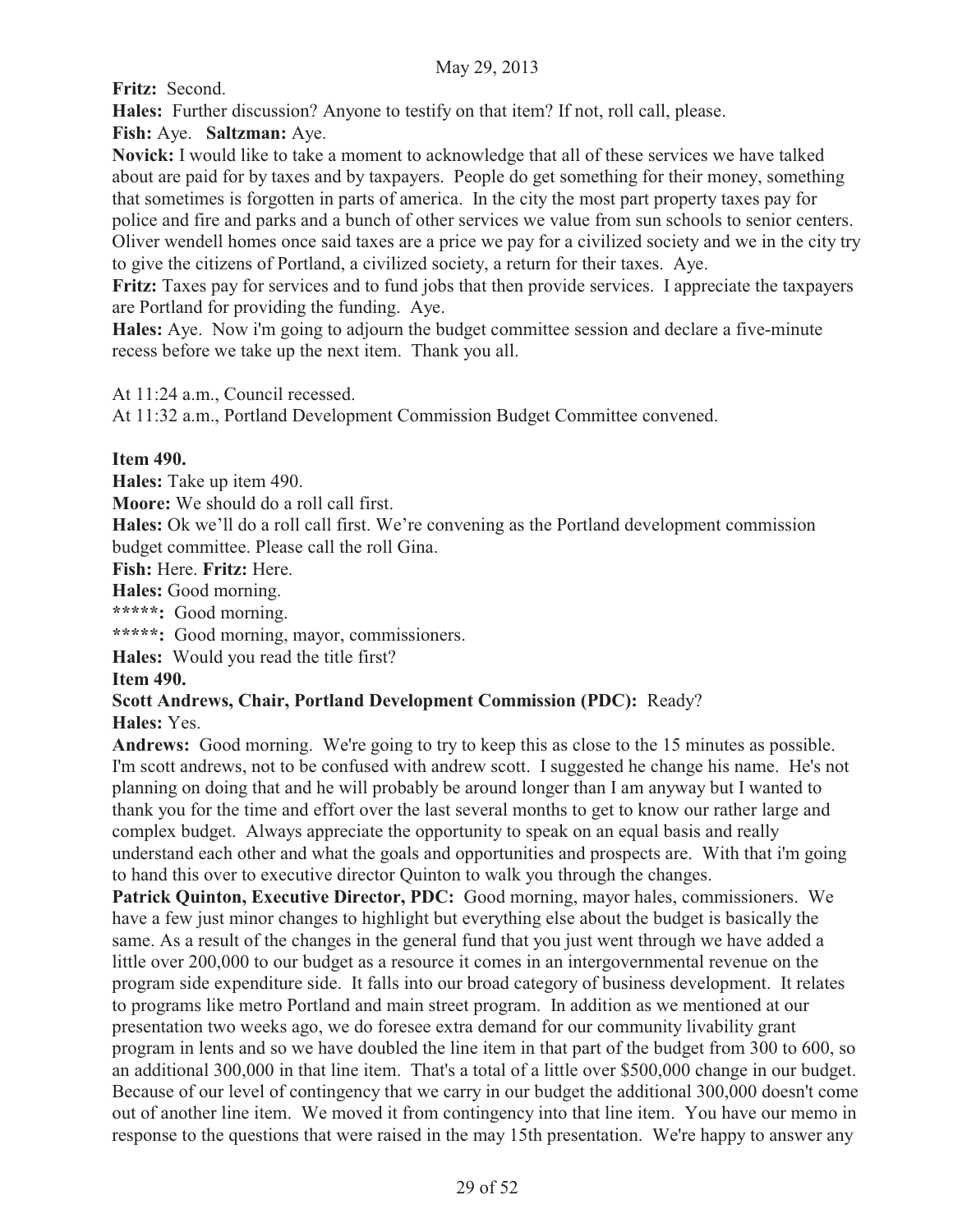**Fritz:** Second.

**Hales:** Further discussion? Anyone to testify on that item? If not, roll call, please.

**Fish:** Aye. **Saltzman:** Aye.

**Novick:** I would like to take a moment to acknowledge that all of these services we have talked about are paid for by taxes and by taxpayers. People do get something for their money, something that sometimes is forgotten in parts of america. In the city the most part property taxes pay for police and fire and parks and a bunch of other services we value from sun schools to senior centers. Oliver wendell homes once said taxes are a price we pay for a civilized society and we in the city try to give the citizens of Portland, a civilized society, a return for their taxes. Aye.

**Fritz:** Taxes pay for services and to fund jobs that then provide services. I appreciate the taxpayers are Portland for providing the funding. Aye.

**Hales:** Aye. Now i'm going to adjourn the budget committee session and declare a five-minute recess before we take up the next item. Thank you all.

At 11:24 a.m., Council recessed.

At 11:32 a.m., Portland Development Commission Budget Committee convened.

**Item 490.**

**Hales:** Take up item 490.

**Moore:** We should do a roll call first.

**Hales:** Ok we'll do a roll call first. We're convening as the Portland development commission budget committee. Please call the roll Gina.

**Fish:** Here. **Fritz:** Here.

**Hales:** Good morning.

**\*\*\*\*\*:** Good morning.

**\*\*\*\*\*:** Good morning, mayor, commissioners.

**Hales:** Would you read the title first?

**Item 490.**

**Scott Andrews, Chair, Portland Development Commission (PDC):** Ready?

**Hales:** Yes.

**Andrews:** Good morning. We're going to try to keep this as close to the 15 minutes as possible. I'm scott andrews, not to be confused with andrew scott. I suggested he change his name. He's not planning on doing that and he will probably be around longer than I am anyway but I wanted to thank you for the time and effort over the last several months to get to know our rather large and complex budget. Always appreciate the opportunity to speak on an equal basis and really understand each other and what the goals and opportunities and prospects are. With that i'm going to hand this over to executive director Quinton to walk you through the changes.

**Patrick Quinton, Executive Director, PDC:** Good morning, mayor hales, commissioners. We have a few just minor changes to highlight but everything else about the budget is basically the same. As a result of the changes in the general fund that you just went through we have added a little over 200,000 to our budget as a resource it comes in an intergovernmental revenue on the program side expenditure side. It falls into our broad category of business development. It relates to programs like metro Portland and main street program. In addition as we mentioned at our presentation two weeks ago, we do foresee extra demand for our community livability grant program in lents and so we have doubled the line item in that part of the budget from 300 to 600, so an additional 300,000 in that line item. That's a total of a little over $500,000 change in our budget. Because of our level of contingency that we carry in our budget the additional 300,000 doesn't come out of another line item. We moved it from contingency into that line item. You have our memo in response to the questions that were raised in the may 15th presentation. We're happy to answer any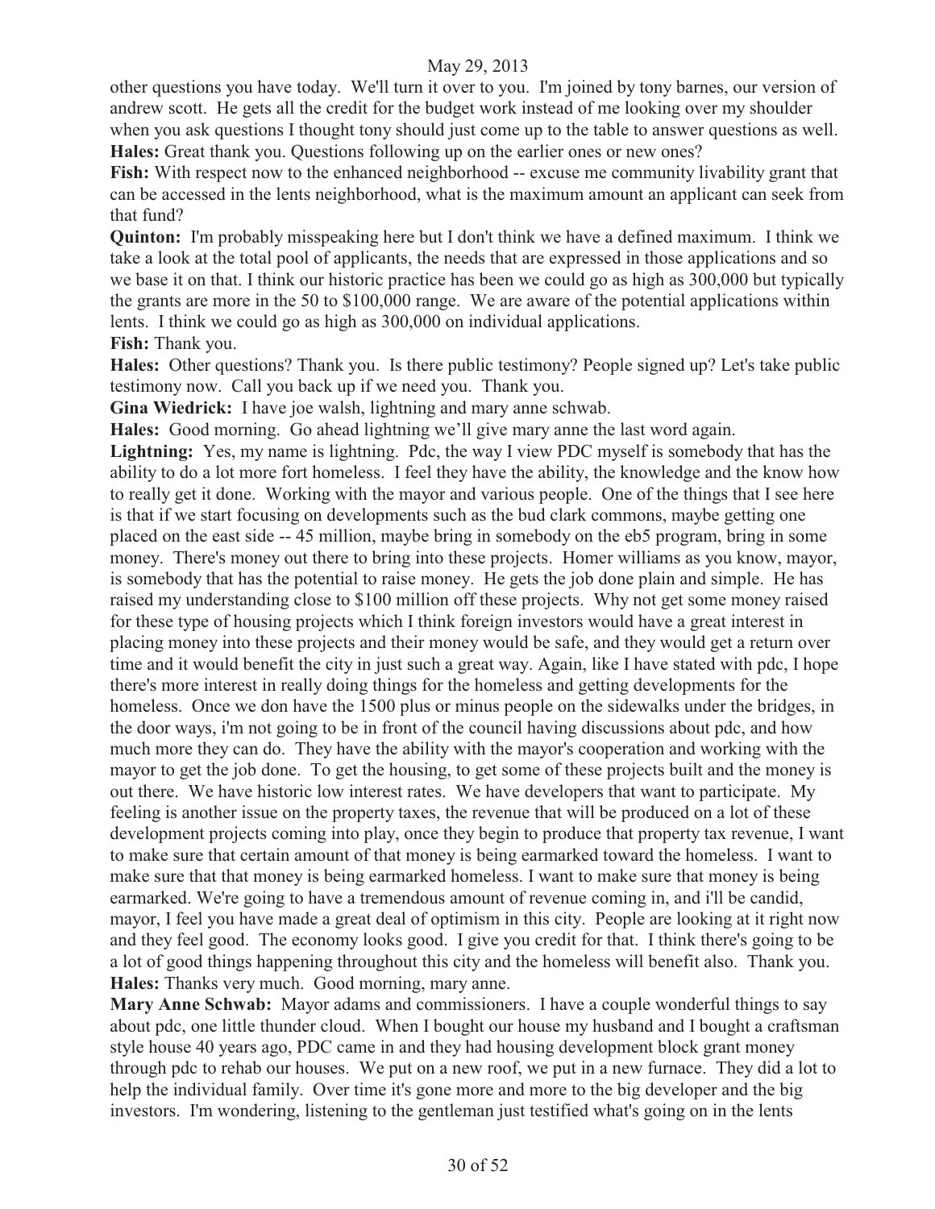other questions you have today. We'll turn it over to you. I'm joined by tony barnes, our version of andrew scott. He gets all the credit for the budget work instead of me looking over my shoulder when you ask questions I thought tony should just come up to the table to answer questions as well.

**Hales:** Great thank you. Questions following up on the earlier ones or new ones?

**Fish:** With respect now to the enhanced neighborhood -- excuse me community livability grant that can be accessed in the lents neighborhood, what is the maximum amount an applicant can seek from that fund?

**Quinton:** I'm probably misspeaking here but I don't think we have a defined maximum. I think we take a look at the total pool of applicants, the needs that are expressed in those applications and so we base it on that. I think our historic practice has been we could go as high as 300,000 but typically the grants are more in the 50 to $100,000 range. We are aware of the potential applications within lents. I think we could go as high as 300,000 on individual applications.

**Fish:** Thank you.

**Hales:** Other questions? Thank you. Is there public testimony? People signed up? Let's take public testimony now. Call you back up if we need you. Thank you.

**Gina Wiedrick:** I have joe walsh, lightning and mary anne schwab.

**Hales:** Good morning. Go ahead lightning we'll give mary anne the last word again.

**Lightning:** Yes, my name is lightning. Pdc, the way I view PDC myself is somebody that has the ability to do a lot more fort homeless. I feel they have the ability, the knowledge and the know how to really get it done. Working with the mayor and various people. One of the things that I see here is that if we start focusing on developments such as the bud clark commons, maybe getting one placed on the east side -- 45 million, maybe bring in somebody on the eb5 program, bring in some money. There's money out there to bring into these projects. Homer williams as you know, mayor, is somebody that has the potential to raise money. He gets the job done plain and simple. He has raised my understanding close to $100 million off these projects. Why not get some money raised for these type of housing projects which I think foreign investors would have a great interest in placing money into these projects and their money would be safe, and they would get a return over time and it would benefit the city in just such a great way. Again, like I have stated with pdc, I hope there's more interest in really doing things for the homeless and getting developments for the homeless. Once we don have the 1500 plus or minus people on the sidewalks under the bridges, in the door ways, i'm not going to be in front of the council having discussions about pdc, and how much more they can do. They have the ability with the mayor's cooperation and working with the mayor to get the job done. To get the housing, to get some of these projects built and the money is out there. We have historic low interest rates. We have developers that want to participate. My feeling is another issue on the property taxes, the revenue that will be produced on a lot of these development projects coming into play, once they begin to produce that property tax revenue, I want to make sure that certain amount of that money is being earmarked toward the homeless. I want to make sure that that money is being earmarked homeless. I want to make sure that money is being earmarked. We're going to have a tremendous amount of revenue coming in, and i'll be candid, mayor, I feel you have made a great deal of optimism in this city. People are looking at it right now and they feel good. The economy looks good. I give you credit for that. I think there's going to be a lot of good things happening throughout this city and the homeless will benefit also. Thank you.

**Hales:** Thanks very much. Good morning, mary anne.

**Mary Anne Schwab:** Mayor adams and commissioners. I have a couple wonderful things to say about pdc, one little thunder cloud. When I bought our house my husband and I bought a craftsman style house 40 years ago, PDC came in and they had housing development block grant money through pdc to rehab our houses. We put on a new roof, we put in a new furnace. They did a lot to help the individual family. Over time it's gone more and more to the big developer and the big investors. I'm wondering, listening to the gentleman just testified what's going on in the lents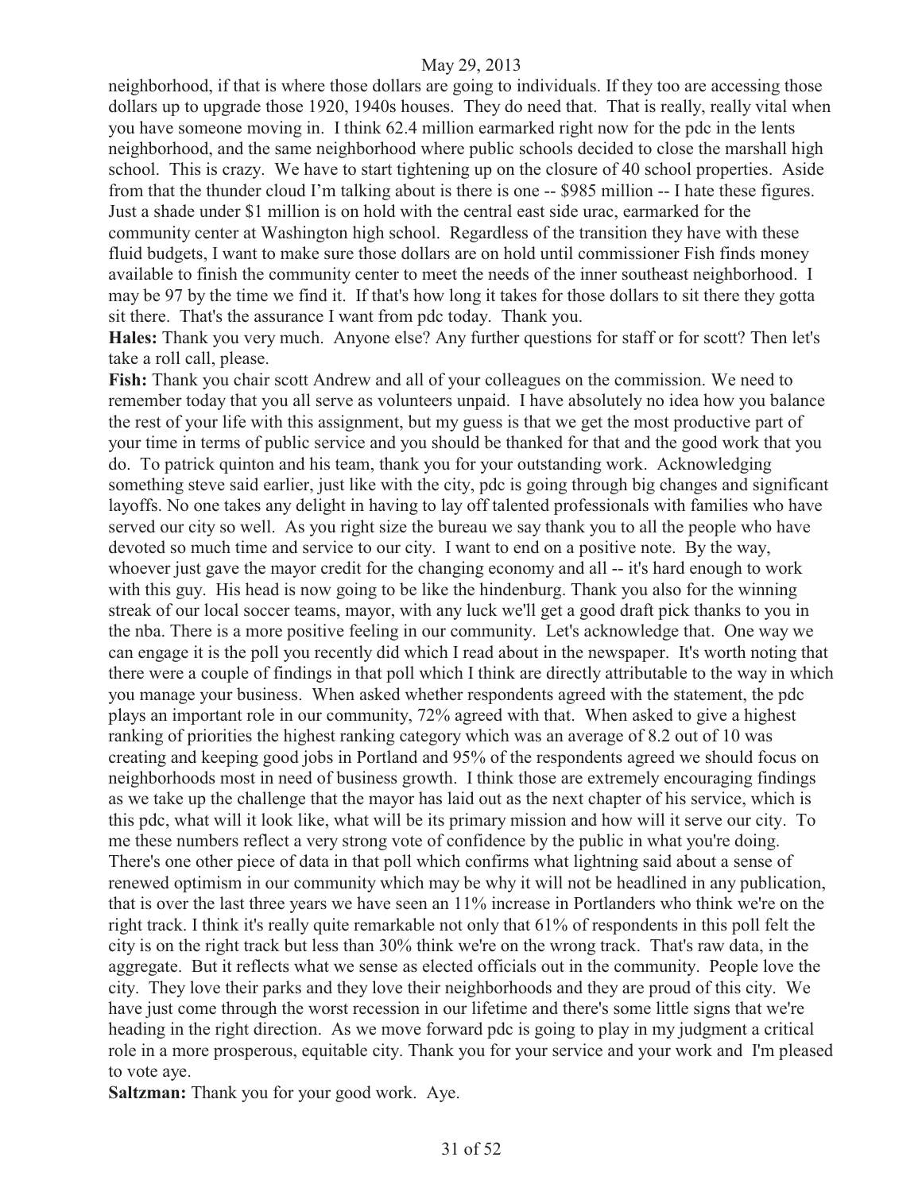neighborhood, if that is where those dollars are going to individuals. If they too are accessing those dollars up to upgrade those 1920, 1940s houses. They do need that. That is really, really vital when you have someone moving in. I think 62.4 million earmarked right now for the pdc in the lents neighborhood, and the same neighborhood where public schools decided to close the marshall high school. This is crazy. We have to start tightening up on the closure of 40 school properties. Aside from that the thunder cloud I'm talking about is there is one -- $985 million -- I hate these figures. Just a shade under $1 million is on hold with the central east side urac, earmarked for the community center at Washington high school. Regardless of the transition they have with these fluid budgets, I want to make sure those dollars are on hold until commissioner Fish finds money available to finish the community center to meet the needs of the inner southeast neighborhood. I may be 97 by the time we find it. If that's how long it takes for those dollars to sit there they gotta sit there. That's the assurance I want from pdc today. Thank you.

**Hales:** Thank you very much. Anyone else? Any further questions for staff or for scott? Then let's take a roll call, please.

**Fish:** Thank you chair scott Andrew and all of your colleagues on the commission. We need to remember today that you all serve as volunteers unpaid. I have absolutely no idea how you balance the rest of your life with this assignment, but my guess is that we get the most productive part of your time in terms of public service and you should be thanked for that and the good work that you do. To patrick quinton and his team, thank you for your outstanding work. Acknowledging something steve said earlier, just like with the city, pdc is going through big changes and significant layoffs. No one takes any delight in having to lay off talented professionals with families who have served our city so well. As you right size the bureau we say thank you to all the people who have devoted so much time and service to our city. I want to end on a positive note. By the way, whoever just gave the mayor credit for the changing economy and all -- it's hard enough to work with this guy. His head is now going to be like the hindenburg. Thank you also for the winning streak of our local soccer teams, mayor, with any luck we'll get a good draft pick thanks to you in the nba. There is a more positive feeling in our community. Let's acknowledge that. One way we can engage it is the poll you recently did which I read about in the newspaper. It's worth noting that there were a couple of findings in that poll which I think are directly attributable to the way in which you manage your business. When asked whether respondents agreed with the statement, the pdc plays an important role in our community, 72% agreed with that. When asked to give a highest ranking of priorities the highest ranking category which was an average of 8.2 out of 10 was creating and keeping good jobs in Portland and 95% of the respondents agreed we should focus on neighborhoods most in need of business growth. I think those are extremely encouraging findings as we take up the challenge that the mayor has laid out as the next chapter of his service, which is this pdc, what will it look like, what will be its primary mission and how will it serve our city. To me these numbers reflect a very strong vote of confidence by the public in what you're doing. There's one other piece of data in that poll which confirms what lightning said about a sense of renewed optimism in our community which may be why it will not be headlined in any publication, that is over the last three years we have seen an 11% increase in Portlanders who think we're on the right track. I think it's really quite remarkable not only that 61% of respondents in this poll felt the city is on the right track but less than 30% think we're on the wrong track. That's raw data, in the aggregate. But it reflects what we sense as elected officials out in the community. People love the city. They love their parks and they love their neighborhoods and they are proud of this city. We have just come through the worst recession in our lifetime and there's some little signs that we're heading in the right direction. As we move forward pdc is going to play in my judgment a critical role in a more prosperous, equitable city. Thank you for your service and your work and I'm pleased to vote aye.

**Saltzman:** Thank you for your good work. Aye.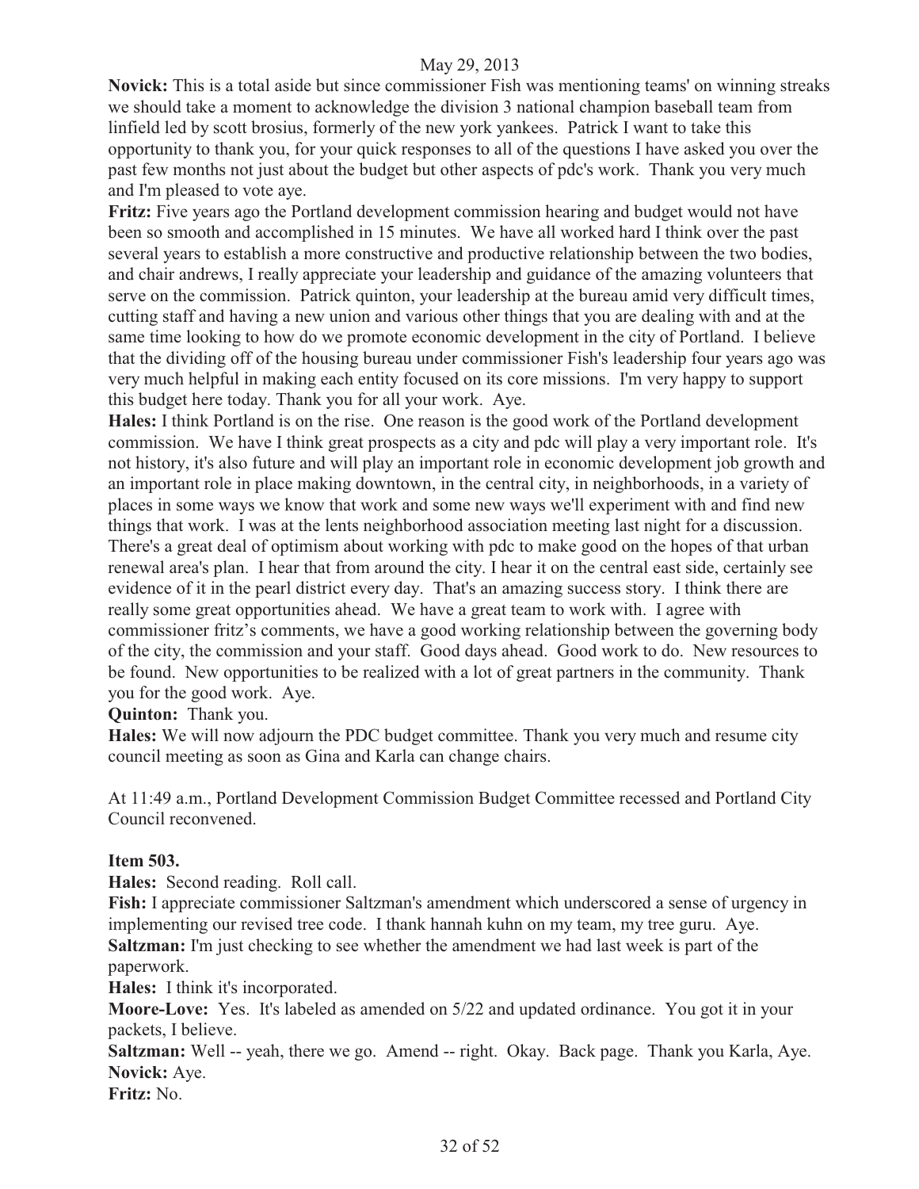**Novick:** This is a total aside but since commissioner Fish was mentioning teams' on winning streaks we should take a moment to acknowledge the division 3 national champion baseball team from linfield led by scott brosius, formerly of the new york yankees. Patrick I want to take this opportunity to thank you, for your quick responses to all of the questions I have asked you over the past few months not just about the budget but other aspects of pdc's work. Thank you very much and I'm pleased to vote aye.

**Fritz:** Five years ago the Portland development commission hearing and budget would not have been so smooth and accomplished in 15 minutes. We have all worked hard I think over the past several years to establish a more constructive and productive relationship between the two bodies, and chair andrews, I really appreciate your leadership and guidance of the amazing volunteers that serve on the commission. Patrick quinton, your leadership at the bureau amid very difficult times, cutting staff and having a new union and various other things that you are dealing with and at the same time looking to how do we promote economic development in the city of Portland. I believe that the dividing off of the housing bureau under commissioner Fish's leadership four years ago was very much helpful in making each entity focused on its core missions. I'm very happy to support this budget here today. Thank you for all your work. Aye.

**Hales:** I think Portland is on the rise. One reason is the good work of the Portland development commission. We have I think great prospects as a city and pdc will play a very important role. It's not history, it's also future and will play an important role in economic development job growth and an important role in place making downtown, in the central city, in neighborhoods, in a variety of places in some ways we know that work and some new ways we'll experiment with and find new things that work. I was at the lents neighborhood association meeting last night for a discussion. There's a great deal of optimism about working with pdc to make good on the hopes of that urban renewal area's plan. I hear that from around the city. I hear it on the central east side, certainly see evidence of it in the pearl district every day. That's an amazing success story. I think there are really some great opportunities ahead. We have a great team to work with. I agree with commissioner fritz's comments, we have a good working relationship between the governing body of the city, the commission and your staff. Good days ahead. Good work to do. New resources to be found. New opportunities to be realized with a lot of great partners in the community. Thank you for the good work. Aye.

**Quinton:** Thank you.

**Hales:** We will now adjourn the PDC budget committee. Thank you very much and resume city council meeting as soon as Gina and Karla can change chairs.

At 11:49 a.m., Portland Development Commission Budget Committee recessed and Portland City Council reconvened.

**Item 503.**

**Hales:** Second reading. Roll call.

**Fish:** I appreciate commissioner Saltzman's amendment which underscored a sense of urgency in implementing our revised tree code. I thank hannah kuhn on my team, my tree guru. Aye.

**Saltzman:** I'm just checking to see whether the amendment we had last week is part of the paperwork.

**Hales:** I think it's incorporated.

**Moore-Love:** Yes. It's labeled as amended on 5/22 and updated ordinance. You got it in your packets, I believe.

**Saltzman:** Well -- yeah, there we go. Amend -- right. Okay. Back page. Thank you Karla, Aye.

**Novick:** Aye.

**Fritz:** No.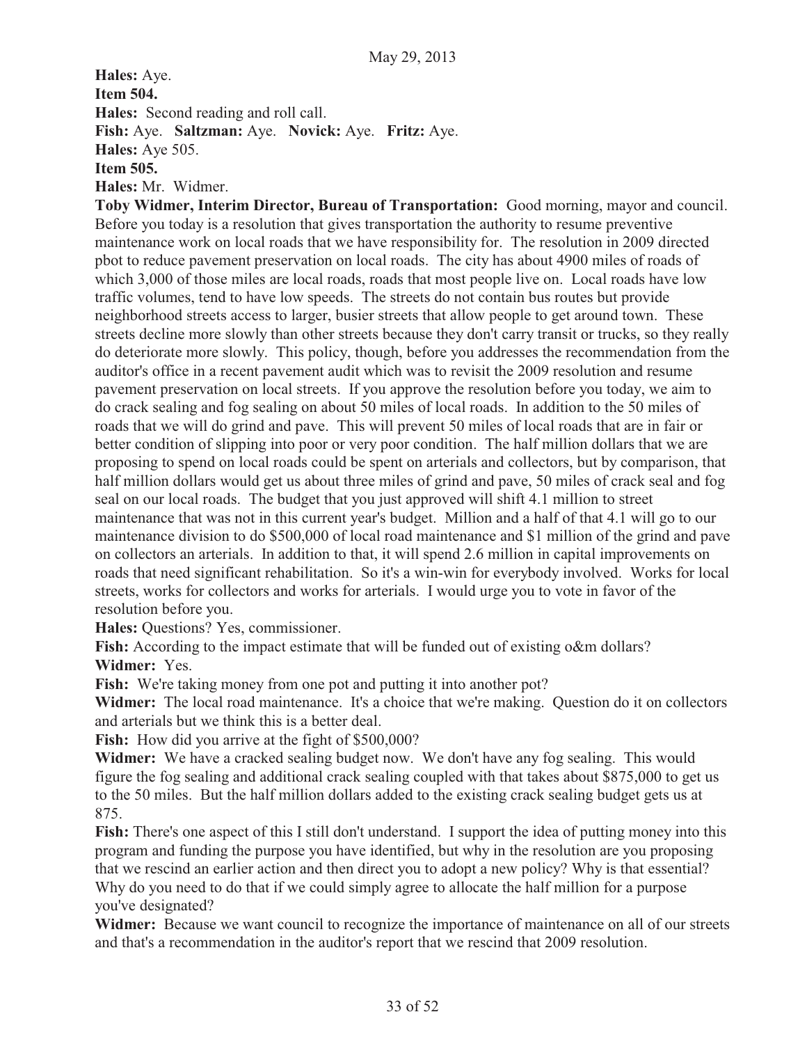**Hales:** Aye.

**Item 504.**

**Hales:** Second reading and roll call.

**Fish:** Aye. **Saltzman:** Aye. **Novick:** Aye. **Fritz:** Aye.

**Hales:** Aye 505.

**Item 505.**

**Hales:** Mr. Widmer.

**Toby Widmer, Interim Director, Bureau of Transportation:** Good morning, mayor and council. Before you today is a resolution that gives transportation the authority to resume preventive maintenance work on local roads that we have responsibility for. The resolution in 2009 directed pbot to reduce pavement preservation on local roads. The city has about 4900 miles of roads of which 3,000 of those miles are local roads, roads that most people live on. Local roads have low traffic volumes, tend to have low speeds. The streets do not contain bus routes but provide neighborhood streets access to larger, busier streets that allow people to get around town. These streets decline more slowly than other streets because they don't carry transit or trucks, so they really do deteriorate more slowly. This policy, though, before you addresses the recommendation from the auditor's office in a recent pavement audit which was to revisit the 2009 resolution and resume pavement preservation on local streets. If you approve the resolution before you today, we aim to do crack sealing and fog sealing on about 50 miles of local roads. In addition to the 50 miles of roads that we will do grind and pave. This will prevent 50 miles of local roads that are in fair or better condition of slipping into poor or very poor condition. The half million dollars that we are proposing to spend on local roads could be spent on arterials and collectors, but by comparison, that half million dollars would get us about three miles of grind and pave, 50 miles of crack seal and fog seal on our local roads. The budget that you just approved will shift 4.1 million to street maintenance that was not in this current year's budget. Million and a half of that 4.1 will go to our maintenance division to do $500,000 of local road maintenance and $1 million of the grind and pave on collectors an arterials. In addition to that, it will spend 2.6 million in capital improvements on roads that need significant rehabilitation. So it's a win-win for everybody involved. Works for local streets, works for collectors and works for arterials. I would urge you to vote in favor of the resolution before you.

**Hales:** Questions? Yes, commissioner.

**Fish:** According to the impact estimate that will be funded out of existing o&m dollars?

**Widmer:** Yes.

**Fish:** We're taking money from one pot and putting it into another pot?

**Widmer:** The local road maintenance. It's a choice that we're making. Question do it on collectors and arterials but we think this is a better deal.

**Fish:** How did you arrive at the fight of $500,000?

**Widmer:** We have a cracked sealing budget now. We don't have any fog sealing. This would figure the fog sealing and additional crack sealing coupled with that takes about $875,000 to get us to the 50 miles. But the half million dollars added to the existing crack sealing budget gets us at 875.

**Fish:** There's one aspect of this I still don't understand. I support the idea of putting money into this program and funding the purpose you have identified, but why in the resolution are you proposing that we rescind an earlier action and then direct you to adopt a new policy? Why is that essential? Why do you need to do that if we could simply agree to allocate the half million for a purpose you've designated?

**Widmer:** Because we want council to recognize the importance of maintenance on all of our streets and that's a recommendation in the auditor's report that we rescind that 2009 resolution.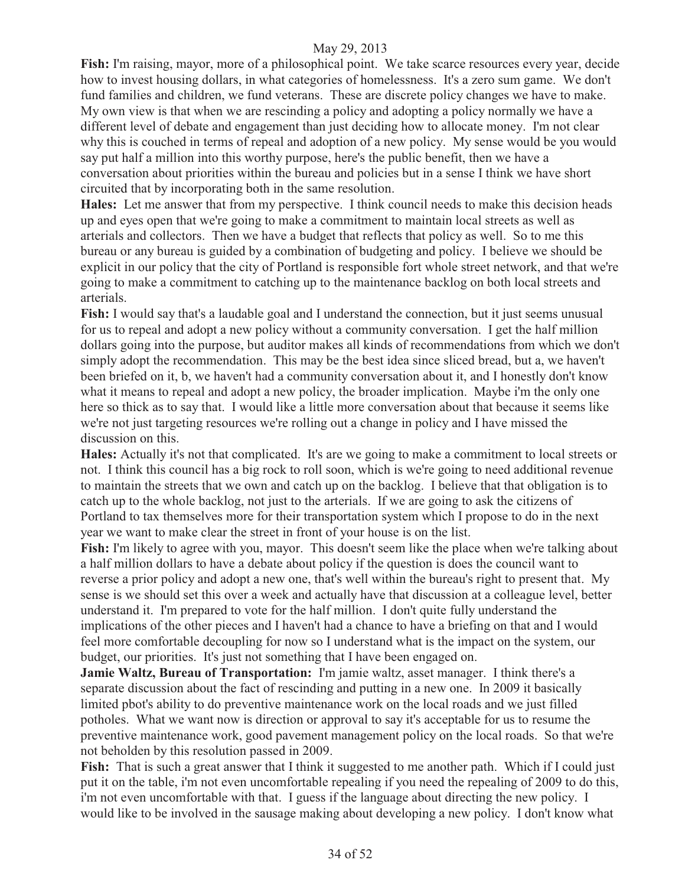**Fish:** I'm raising, mayor, more of a philosophical point. We take scarce resources every year, decide how to invest housing dollars, in what categories of homelessness. It's a zero sum game. We don't fund families and children, we fund veterans. These are discrete policy changes we have to make. My own view is that when we are rescinding a policy and adopting a policy normally we have a different level of debate and engagement than just deciding how to allocate money. I'm not clear why this is couched in terms of repeal and adoption of a new policy. My sense would be you would say put half a million into this worthy purpose, here's the public benefit, then we have a conversation about priorities within the bureau and policies but in a sense I think we have short circuited that by incorporating both in the same resolution.

**Hales:** Let me answer that from my perspective. I think council needs to make this decision heads up and eyes open that we're going to make a commitment to maintain local streets as well as arterials and collectors. Then we have a budget that reflects that policy as well. So to me this bureau or any bureau is guided by a combination of budgeting and policy. I believe we should be explicit in our policy that the city of Portland is responsible fort whole street network, and that we're going to make a commitment to catching up to the maintenance backlog on both local streets and arterials.

**Fish:** I would say that's a laudable goal and I understand the connection, but it just seems unusual for us to repeal and adopt a new policy without a community conversation. I get the half million dollars going into the purpose, but auditor makes all kinds of recommendations from which we don't simply adopt the recommendation. This may be the best idea since sliced bread, but a, we haven't been briefed on it, b, we haven't had a community conversation about it, and I honestly don't know what it means to repeal and adopt a new policy, the broader implication. Maybe i'm the only one here so thick as to say that. I would like a little more conversation about that because it seems like we're not just targeting resources we're rolling out a change in policy and I have missed the discussion on this.

**Hales:** Actually it's not that complicated. It's are we going to make a commitment to local streets or not. I think this council has a big rock to roll soon, which is we're going to need additional revenue to maintain the streets that we own and catch up on the backlog. I believe that that obligation is to catch up to the whole backlog, not just to the arterials. If we are going to ask the citizens of Portland to tax themselves more for their transportation system which I propose to do in the next year we want to make clear the street in front of your house is on the list.

**Fish:** I'm likely to agree with you, mayor. This doesn't seem like the place when we're talking about a half million dollars to have a debate about policy if the question is does the council want to reverse a prior policy and adopt a new one, that's well within the bureau's right to present that. My sense is we should set this over a week and actually have that discussion at a colleague level, better understand it. I'm prepared to vote for the half million. I don't quite fully understand the implications of the other pieces and I haven't had a chance to have a briefing on that and I would feel more comfortable decoupling for now so I understand what is the impact on the system, our budget, our priorities. It's just not something that I have been engaged on.

**Jamie Waltz, Bureau of Transportation:** I'm jamie waltz, asset manager. I think there's a separate discussion about the fact of rescinding and putting in a new one. In 2009 it basically limited pbot's ability to do preventive maintenance work on the local roads and we just filled potholes. What we want now is direction or approval to say it's acceptable for us to resume the preventive maintenance work, good pavement management policy on the local roads. So that we're not beholden by this resolution passed in 2009.

**Fish:** That is such a great answer that I think it suggested to me another path. Which if I could just put it on the table, i'm not even uncomfortable repealing if you need the repealing of 2009 to do this, i'm not even uncomfortable with that. I guess if the language about directing the new policy. I would like to be involved in the sausage making about developing a new policy. I don't know what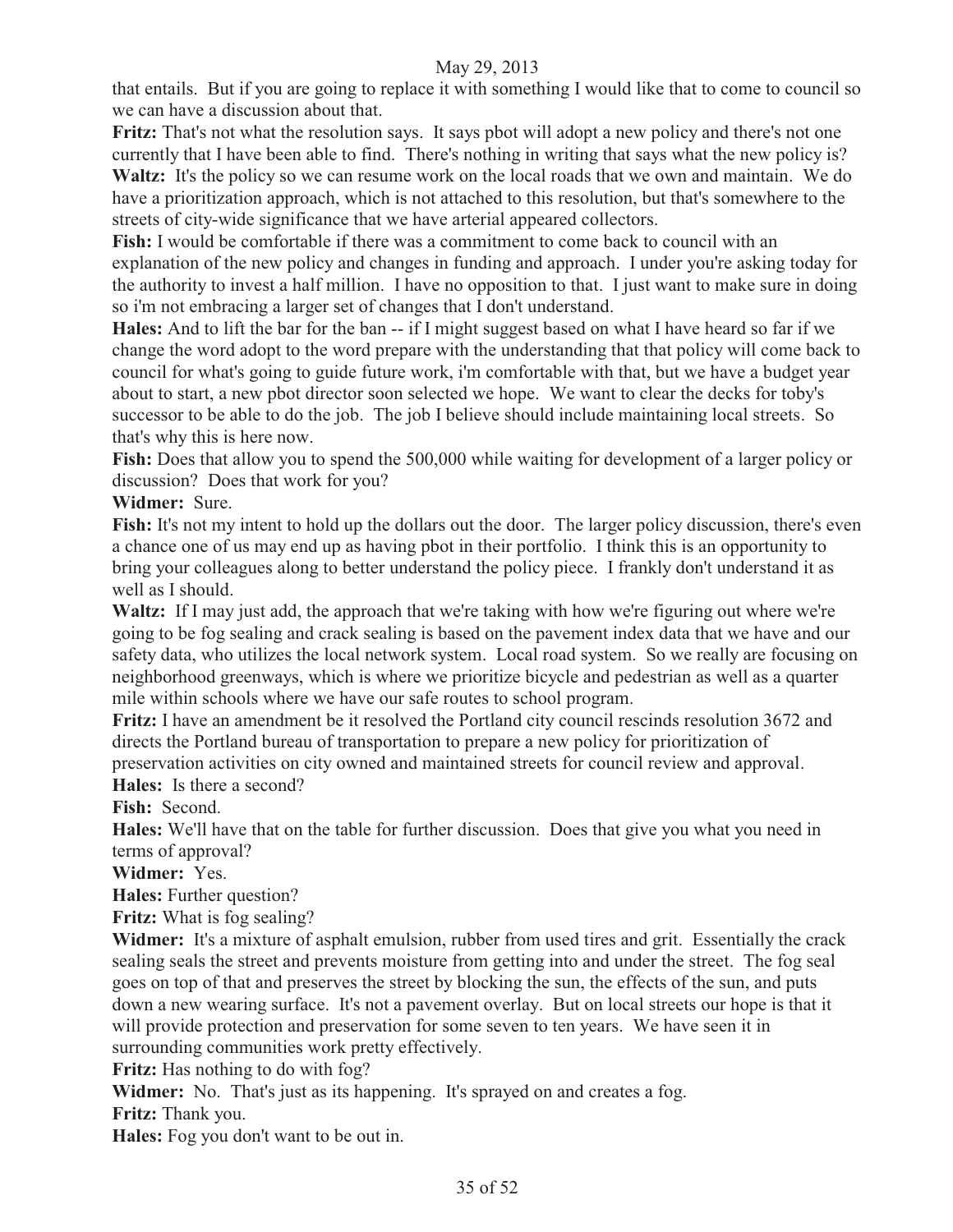that entails. But if you are going to replace it with something I would like that to come to council so we can have a discussion about that.

**Fritz:** That's not what the resolution says. It says pbot will adopt a new policy and there's not one currently that I have been able to find. There's nothing in writing that says what the new policy is?

**Waltz:** It's the policy so we can resume work on the local roads that we own and maintain. We do have a prioritization approach, which is not attached to this resolution, but that's somewhere to the streets of city-wide significance that we have arterial appeared collectors.

**Fish:** I would be comfortable if there was a commitment to come back to council with an explanation of the new policy and changes in funding and approach. I under you're asking today for the authority to invest a half million. I have no opposition to that. I just want to make sure in doing so i'm not embracing a larger set of changes that I don't understand.

**Hales:** And to lift the bar for the ban -- if I might suggest based on what I have heard so far if we change the word adopt to the word prepare with the understanding that that policy will come back to council for what's going to guide future work, i'm comfortable with that, but we have a budget year about to start, a new pbot director soon selected we hope. We want to clear the decks for toby's successor to be able to do the job. The job I believe should include maintaining local streets. So that's why this is here now.

**Fish:** Does that allow you to spend the 500,000 while waiting for development of a larger policy or discussion? Does that work for you?

**Widmer:** Sure.

**Fish:** It's not my intent to hold up the dollars out the door. The larger policy discussion, there's even a chance one of us may end up as having pbot in their portfolio. I think this is an opportunity to bring your colleagues along to better understand the policy piece. I frankly don't understand it as well as I should.

**Waltz:** If I may just add, the approach that we're taking with how we're figuring out where we're going to be fog sealing and crack sealing is based on the pavement index data that we have and our safety data, who utilizes the local network system. Local road system. So we really are focusing on neighborhood greenways, which is where we prioritize bicycle and pedestrian as well as a quarter mile within schools where we have our safe routes to school program.

**Fritz:** I have an amendment be it resolved the Portland city council rescinds resolution 3672 and directs the Portland bureau of transportation to prepare a new policy for prioritization of preservation activities on city owned and maintained streets for council review and approval.

**Hales:** Is there a second?

**Fish:** Second.

**Hales:** We'll have that on the table for further discussion. Does that give you what you need in terms of approval?

**Widmer:** Yes.

**Hales:** Further question?

**Fritz:** What is fog sealing?

**Widmer:** It's a mixture of asphalt emulsion, rubber from used tires and grit. Essentially the crack sealing seals the street and prevents moisture from getting into and under the street. The fog seal goes on top of that and preserves the street by blocking the sun, the effects of the sun, and puts down a new wearing surface. It's not a pavement overlay. But on local streets our hope is that it will provide protection and preservation for some seven to ten years. We have seen it in surrounding communities work pretty effectively.

**Fritz:** Has nothing to do with fog?

**Widmer:** No. That's just as its happening. It's sprayed on and creates a fog.

**Fritz:** Thank you.

**Hales:** Fog you don't want to be out in.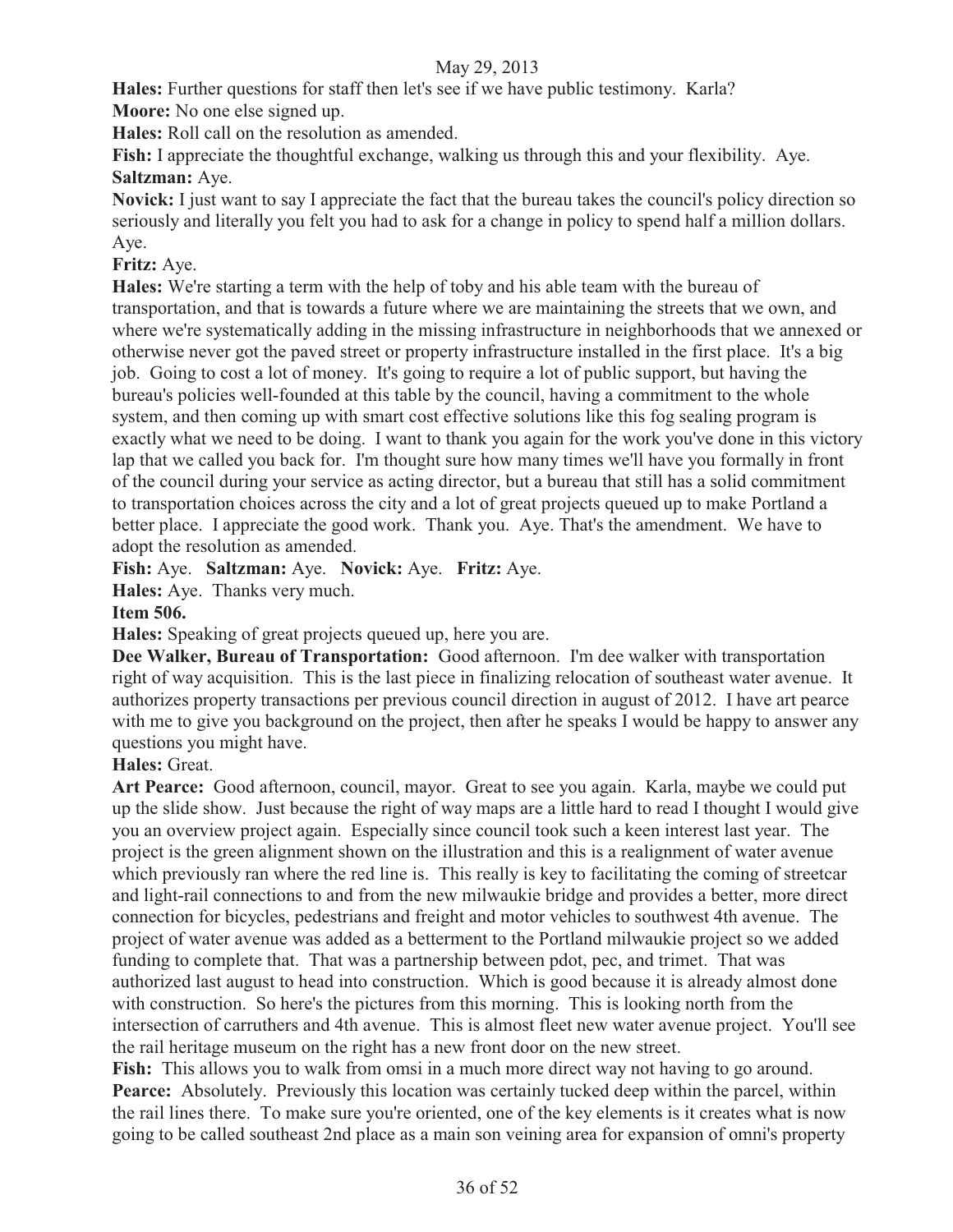May 29, 2013

**Hales:** Further questions for staff then let's see if we have public testimony. Karla?

**Moore:** No one else signed up.

**Hales:** Roll call on the resolution as amended.

**Fish:** I appreciate the thoughtful exchange, walking us through this and your flexibility. Aye.

**Saltzman:** Aye.

**Novick:** I just want to say I appreciate the fact that the bureau takes the council's policy direction so seriously and literally you felt you had to ask for a change in policy to spend half a million dollars. Aye.

**Fritz:** Aye.

**Hales:** We're starting a term with the help of toby and his able team with the bureau of transportation, and that is towards a future where we are maintaining the streets that we own, and where we're systematically adding in the missing infrastructure in neighborhoods that we annexed or otherwise never got the paved street or property infrastructure installed in the first place. It's a big job. Going to cost a lot of money. It's going to require a lot of public support, but having the bureau's policies well-founded at this table by the council, having a commitment to the whole system, and then coming up with smart cost effective solutions like this fog sealing program is exactly what we need to be doing. I want to thank you again for the work you've done in this victory lap that we called you back for. I'm thought sure how many times we'll have you formally in front of the council during your service as acting director, but a bureau that still has a solid commitment to transportation choices across the city and a lot of great projects queued up to make Portland a better place. I appreciate the good work. Thank you. Aye. That's the amendment. We have to adopt the resolution as amended.

**Fish:** Aye. **Saltzman:** Aye. **Novick:** Aye. **Fritz:** Aye.

**Hales:** Aye. Thanks very much.

**Item 506.**

**Hales:** Speaking of great projects queued up, here you are.

**Dee Walker, Bureau of Transportation:** Good afternoon. I'm dee walker with transportation right of way acquisition. This is the last piece in finalizing relocation of southeast water avenue. It authorizes property transactions per previous council direction in august of 2012. I have art pearce with me to give you background on the project, then after he speaks I would be happy to answer any questions you might have.

**Hales:** Great.

**Art Pearce:** Good afternoon, council, mayor. Great to see you again. Karla, maybe we could put up the slide show. Just because the right of way maps are a little hard to read I thought I would give you an overview project again. Especially since council took such a keen interest last year. The project is the green alignment shown on the illustration and this is a realignment of water avenue which previously ran where the red line is. This really is key to facilitating the coming of streetcar and light-rail connections to and from the new milwaukie bridge and provides a better, more direct connection for bicycles, pedestrians and freight and motor vehicles to southwest 4th avenue. The project of water avenue was added as a betterment to the Portland milwaukie project so we added funding to complete that. That was a partnership between pdot, pec, and trimet. That was authorized last august to head into construction. Which is good because it is already almost done with construction. So here's the pictures from this morning. This is looking north from the intersection of carruthers and 4th avenue. This is almost fleet new water avenue project. You'll see the rail heritage museum on the right has a new front door on the new street.

**Fish:** This allows you to walk from omsi in a much more direct way not having to go around.

**Pearce:** Absolutely. Previously this location was certainly tucked deep within the parcel, within the rail lines there. To make sure you're oriented, one of the key elements is it creates what is now going to be called southeast 2nd place as a main son veining area for expansion of omni's property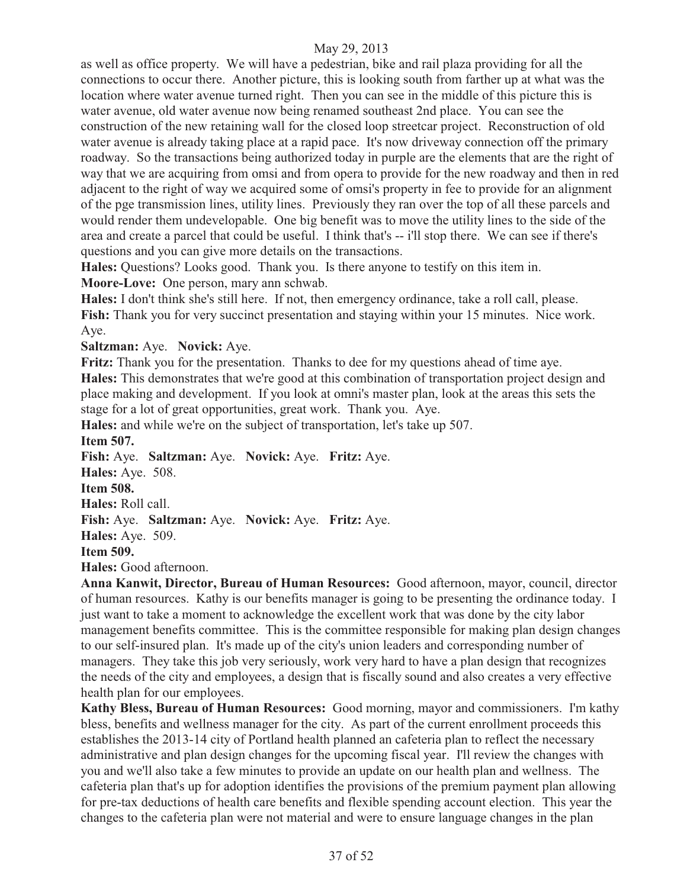as well as office property. We will have a pedestrian, bike and rail plaza providing for all the connections to occur there. Another picture, this is looking south from farther up at what was the location where water avenue turned right. Then you can see in the middle of this picture this is water avenue, old water avenue now being renamed southeast 2nd place. You can see the construction of the new retaining wall for the closed loop streetcar project. Reconstruction of old water avenue is already taking place at a rapid pace. It's now driveway connection off the primary roadway. So the transactions being authorized today in purple are the elements that are the right of way that we are acquiring from omsi and from opera to provide for the new roadway and then in red adjacent to the right of way we acquired some of omsi's property in fee to provide for an alignment of the pge transmission lines, utility lines. Previously they ran over the top of all these parcels and would render them undevelopable. One big benefit was to move the utility lines to the side of the area and create a parcel that could be useful. I think that's -- i'll stop there. We can see if there's questions and you can give more details on the transactions.

**Hales:** Questions? Looks good. Thank you. Is there anyone to testify on this item in.

**Moore-Love:** One person, mary ann schwab.

**Hales:** I don't think she's still here. If not, then emergency ordinance, take a roll call, please.

**Fish:** Thank you for very succinct presentation and staying within your 15 minutes. Nice work. Aye.

**Saltzman:** Aye. **Novick:** Aye.

**Fritz:** Thank you for the presentation. Thanks to dee for my questions ahead of time aye.

**Hales:** This demonstrates that we're good at this combination of transportation project design and place making and development. If you look at omni's master plan, look at the areas this sets the stage for a lot of great opportunities, great work. Thank you. Aye.

**Hales:** and while we're on the subject of transportation, let's take up 507.

**Item 507.**

**Fish:** Aye. **Saltzman:** Aye. **Novick:** Aye. **Fritz:** Aye.

**Hales:** Aye. 508.

**Item 508.**

**Hales:** Roll call.

**Fish:** Aye. **Saltzman:** Aye. **Novick:** Aye. **Fritz:** Aye.

**Hales:** Aye. 509.

**Item 509.**

**Hales:** Good afternoon.

**Anna Kanwit, Director, Bureau of Human Resources:** Good afternoon, mayor, council, director of human resources. Kathy is our benefits manager is going to be presenting the ordinance today. I just want to take a moment to acknowledge the excellent work that was done by the city labor management benefits committee. This is the committee responsible for making plan design changes to our self-insured plan. It's made up of the city's union leaders and corresponding number of managers. They take this job very seriously, work very hard to have a plan design that recognizes the needs of the city and employees, a design that is fiscally sound and also creates a very effective health plan for our employees.

**Kathy Bless, Bureau of Human Resources:** Good morning, mayor and commissioners. I'm kathy bless, benefits and wellness manager for the city. As part of the current enrollment proceeds this establishes the 2013-14 city of Portland health planned an cafeteria plan to reflect the necessary administrative and plan design changes for the upcoming fiscal year. I'll review the changes with you and we'll also take a few minutes to provide an update on our health plan and wellness. The cafeteria plan that's up for adoption identifies the provisions of the premium payment plan allowing for pre-tax deductions of health care benefits and flexible spending account election. This year the changes to the cafeteria plan were not material and were to ensure language changes in the plan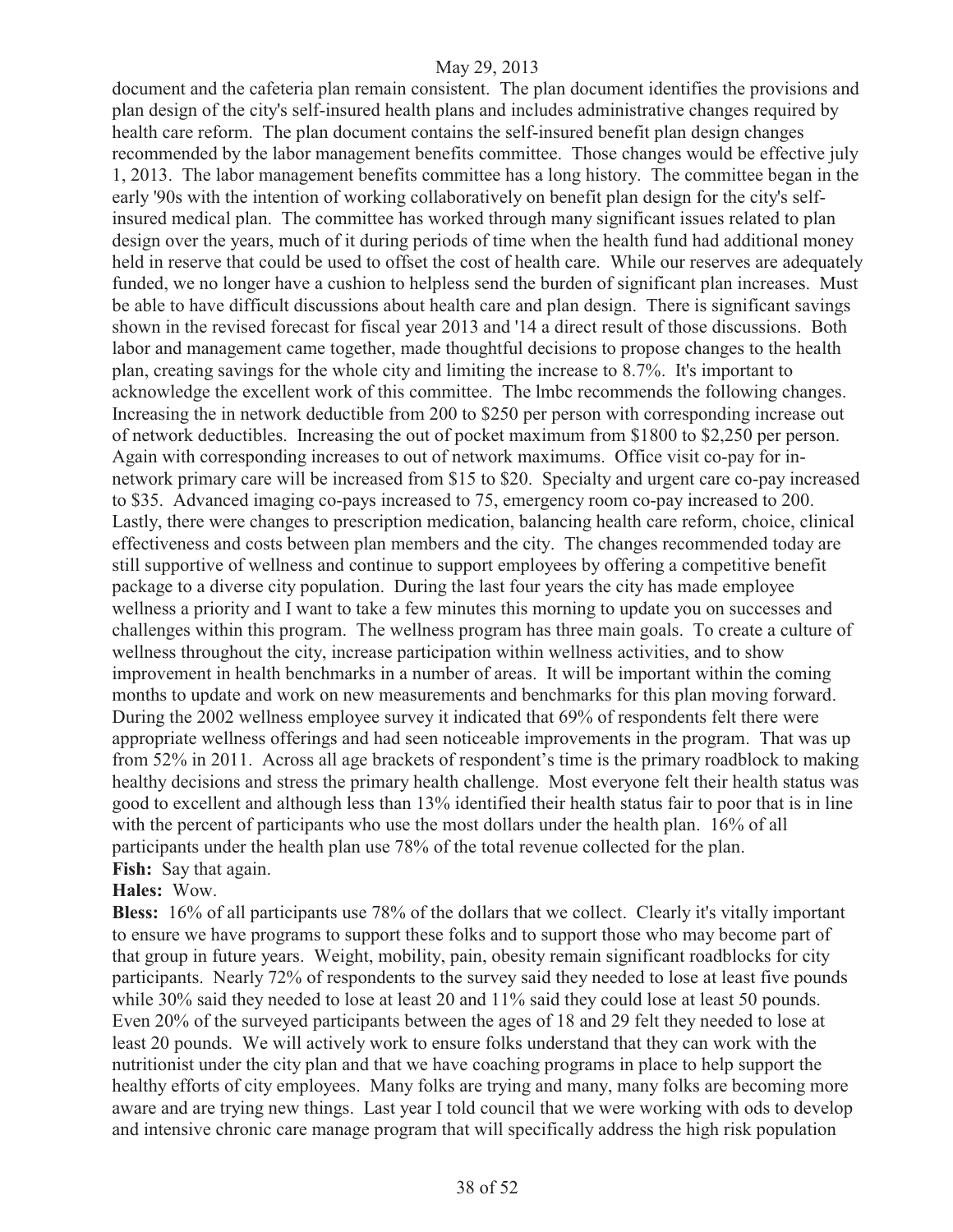document and the cafeteria plan remain consistent. The plan document identifies the provisions and plan design of the city's self-insured health plans and includes administrative changes required by health care reform. The plan document contains the self-insured benefit plan design changes recommended by the labor management benefits committee. Those changes would be effective july 1, 2013. The labor management benefits committee has a long history. The committee began in the early '90s with the intention of working collaboratively on benefit plan design for the city's self-insured medical plan. The committee has worked through many significant issues related to plan design over the years, much of it during periods of time when the health fund had additional money held in reserve that could be used to offset the cost of health care. While our reserves are adequately funded, we no longer have a cushion to helpless send the burden of significant plan increases. Must be able to have difficult discussions about health care and plan design. There is significant savings shown in the revised forecast for fiscal year 2013 and '14 a direct result of those discussions. Both labor and management came together, made thoughtful decisions to propose changes to the health plan, creating savings for the whole city and limiting the increase to 8.7%. It's important to acknowledge the excellent work of this committee. The lmbc recommends the following changes. Increasing the in network deductible from 200 to $250 per person with corresponding increase out of network deductibles. Increasing the out of pocket maximum from $1800 to $2,250 per person. Again with corresponding increases to out of network maximums. Office visit co-pay for in-network primary care will be increased from $15 to $20. Specialty and urgent care co-pay increased to $35. Advanced imaging co-pays increased to 75, emergency room co-pay increased to 200. Lastly, there were changes to prescription medication, balancing health care reform, choice, clinical effectiveness and costs between plan members and the city. The changes recommended today are still supportive of wellness and continue to support employees by offering a competitive benefit package to a diverse city population. During the last four years the city has made employee wellness a priority and I want to take a few minutes this morning to update you on successes and challenges within this program. The wellness program has three main goals. To create a culture of wellness throughout the city, increase participation within wellness activities, and to show improvement in health benchmarks in a number of areas. It will be important within the coming months to update and work on new measurements and benchmarks for this plan moving forward. During the 2002 wellness employee survey it indicated that 69% of respondents felt there were appropriate wellness offerings and had seen noticeable improvements in the program. That was up from 52% in 2011. Across all age brackets of respondent's time is the primary roadblock to making healthy decisions and stress the primary health challenge. Most everyone felt their health status was good to excellent and although less than 13% identified their health status fair to poor that is in line with the percent of participants who use the most dollars under the health plan. 16% of all participants under the health plan use 78% of the total revenue collected for the plan.

**Fish:** Say that again.

**Hales:** Wow.

**Bless:** 16% of all participants use 78% of the dollars that we collect. Clearly it's vitally important to ensure we have programs to support these folks and to support those who may become part of that group in future years. Weight, mobility, pain, obesity remain significant roadblocks for city participants. Nearly 72% of respondents to the survey said they needed to lose at least five pounds while 30% said they needed to lose at least 20 and 11% said they could lose at least 50 pounds. Even 20% of the surveyed participants between the ages of 18 and 29 felt they needed to lose at least 20 pounds. We will actively work to ensure folks understand that they can work with the nutritionist under the city plan and that we have coaching programs in place to help support the healthy efforts of city employees. Many folks are trying and many, many folks are becoming more aware and are trying new things. Last year I told council that we were working with ods to develop and intensive chronic care manage program that will specifically address the high risk population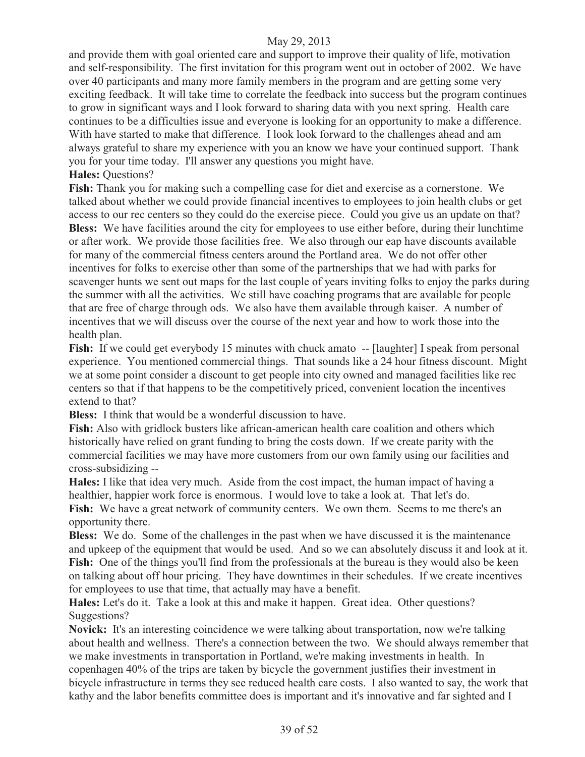and provide them with goal oriented care and support to improve their quality of life, motivation and self-responsibility. The first invitation for this program went out in october of 2002. We have over 40 participants and many more family members in the program and are getting some very exciting feedback. It will take time to correlate the feedback into success but the program continues to grow in significant ways and I look forward to sharing data with you next spring. Health care continues to be a difficulties issue and everyone is looking for an opportunity to make a difference. With have started to make that difference. I look look forward to the challenges ahead and am always grateful to share my experience with you an know we have your continued support. Thank you for your time today. I'll answer any questions you might have.

**Hales:** Questions?

**Fish:** Thank you for making such a compelling case for diet and exercise as a cornerstone. We talked about whether we could provide financial incentives to employees to join health clubs or get access to our rec centers so they could do the exercise piece. Could you give us an update on that?

**Bless:** We have facilities around the city for employees to use either before, during their lunchtime or after work. We provide those facilities free. We also through our eap have discounts available for many of the commercial fitness centers around the Portland area. We do not offer other incentives for folks to exercise other than some of the partnerships that we had with parks for scavenger hunts we sent out maps for the last couple of years inviting folks to enjoy the parks during the summer with all the activities. We still have coaching programs that are available for people that are free of charge through ods. We also have them available through kaiser. A number of incentives that we will discuss over the course of the next year and how to work those into the health plan.

**Fish:** If we could get everybody 15 minutes with chuck amato -- [laughter] I speak from personal experience. You mentioned commercial things. That sounds like a 24 hour fitness discount. Might we at some point consider a discount to get people into city owned and managed facilities like rec centers so that if that happens to be the competitively priced, convenient location the incentives extend to that?

**Bless:** I think that would be a wonderful discussion to have.

**Fish:** Also with gridlock busters like african-american health care coalition and others which historically have relied on grant funding to bring the costs down. If we create parity with the commercial facilities we may have more customers from our own family using our facilities and cross-subsidizing --

**Hales:** I like that idea very much. Aside from the cost impact, the human impact of having a healthier, happier work force is enormous. I would love to take a look at. That let's do.

**Fish:** We have a great network of community centers. We own them. Seems to me there's an opportunity there.

**Bless:** We do. Some of the challenges in the past when we have discussed it is the maintenance and upkeep of the equipment that would be used. And so we can absolutely discuss it and look at it.

**Fish:** One of the things you'll find from the professionals at the bureau is they would also be keen on talking about off hour pricing. They have downtimes in their schedules. If we create incentives for employees to use that time, that actually may have a benefit.

**Hales:** Let's do it. Take a look at this and make it happen. Great idea. Other questions? Suggestions?

**Novick:** It's an interesting coincidence we were talking about transportation, now we're talking about health and wellness. There's a connection between the two. We should always remember that we make investments in transportation in Portland, we're making investments in health. In copenhagen 40% of the trips are taken by bicycle the government justifies their investment in bicycle infrastructure in terms they see reduced health care costs. I also wanted to say, the work that kathy and the labor benefits committee does is important and it's innovative and far sighted and I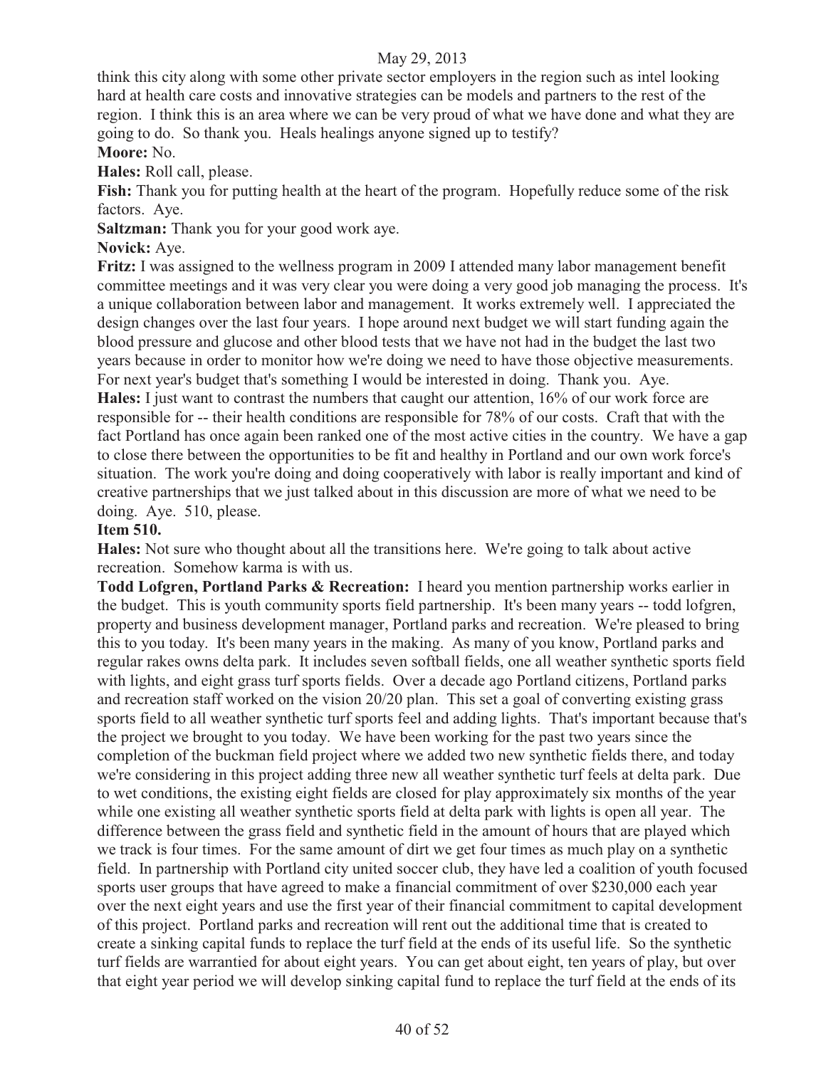think this city along with some other private sector employers in the region such as intel looking hard at health care costs and innovative strategies can be models and partners to the rest of the region. I think this is an area where we can be very proud of what we have done and what they are going to do. So thank you. Heals healings anyone signed up to testify?

**Moore:** No.

**Hales:** Roll call, please.

**Fish:** Thank you for putting health at the heart of the program. Hopefully reduce some of the risk factors. Aye.

**Saltzman:** Thank you for your good work aye.

**Novick:** Aye.

**Fritz:** I was assigned to the wellness program in 2009 I attended many labor management benefit committee meetings and it was very clear you were doing a very good job managing the process. It's a unique collaboration between labor and management. It works extremely well. I appreciated the design changes over the last four years. I hope around next budget we will start funding again the blood pressure and glucose and other blood tests that we have not had in the budget the last two years because in order to monitor how we're doing we need to have those objective measurements. For next year's budget that's something I would be interested in doing. Thank you. Aye.

**Hales:** I just want to contrast the numbers that caught our attention, 16% of our work force are responsible for -- their health conditions are responsible for 78% of our costs. Craft that with the fact Portland has once again been ranked one of the most active cities in the country. We have a gap to close there between the opportunities to be fit and healthy in Portland and our own work force's situation. The work you're doing and doing cooperatively with labor is really important and kind of creative partnerships that we just talked about in this discussion are more of what we need to be doing. Aye. 510, please.

**Item 510.**

**Hales:** Not sure who thought about all the transitions here. We're going to talk about active recreation. Somehow karma is with us.

**Todd Lofgren, Portland Parks & Recreation:** I heard you mention partnership works earlier in the budget. This is youth community sports field partnership. It's been many years -- todd lofgren, property and business development manager, Portland parks and recreation. We're pleased to bring this to you today. It's been many years in the making. As many of you know, Portland parks and regular rakes owns delta park. It includes seven softball fields, one all weather synthetic sports field with lights, and eight grass turf sports fields. Over a decade ago Portland citizens, Portland parks and recreation staff worked on the vision 20/20 plan. This set a goal of converting existing grass sports field to all weather synthetic turf sports feel and adding lights. That's important because that's the project we brought to you today. We have been working for the past two years since the completion of the buckman field project where we added two new synthetic fields there, and today we're considering in this project adding three new all weather synthetic turf feels at delta park. Due to wet conditions, the existing eight fields are closed for play approximately six months of the year while one existing all weather synthetic sports field at delta park with lights is open all year. The difference between the grass field and synthetic field in the amount of hours that are played which we track is four times. For the same amount of dirt we get four times as much play on a synthetic field. In partnership with Portland city united soccer club, they have led a coalition of youth focused sports user groups that have agreed to make a financial commitment of over $230,000 each year over the next eight years and use the first year of their financial commitment to capital development of this project. Portland parks and recreation will rent out the additional time that is created to create a sinking capital funds to replace the turf field at the ends of its useful life. So the synthetic turf fields are warrantied for about eight years. You can get about eight, ten years of play, but over that eight year period we will develop sinking capital fund to replace the turf field at the ends of its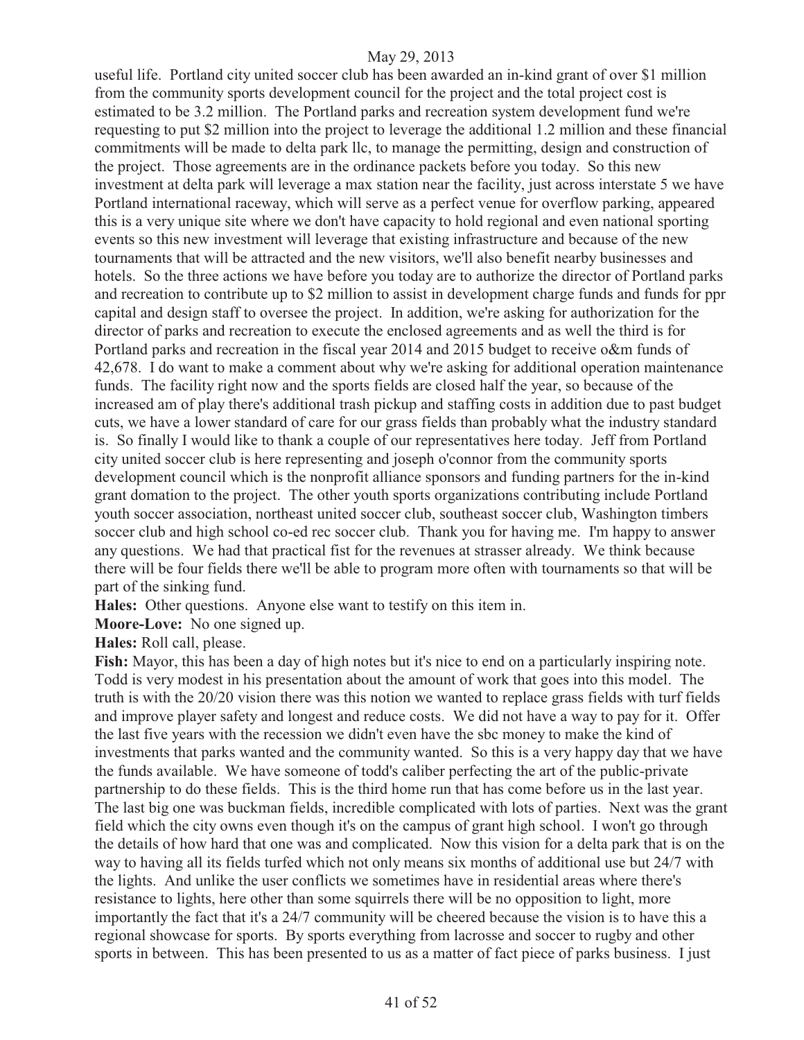useful life. Portland city united soccer club has been awarded an in-kind grant of over $1 million from the community sports development council for the project and the total project cost is estimated to be 3.2 million. The Portland parks and recreation system development fund we're requesting to put $2 million into the project to leverage the additional 1.2 million and these financial commitments will be made to delta park llc, to manage the permitting, design and construction of the project. Those agreements are in the ordinance packets before you today. So this new investment at delta park will leverage a max station near the facility, just across interstate 5 we have Portland international raceway, which will serve as a perfect venue for overflow parking, appeared this is a very unique site where we don't have capacity to hold regional and even national sporting events so this new investment will leverage that existing infrastructure and because of the new tournaments that will be attracted and the new visitors, we'll also benefit nearby businesses and hotels. So the three actions we have before you today are to authorize the director of Portland parks and recreation to contribute up to $2 million to assist in development charge funds and funds for ppr capital and design staff to oversee the project. In addition, we're asking for authorization for the director of parks and recreation to execute the enclosed agreements and as well the third is for Portland parks and recreation in the fiscal year 2014 and 2015 budget to receive o&m funds of 42,678. I do want to make a comment about why we're asking for additional operation maintenance funds. The facility right now and the sports fields are closed half the year, so because of the increased am of play there's additional trash pickup and staffing costs in addition due to past budget cuts, we have a lower standard of care for our grass fields than probably what the industry standard is. So finally I would like to thank a couple of our representatives here today. Jeff from Portland city united soccer club is here representing and joseph o'connor from the community sports development council which is the nonprofit alliance sponsors and funding partners for the in-kind grant domation to the project. The other youth sports organizations contributing include Portland youth soccer association, northeast united soccer club, southeast soccer club, Washington timbers soccer club and high school co-ed rec soccer club. Thank you for having me. I'm happy to answer any questions. We had that practical fist for the revenues at strasser already. We think because there will be four fields there we'll be able to program more often with tournaments so that will be part of the sinking fund.

**Hales:** Other questions. Anyone else want to testify on this item in.

**Moore-Love:** No one signed up.

**Hales:** Roll call, please.

**Fish:** Mayor, this has been a day of high notes but it's nice to end on a particularly inspiring note. Todd is very modest in his presentation about the amount of work that goes into this model. The truth is with the 20/20 vision there was this notion we wanted to replace grass fields with turf fields and improve player safety and longest and reduce costs. We did not have a way to pay for it. Offer the last five years with the recession we didn't even have the sbc money to make the kind of investments that parks wanted and the community wanted. So this is a very happy day that we have the funds available. We have someone of todd's caliber perfecting the art of the public-private partnership to do these fields. This is the third home run that has come before us in the last year. The last big one was buckman fields, incredible complicated with lots of parties. Next was the grant field which the city owns even though it's on the campus of grant high school. I won't go through the details of how hard that one was and complicated. Now this vision for a delta park that is on the way to having all its fields turfed which not only means six months of additional use but 24/7 with the lights. And unlike the user conflicts we sometimes have in residential areas where there's resistance to lights, here other than some squirrels there will be no opposition to light, more importantly the fact that it's a 24/7 community will be cheered because the vision is to have this a regional showcase for sports. By sports everything from lacrosse and soccer to rugby and other sports in between. This has been presented to us as a matter of fact piece of parks business. I just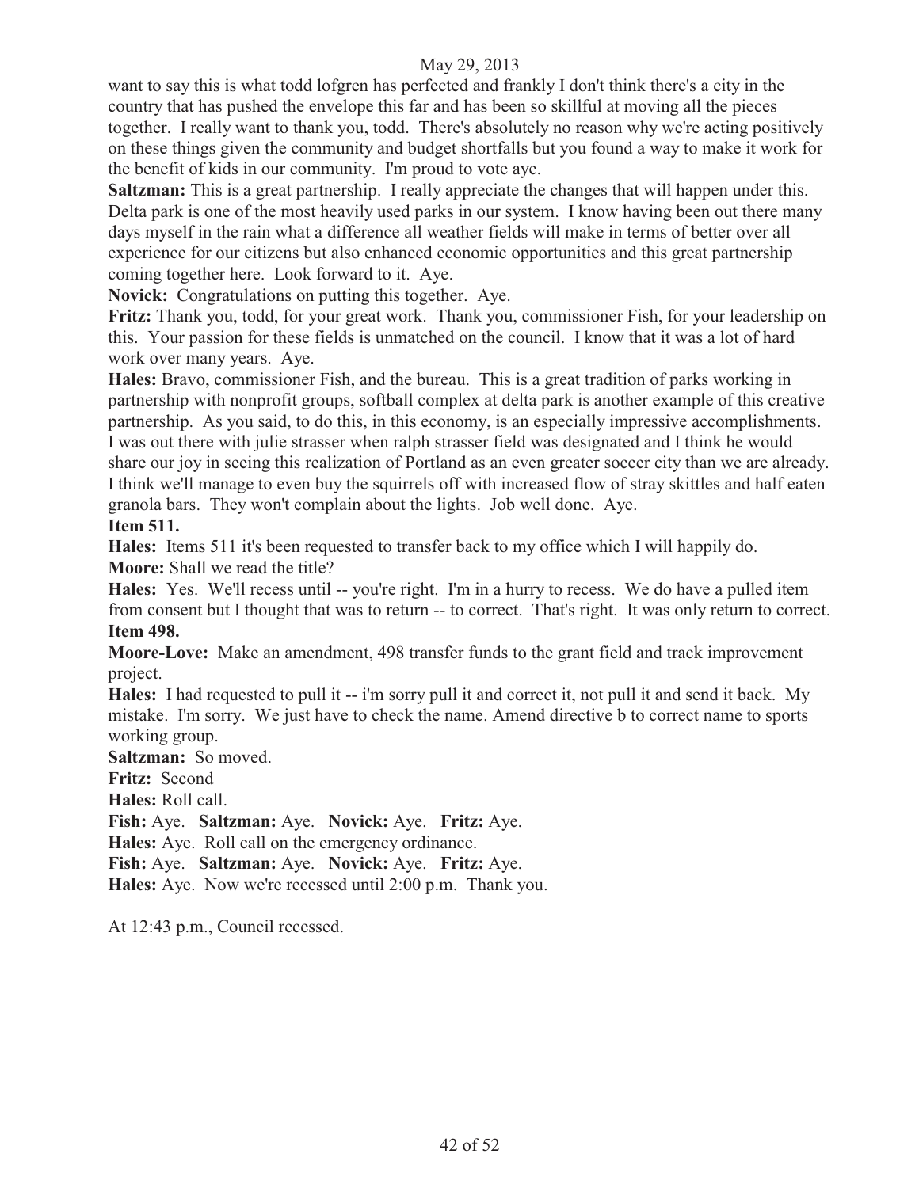want to say this is what todd lofgren has perfected and frankly I don't think there's a city in the country that has pushed the envelope this far and has been so skillful at moving all the pieces together. I really want to thank you, todd. There's absolutely no reason why we're acting positively on these things given the community and budget shortfalls but you found a way to make it work for the benefit of kids in our community. I'm proud to vote aye.

**Saltzman:** This is a great partnership. I really appreciate the changes that will happen under this. Delta park is one of the most heavily used parks in our system. I know having been out there many days myself in the rain what a difference all weather fields will make in terms of better over all experience for our citizens but also enhanced economic opportunities and this great partnership coming together here. Look forward to it. Aye.

**Novick:** Congratulations on putting this together. Aye.

**Fritz:** Thank you, todd, for your great work. Thank you, commissioner Fish, for your leadership on this. Your passion for these fields is unmatched on the council. I know that it was a lot of hard work over many years. Aye.

**Hales:** Bravo, commissioner Fish, and the bureau. This is a great tradition of parks working in partnership with nonprofit groups, softball complex at delta park is another example of this creative partnership. As you said, to do this, in this economy, is an especially impressive accomplishments. I was out there with julie strasser when ralph strasser field was designated and I think he would share our joy in seeing this realization of Portland as an even greater soccer city than we are already. I think we'll manage to even buy the squirrels off with increased flow of stray skittles and half eaten granola bars. They won't complain about the lights. Job well done. Aye.

**Item 511.**

**Hales:** Items 511 it's been requested to transfer back to my office which I will happily do.

**Moore:** Shall we read the title?

**Hales:** Yes. We'll recess until -- you're right. I'm in a hurry to recess. We do have a pulled item from consent but I thought that was to return -- to correct. That's right. It was only return to correct.

**Item 498.**

**Moore-Love:** Make an amendment, 498 transfer funds to the grant field and track improvement project.

**Hales:** I had requested to pull it -- i'm sorry pull it and correct it, not pull it and send it back. My mistake. I'm sorry. We just have to check the name. Amend directive b to correct name to sports working group.

**Saltzman:** So moved.

**Fritz:** Second

**Hales:** Roll call.

**Fish:** Aye. **Saltzman:** Aye. **Novick:** Aye. **Fritz:** Aye.

**Hales:** Aye. Roll call on the emergency ordinance.

**Fish:** Aye. **Saltzman:** Aye. **Novick:** Aye. **Fritz:** Aye.

**Hales:** Aye. Now we're recessed until 2:00 p.m. Thank you.

At 12:43 p.m., Council recessed.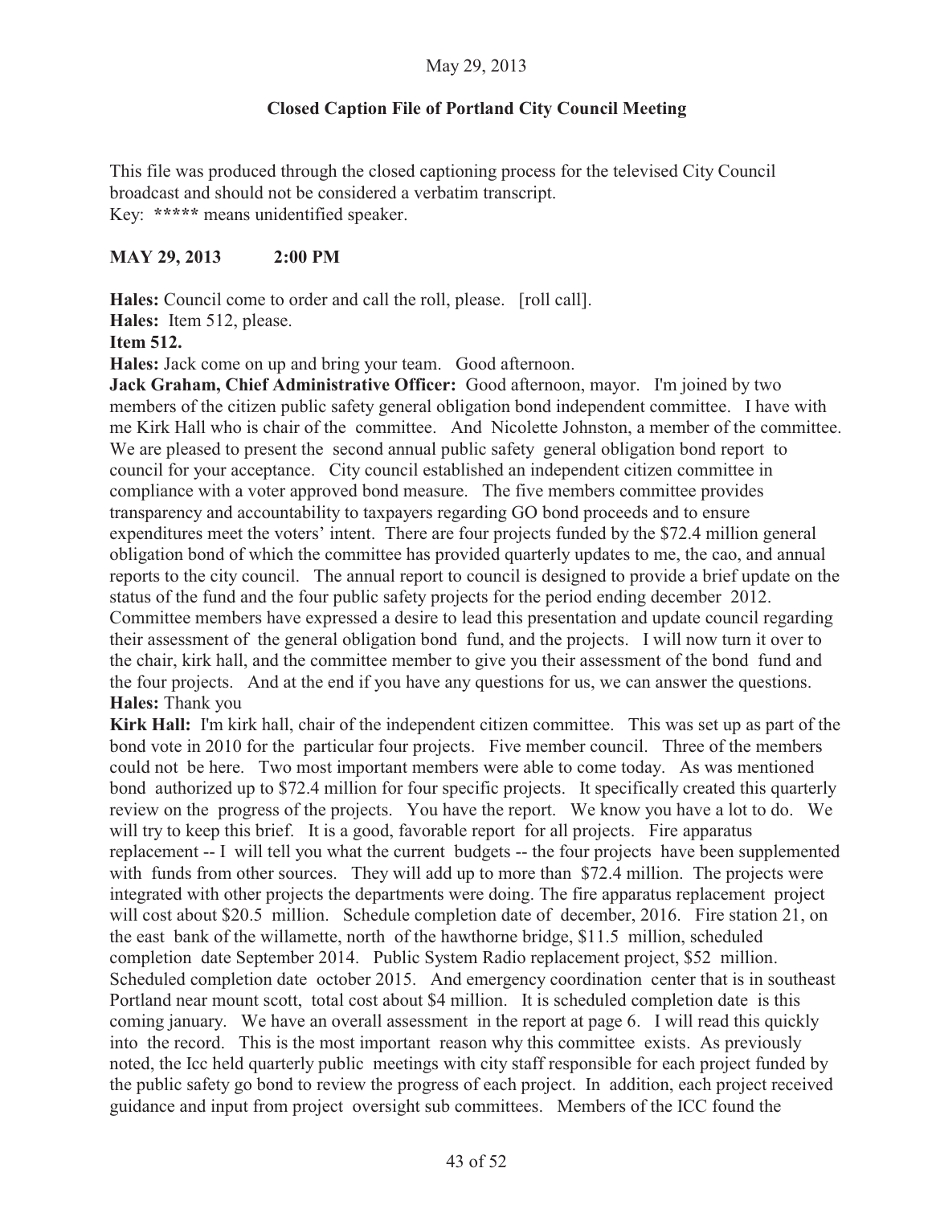May 29, 2013

**Closed Caption File of Portland City Council Meeting**

This file was produced through the closed captioning process for the televised City Council broadcast and should not be considered a verbatim transcript.
Key: **\*\*\*\*\*** means unidentified speaker.

**MAY 29, 2013 2:00 PM**

**Hales:** Council come to order and call the roll, please. [roll call].
**Hales:** Item 512, please.
**Item 512.**
**Hales:** Jack come on up and bring your team. Good afternoon.
**Jack Graham, Chief Administrative Officer:** Good afternoon, mayor. I'm joined by two members of the citizen public safety general obligation bond independent committee. I have with me Kirk Hall who is chair of the committee. And Nicolette Johnston, a member of the committee. We are pleased to present the second annual public safety general obligation bond report to council for your acceptance. City council established an independent citizen committee in compliance with a voter approved bond measure. The five members committee provides transparency and accountability to taxpayers regarding GO bond proceeds and to ensure expenditures meet the voters' intent. There are four projects funded by the \$72.4 million general obligation bond of which the committee has provided quarterly updates to me, the cao, and annual reports to the city council. The annual report to council is designed to provide a brief update on the status of the fund and the four public safety projects for the period ending december 2012. Committee members have expressed a desire to lead this presentation and update council regarding their assessment of the general obligation bond fund, and the projects. I will now turn it over to the chair, kirk hall, and the committee member to give you their assessment of the bond fund and the four projects. And at the end if you have any questions for us, we can answer the questions.
**Hales:** Thank you
**Kirk Hall:** I'm kirk hall, chair of the independent citizen committee. This was set up as part of the bond vote in 2010 for the particular four projects. Five member council. Three of the members could not be here. Two most important members were able to come today. As was mentioned bond authorized up to \$72.4 million for four specific projects. It specifically created this quarterly review on the progress of the projects. You have the report. We know you have a lot to do. We will try to keep this brief. It is a good, favorable report for all projects. Fire apparatus replacement -- I will tell you what the current budgets -- the four projects have been supplemented with funds from other sources. They will add up to more than \$72.4 million. The projects were integrated with other projects the departments were doing. The fire apparatus replacement project will cost about \$20.5 million. Schedule completion date of december, 2016. Fire station 21, on the east bank of the willamette, north of the hawthorne bridge, \$11.5 million, scheduled completion date September 2014. Public System Radio replacement project, \$52 million. Scheduled completion date october 2015. And emergency coordination center that is in southeast Portland near mount scott, total cost about \$4 million. It is scheduled completion date is this coming january. We have an overall assessment in the report at page 6. I will read this quickly into the record. This is the most important reason why this committee exists. As previously noted, the Icc held quarterly public meetings with city staff responsible for each project funded by the public safety go bond to review the progress of each project. In addition, each project received guidance and input from project oversight sub committees. Members of the ICC found the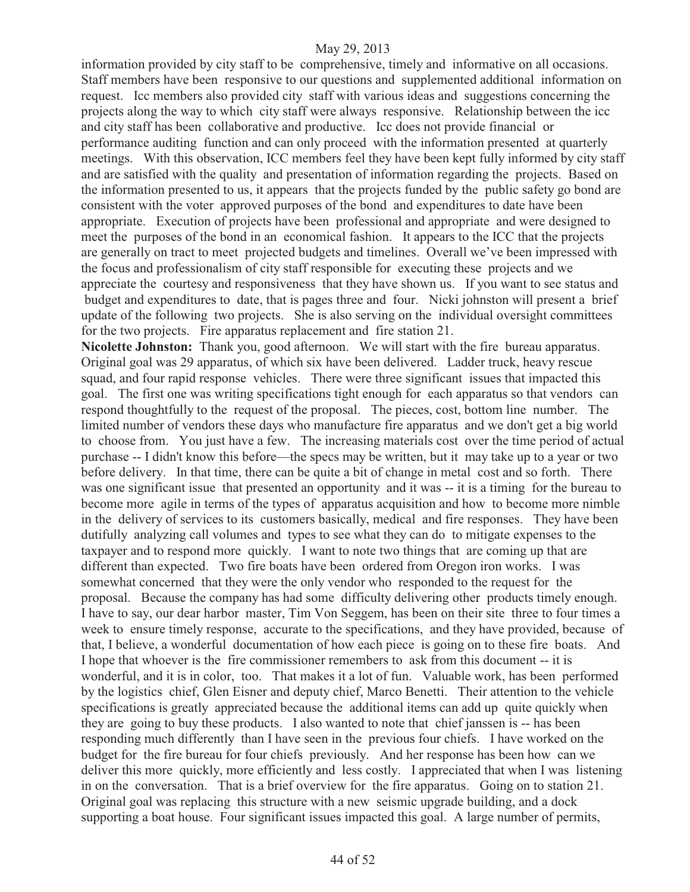information provided by city staff to be comprehensive, timely and informative on all occasions. Staff members have been responsive to our questions and supplemented additional information on request. Icc members also provided city staff with various ideas and suggestions concerning the projects along the way to which city staff were always responsive. Relationship between the icc and city staff has been collaborative and productive. Icc does not provide financial or performance auditing function and can only proceed with the information presented at quarterly meetings. With this observation, ICC members feel they have been kept fully informed by city staff and are satisfied with the quality and presentation of information regarding the projects. Based on the information presented to us, it appears that the projects funded by the public safety go bond are consistent with the voter approved purposes of the bond and expenditures to date have been appropriate. Execution of projects have been professional and appropriate and were designed to meet the purposes of the bond in an economical fashion. It appears to the ICC that the projects are generally on tract to meet projected budgets and timelines. Overall we've been impressed with the focus and professionalism of city staff responsible for executing these projects and we appreciate the courtesy and responsiveness that they have shown us. If you want to see status and budget and expenditures to date, that is pages three and four. Nicki johnston will present a brief update of the following two projects. She is also serving on the individual oversight committees for the two projects. Fire apparatus replacement and fire station 21.

**Nicolette Johnston:** Thank you, good afternoon. We will start with the fire bureau apparatus. Original goal was 29 apparatus, of which six have been delivered. Ladder truck, heavy rescue squad, and four rapid response vehicles. There were three significant issues that impacted this goal. The first one was writing specifications tight enough for each apparatus so that vendors can respond thoughtfully to the request of the proposal. The pieces, cost, bottom line number. The limited number of vendors these days who manufacture fire apparatus and we don't get a big world to choose from. You just have a few. The increasing materials cost over the time period of actual purchase -- I didn't know this before—the specs may be written, but it may take up to a year or two before delivery. In that time, there can be quite a bit of change in metal cost and so forth. There was one significant issue that presented an opportunity and it was -- it is a timing for the bureau to become more agile in terms of the types of apparatus acquisition and how to become more nimble in the delivery of services to its customers basically, medical and fire responses. They have been dutifully analyzing call volumes and types to see what they can do to mitigate expenses to the taxpayer and to respond more quickly. I want to note two things that are coming up that are different than expected. Two fire boats have been ordered from Oregon iron works. I was somewhat concerned that they were the only vendor who responded to the request for the proposal. Because the company has had some difficulty delivering other products timely enough. I have to say, our dear harbor master, Tim Von Seggem, has been on their site three to four times a week to ensure timely response, accurate to the specifications, and they have provided, because of that, I believe, a wonderful documentation of how each piece is going on to these fire boats. And I hope that whoever is the fire commissioner remembers to ask from this document -- it is wonderful, and it is in color, too. That makes it a lot of fun. Valuable work, has been performed by the logistics chief, Glen Eisner and deputy chief, Marco Benetti. Their attention to the vehicle specifications is greatly appreciated because the additional items can add up quite quickly when they are going to buy these products. I also wanted to note that chief janssen is -- has been responding much differently than I have seen in the previous four chiefs. I have worked on the budget for the fire bureau for four chiefs previously. And her response has been how can we deliver this more quickly, more efficiently and less costly. I appreciated that when I was listening in on the conversation. That is a brief overview for the fire apparatus. Going on to station 21. Original goal was replacing this structure with a new seismic upgrade building, and a dock supporting a boat house. Four significant issues impacted this goal. A large number of permits,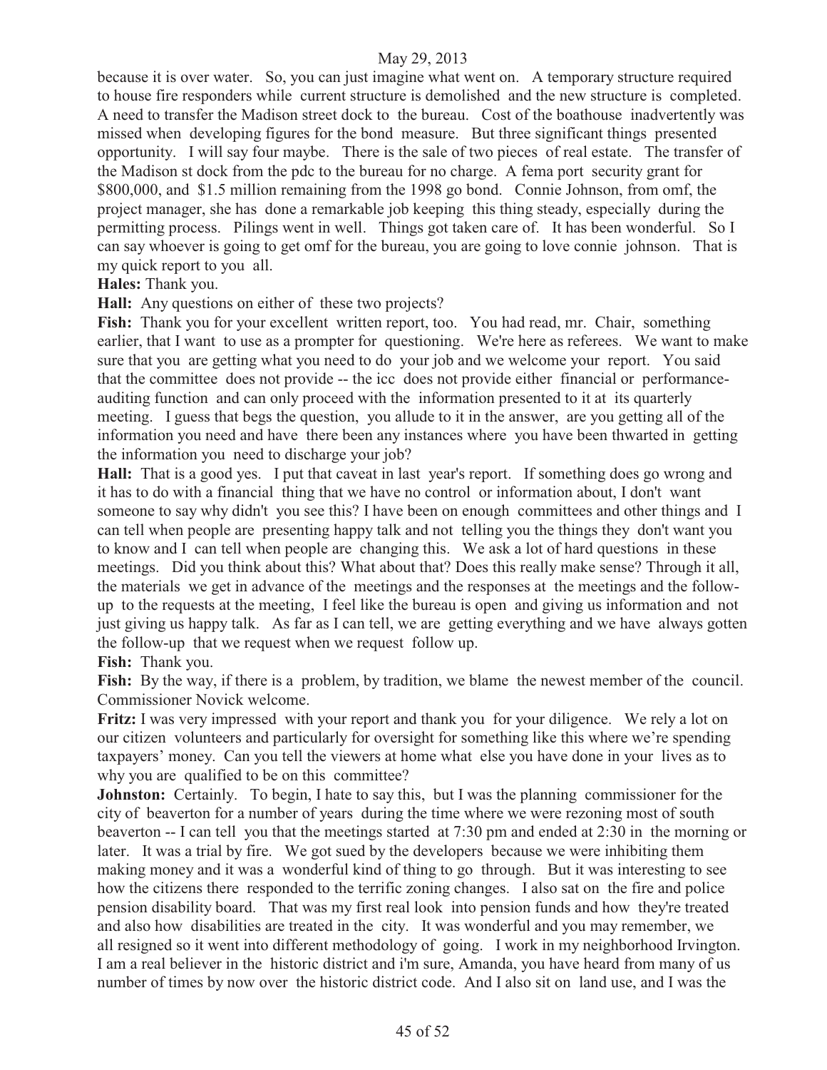because it is over water. So, you can just imagine what went on. A temporary structure required to house fire responders while current structure is demolished and the new structure is completed. A need to transfer the Madison street dock to the bureau. Cost of the boathouse inadvertently was missed when developing figures for the bond measure. But three significant things presented opportunity. I will say four maybe. There is the sale of two pieces of real estate. The transfer of the Madison st dock from the pdc to the bureau for no charge. A fema port security grant for $800,000, and $1.5 million remaining from the 1998 go bond. Connie Johnson, from omf, the project manager, she has done a remarkable job keeping this thing steady, especially during the permitting process. Pilings went in well. Things got taken care of. It has been wonderful. So I can say whoever is going to get omf for the bureau, you are going to love connie johnson. That is my quick report to you all.

**Hales:** Thank you.

**Hall:** Any questions on either of these two projects?

**Fish:** Thank you for your excellent written report, too. You had read, mr. Chair, something earlier, that I want to use as a prompter for questioning. We're here as referees. We want to make sure that you are getting what you need to do your job and we welcome your report. You said that the committee does not provide -- the icc does not provide either financial or performance-auditing function and can only proceed with the information presented to it at its quarterly meeting. I guess that begs the question, you allude to it in the answer, are you getting all of the information you need and have there been any instances where you have been thwarted in getting the information you need to discharge your job?

**Hall:** That is a good yes. I put that caveat in last year's report. If something does go wrong and it has to do with a financial thing that we have no control or information about, I don't want someone to say why didn't you see this? I have been on enough committees and other things and I can tell when people are presenting happy talk and not telling you the things they don't want you to know and I can tell when people are changing this. We ask a lot of hard questions in these meetings. Did you think about this? What about that? Does this really make sense? Through it all, the materials we get in advance of the meetings and the responses at the meetings and the follow-up to the requests at the meeting, I feel like the bureau is open and giving us information and not just giving us happy talk. As far as I can tell, we are getting everything and we have always gotten the follow-up that we request when we request follow up.

**Fish:** Thank you.

**Fish:** By the way, if there is a problem, by tradition, we blame the newest member of the council. Commissioner Novick welcome.

**Fritz:** I was very impressed with your report and thank you for your diligence. We rely a lot on our citizen volunteers and particularly for oversight for something like this where we're spending taxpayers' money. Can you tell the viewers at home what else you have done in your lives as to why you are qualified to be on this committee?

**Johnston:** Certainly. To begin, I hate to say this, but I was the planning commissioner for the city of beaverton for a number of years during the time where we were rezoning most of south beaverton -- I can tell you that the meetings started at 7:30 pm and ended at 2:30 in the morning or later. It was a trial by fire. We got sued by the developers because we were inhibiting them making money and it was a wonderful kind of thing to go through. But it was interesting to see how the citizens there responded to the terrific zoning changes. I also sat on the fire and police pension disability board. That was my first real look into pension funds and how they're treated and also how disabilities are treated in the city. It was wonderful and you may remember, we all resigned so it went into different methodology of going. I work in my neighborhood Irvington. I am a real believer in the historic district and i'm sure, Amanda, you have heard from many of us number of times by now over the historic district code. And I also sit on land use, and I was the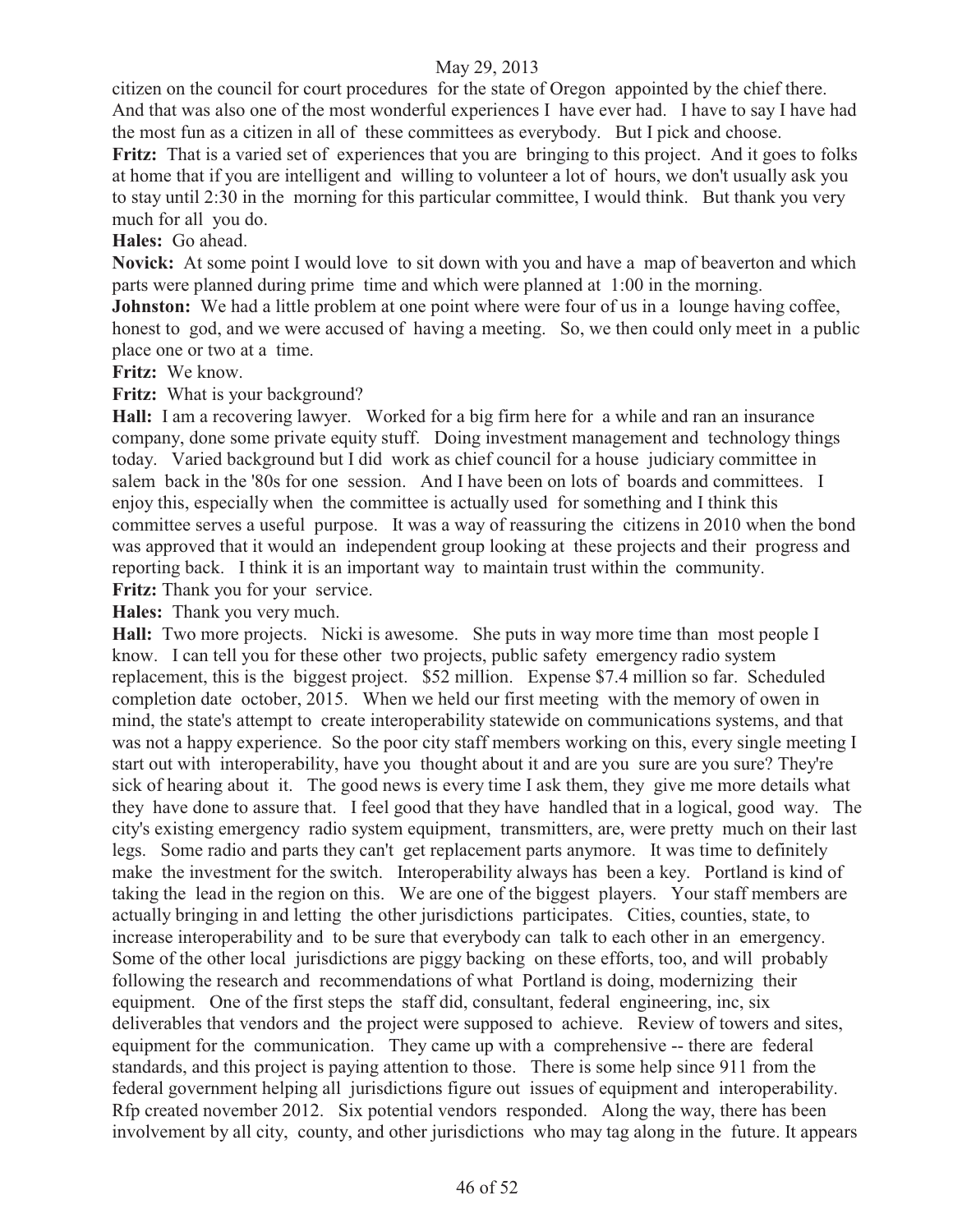citizen on the council for court procedures for the state of Oregon appointed by the chief there. And that was also one of the most wonderful experiences I have ever had. I have to say I have had the most fun as a citizen in all of these committees as everybody. But I pick and choose.

**Fritz:** That is a varied set of experiences that you are bringing to this project. And it goes to folks at home that if you are intelligent and willing to volunteer a lot of hours, we don't usually ask you to stay until 2:30 in the morning for this particular committee, I would think. But thank you very much for all you do.

**Hales:** Go ahead.

**Novick:** At some point I would love to sit down with you and have a map of beaverton and which parts were planned during prime time and which were planned at 1:00 in the morning.

**Johnston:** We had a little problem at one point where were four of us in a lounge having coffee, honest to god, and we were accused of having a meeting. So, we then could only meet in a public place one or two at a time.

**Fritz:** We know.

**Fritz:** What is your background?

**Hall:** I am a recovering lawyer. Worked for a big firm here for a while and ran an insurance company, done some private equity stuff. Doing investment management and technology things today. Varied background but I did work as chief council for a house judiciary committee in salem back in the '80s for one session. And I have been on lots of boards and committees. I enjoy this, especially when the committee is actually used for something and I think this committee serves a useful purpose. It was a way of reassuring the citizens in 2010 when the bond was approved that it would an independent group looking at these projects and their progress and reporting back. I think it is an important way to maintain trust within the community.

**Fritz:** Thank you for your service.

**Hales:** Thank you very much.

**Hall:** Two more projects. Nicki is awesome. She puts in way more time than most people I know. I can tell you for these other two projects, public safety emergency radio system replacement, this is the biggest project. $52 million. Expense $7.4 million so far. Scheduled completion date october, 2015. When we held our first meeting with the memory of owen in mind, the state's attempt to create interoperability statewide on communications systems, and that was not a happy experience. So the poor city staff members working on this, every single meeting I start out with interoperability, have you thought about it and are you sure are you sure? They're sick of hearing about it. The good news is every time I ask them, they give me more details what they have done to assure that. I feel good that they have handled that in a logical, good way. The city's existing emergency radio system equipment, transmitters, are, were pretty much on their last legs. Some radio and parts they can't get replacement parts anymore. It was time to definitely make the investment for the switch. Interoperability always has been a key. Portland is kind of taking the lead in the region on this. We are one of the biggest players. Your staff members are actually bringing in and letting the other jurisdictions participates. Cities, counties, state, to increase interoperability and to be sure that everybody can talk to each other in an emergency. Some of the other local jurisdictions are piggy backing on these efforts, too, and will probably following the research and recommendations of what Portland is doing, modernizing their equipment. One of the first steps the staff did, consultant, federal engineering, inc, six deliverables that vendors and the project were supposed to achieve. Review of towers and sites, equipment for the communication. They came up with a comprehensive -- there are federal standards, and this project is paying attention to those. There is some help since 911 from the federal government helping all jurisdictions figure out issues of equipment and interoperability. Rfp created november 2012. Six potential vendors responded. Along the way, there has been involvement by all city, county, and other jurisdictions who may tag along in the future. It appears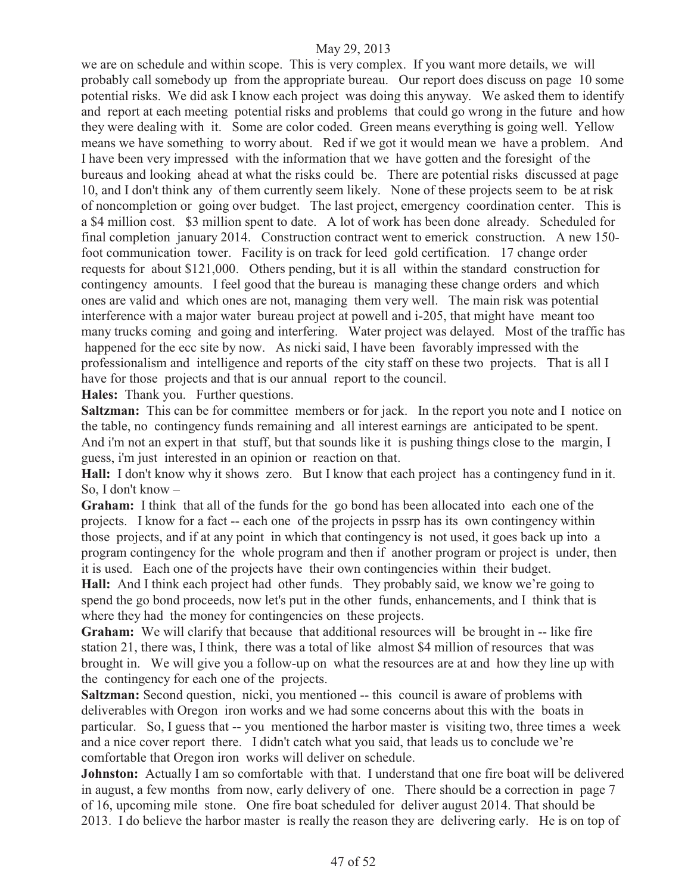we are on schedule and within scope. This is very complex. If you want more details, we will probably call somebody up from the appropriate bureau. Our report does discuss on page 10 some potential risks. We did ask I know each project was doing this anyway. We asked them to identify and report at each meeting potential risks and problems that could go wrong in the future and how they were dealing with it. Some are color coded. Green means everything is going well. Yellow means we have something to worry about. Red if we got it would mean we have a problem. And I have been very impressed with the information that we have gotten and the foresight of the bureaus and looking ahead at what the risks could be. There are potential risks discussed at page 10, and I don't think any of them currently seem likely. None of these projects seem to be at risk of noncompletion or going over budget. The last project, emergency coordination center. This is a $4 million cost. $3 million spent to date. A lot of work has been done already. Scheduled for final completion january 2014. Construction contract went to emerick construction. A new 150-foot communication tower. Facility is on track for leed gold certification. 17 change order requests for about $121,000. Others pending, but it is all within the standard construction for contingency amounts. I feel good that the bureau is managing these change orders and which ones are valid and which ones are not, managing them very well. The main risk was potential interference with a major water bureau project at powell and i-205, that might have meant too many trucks coming and going and interfering. Water project was delayed. Most of the traffic has happened for the ecc site by now. As nicki said, I have been favorably impressed with the professionalism and intelligence and reports of the city staff on these two projects. That is all I have for those projects and that is our annual report to the council.

**Hales:** Thank you. Further questions.

**Saltzman:** This can be for committee members or for jack. In the report you note and I notice on the table, no contingency funds remaining and all interest earnings are anticipated to be spent. And i'm not an expert in that stuff, but that sounds like it is pushing things close to the margin, I guess, i'm just interested in an opinion or reaction on that.

**Hall:** I don't know why it shows zero. But I know that each project has a contingency fund in it. So, I don't know –

**Graham:** I think that all of the funds for the go bond has been allocated into each one of the projects. I know for a fact -- each one of the projects in pssrp has its own contingency within those projects, and if at any point in which that contingency is not used, it goes back up into a program contingency for the whole program and then if another program or project is under, then it is used. Each one of the projects have their own contingencies within their budget.

**Hall:** And I think each project had other funds. They probably said, we know we're going to spend the go bond proceeds, now let's put in the other funds, enhancements, and I think that is where they had the money for contingencies on these projects.

**Graham:** We will clarify that because that additional resources will be brought in -- like fire station 21, there was, I think, there was a total of like almost $4 million of resources that was brought in. We will give you a follow-up on what the resources are at and how they line up with the contingency for each one of the projects.

**Saltzman:** Second question, nicki, you mentioned -- this council is aware of problems with deliverables with Oregon iron works and we had some concerns about this with the boats in particular. So, I guess that -- you mentioned the harbor master is visiting two, three times a week and a nice cover report there. I didn't catch what you said, that leads us to conclude we're comfortable that Oregon iron works will deliver on schedule.

**Johnston:** Actually I am so comfortable with that. I understand that one fire boat will be delivered in august, a few months from now, early delivery of one. There should be a correction in page 7 of 16, upcoming mile stone. One fire boat scheduled for deliver august 2014. That should be 2013. I do believe the harbor master is really the reason they are delivering early. He is on top of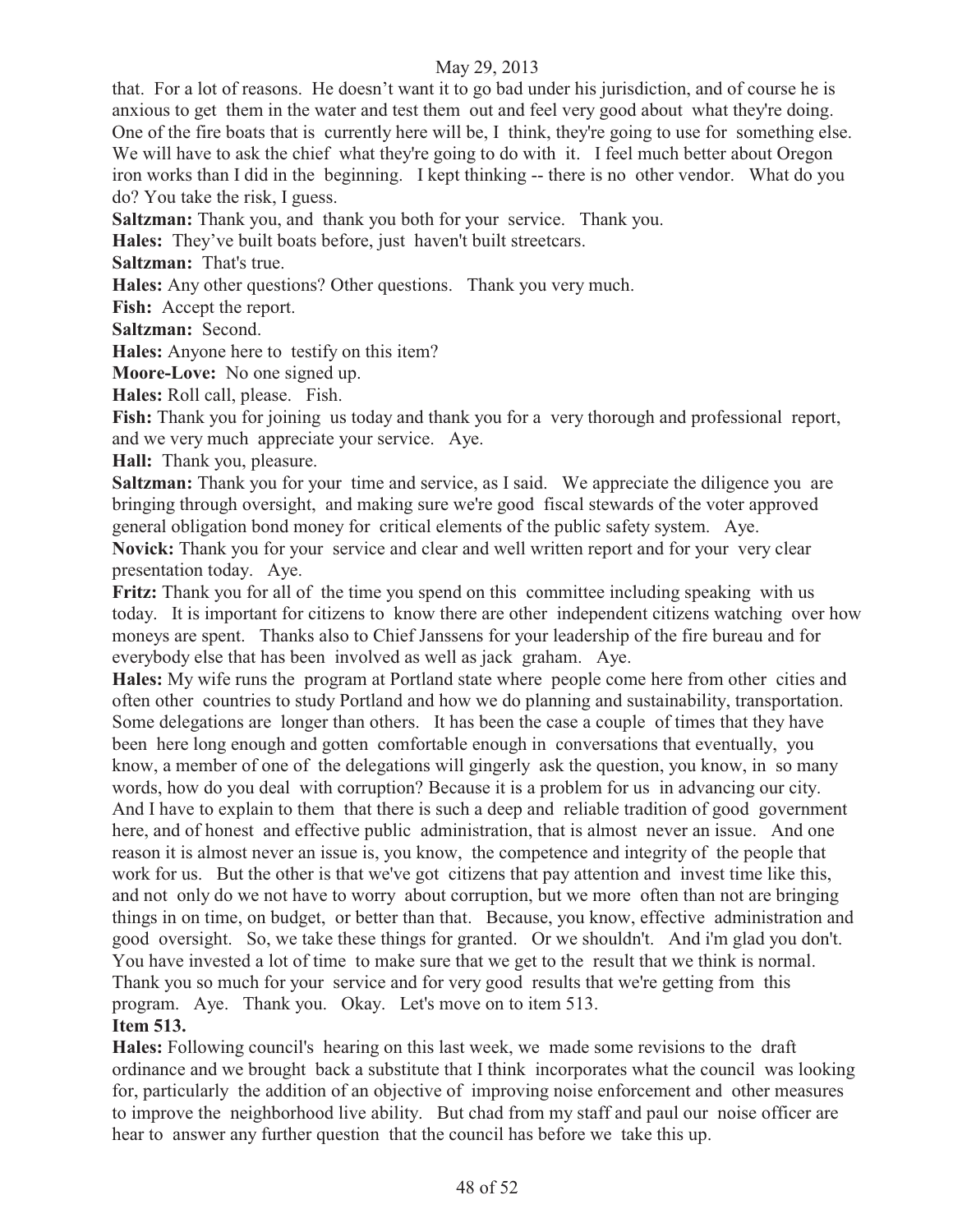that. For a lot of reasons. He doesn't want it to go bad under his jurisdiction, and of course he is anxious to get them in the water and test them out and feel very good about what they're doing. One of the fire boats that is currently here will be, I think, they're going to use for something else. We will have to ask the chief what they're going to do with it. I feel much better about Oregon iron works than I did in the beginning. I kept thinking -- there is no other vendor. What do you do? You take the risk, I guess.

**Saltzman:** Thank you, and thank you both for your service. Thank you.

**Hales:** They've built boats before, just haven't built streetcars.

**Saltzman:** That's true.

**Hales:** Any other questions? Other questions. Thank you very much.

**Fish:** Accept the report.

**Saltzman:** Second.

**Hales:** Anyone here to testify on this item?

**Moore-Love:** No one signed up.

**Hales:** Roll call, please. Fish.

**Fish:** Thank you for joining us today and thank you for a very thorough and professional report, and we very much appreciate your service. Aye.

**Hall:** Thank you, pleasure.

**Saltzman:** Thank you for your time and service, as I said. We appreciate the diligence you are bringing through oversight, and making sure we're good fiscal stewards of the voter approved general obligation bond money for critical elements of the public safety system. Aye.

**Novick:** Thank you for your service and clear and well written report and for your very clear presentation today. Aye.

**Fritz:** Thank you for all of the time you spend on this committee including speaking with us today. It is important for citizens to know there are other independent citizens watching over how moneys are spent. Thanks also to Chief Janssens for your leadership of the fire bureau and for everybody else that has been involved as well as jack graham. Aye.

**Hales:** My wife runs the program at Portland state where people come here from other cities and often other countries to study Portland and how we do planning and sustainability, transportation. Some delegations are longer than others. It has been the case a couple of times that they have been here long enough and gotten comfortable enough in conversations that eventually, you know, a member of one of the delegations will gingerly ask the question, you know, in so many words, how do you deal with corruption? Because it is a problem for us in advancing our city. And I have to explain to them that there is such a deep and reliable tradition of good government here, and of honest and effective public administration, that is almost never an issue. And one reason it is almost never an issue is, you know, the competence and integrity of the people that work for us. But the other is that we've got citizens that pay attention and invest time like this, and not only do we not have to worry about corruption, but we more often than not are bringing things in on time, on budget, or better than that. Because, you know, effective administration and good oversight. So, we take these things for granted. Or we shouldn't. And i'm glad you don't. You have invested a lot of time to make sure that we get to the result that we think is normal. Thank you so much for your service and for very good results that we're getting from this program. Aye. Thank you. Okay. Let's move on to item 513.

**Item 513.**

**Hales:** Following council's hearing on this last week, we made some revisions to the draft ordinance and we brought back a substitute that I think incorporates what the council was looking for, particularly the addition of an objective of improving noise enforcement and other measures to improve the neighborhood live ability. But chad from my staff and paul our noise officer are hear to answer any further question that the council has before we take this up.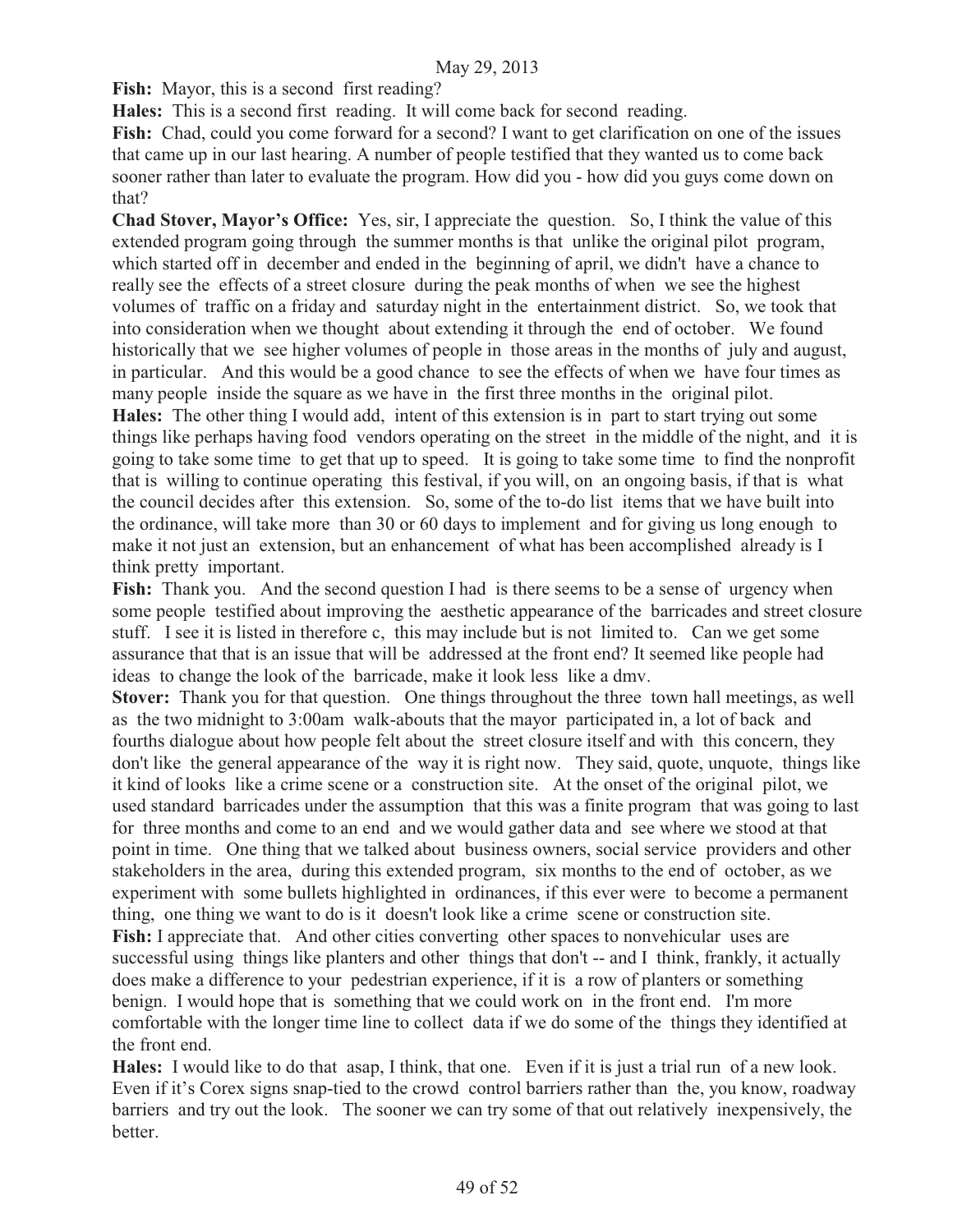**Fish:** Mayor, this is a second first reading?

**Hales:** This is a second first reading. It will come back for second reading.

**Fish:** Chad, could you come forward for a second? I want to get clarification on one of the issues that came up in our last hearing. A number of people testified that they wanted us to come back sooner rather than later to evaluate the program. How did you - how did you guys come down on that?

**Chad Stover, Mayor's Office:** Yes, sir, I appreciate the question. So, I think the value of this extended program going through the summer months is that unlike the original pilot program, which started off in december and ended in the beginning of april, we didn't have a chance to really see the effects of a street closure during the peak months of when we see the highest volumes of traffic on a friday and saturday night in the entertainment district. So, we took that into consideration when we thought about extending it through the end of october. We found historically that we see higher volumes of people in those areas in the months of july and august, in particular. And this would be a good chance to see the effects of when we have four times as many people inside the square as we have in the first three months in the original pilot.

**Hales:** The other thing I would add, intent of this extension is in part to start trying out some things like perhaps having food vendors operating on the street in the middle of the night, and it is going to take some time to get that up to speed. It is going to take some time to find the nonprofit that is willing to continue operating this festival, if you will, on an ongoing basis, if that is what the council decides after this extension. So, some of the to-do list items that we have built into the ordinance, will take more than 30 or 60 days to implement and for giving us long enough to make it not just an extension, but an enhancement of what has been accomplished already is I think pretty important.

**Fish:** Thank you. And the second question I had is there seems to be a sense of urgency when some people testified about improving the aesthetic appearance of the barricades and street closure stuff. I see it is listed in therefore c, this may include but is not limited to. Can we get some assurance that that is an issue that will be addressed at the front end? It seemed like people had ideas to change the look of the barricade, make it look less like a dmv.

**Stover:** Thank you for that question. One things throughout the three town hall meetings, as well as the two midnight to 3:00am walk-abouts that the mayor participated in, a lot of back and fourths dialogue about how people felt about the street closure itself and with this concern, they don't like the general appearance of the way it is right now. They said, quote, unquote, things like it kind of looks like a crime scene or a construction site. At the onset of the original pilot, we used standard barricades under the assumption that this was a finite program that was going to last for three months and come to an end and we would gather data and see where we stood at that point in time. One thing that we talked about business owners, social service providers and other stakeholders in the area, during this extended program, six months to the end of october, as we experiment with some bullets highlighted in ordinances, if this ever were to become a permanent thing, one thing we want to do is it doesn't look like a crime scene or construction site.

**Fish:** I appreciate that. And other cities converting other spaces to nonvehicular uses are successful using things like planters and other things that don't -- and I think, frankly, it actually does make a difference to your pedestrian experience, if it is a row of planters or something benign. I would hope that is something that we could work on in the front end. I'm more comfortable with the longer time line to collect data if we do some of the things they identified at the front end.

**Hales:** I would like to do that asap, I think, that one. Even if it is just a trial run of a new look. Even if it's Corex signs snap-tied to the crowd control barriers rather than the, you know, roadway barriers and try out the look. The sooner we can try some of that out relatively inexpensively, the better.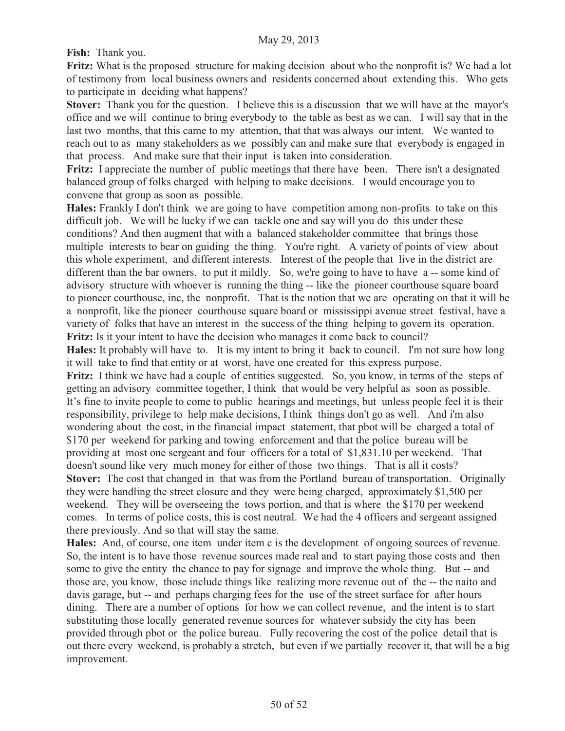**Fish:** Thank you.

**Fritz:** What is the proposed structure for making decision about who the nonprofit is? We had a lot of testimony from local business owners and residents concerned about extending this. Who gets to participate in deciding what happens?

**Stover:** Thank you for the question. I believe this is a discussion that we will have at the mayor's office and we will continue to bring everybody to the table as best as we can. I will say that in the last two months, that this came to my attention, that that was always our intent. We wanted to reach out to as many stakeholders as we possibly can and make sure that everybody is engaged in that process. And make sure that their input is taken into consideration.

**Fritz:** I appreciate the number of public meetings that there have been. There isn't a designated balanced group of folks charged with helping to make decisions. I would encourage you to convene that group as soon as possible.

**Hales:** Frankly I don't think we are going to have competition among non-profits to take on this difficult job. We will be lucky if we can tackle one and say will you do this under these conditions? And then augment that with a balanced stakeholder committee that brings those multiple interests to bear on guiding the thing. You're right. A variety of points of view about this whole experiment, and different interests. Interest of the people that live in the district are different than the bar owners, to put it mildly. So, we're going to have to have a -- some kind of advisory structure with whoever is running the thing -- like the pioneer courthouse square board to pioneer courthouse, inc, the nonprofit. That is the notion that we are operating on that it will be a nonprofit, like the pioneer courthouse square board or mississippi avenue street festival, have a variety of folks that have an interest in the success of the thing helping to govern its operation.

**Fritz:** Is it your intent to have the decision who manages it come back to council?

**Hales:** It probably will have to. It is my intent to bring it back to council. I'm not sure how long it will take to find that entity or at worst, have one created for this express purpose.

**Fritz:** I think we have had a couple of entities suggested. So, you know, in terms of the steps of getting an advisory committee together, I think that would be very helpful as soon as possible. It's fine to invite people to come to public hearings and meetings, but unless people feel it is their responsibility, privilege to help make decisions, I think things don't go as well. And i'm also wondering about the cost, in the financial impact statement, that pbot will be charged a total of $170 per weekend for parking and towing enforcement and that the police bureau will be providing at most one sergeant and four officers for a total of $1,831.10 per weekend. That doesn't sound like very much money for either of those two things. That is all it costs?

**Stover:** The cost that changed in that was from the Portland bureau of transportation. Originally they were handling the street closure and they were being charged, approximately $1,500 per weekend. They will be overseeing the tows portion, and that is where the $170 per weekend comes. In terms of police costs, this is cost neutral. We had the 4 officers and sergeant assigned there previously. And so that will stay the same.

**Hales:** And, of course, one item under item c is the development of ongoing sources of revenue. So, the intent is to have those revenue sources made real and to start paying those costs and then some to give the entity the chance to pay for signage and improve the whole thing. But -- and those are, you know, those include things like realizing more revenue out of the -- the naito and davis garage, but -- and perhaps charging fees for the use of the street surface for after hours dining. There are a number of options for how we can collect revenue, and the intent is to start substituting those locally generated revenue sources for whatever subsidy the city has been provided through pbot or the police bureau. Fully recovering the cost of the police detail that is out there every weekend, is probably a stretch, but even if we partially recover it, that will be a big improvement.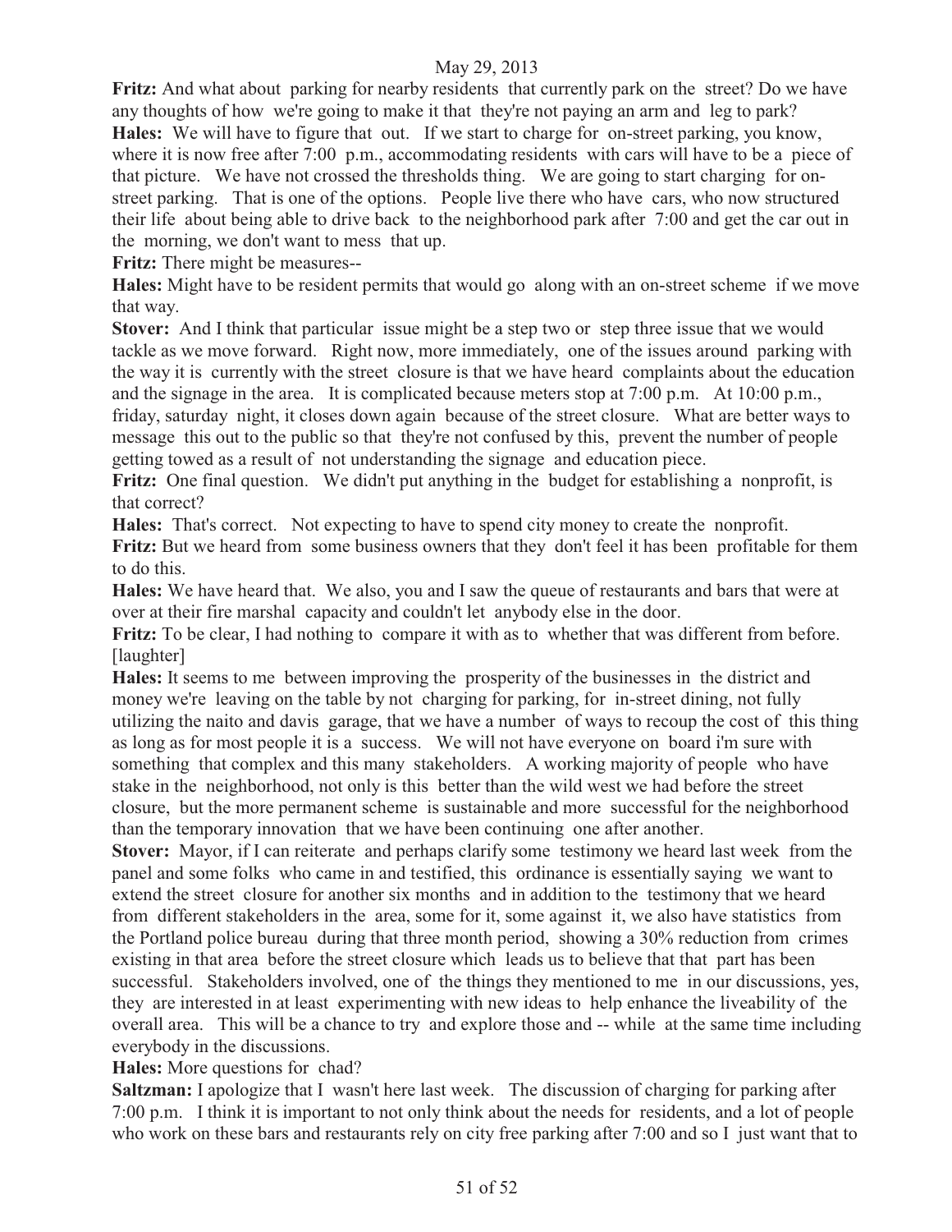**Fritz:** And what about parking for nearby residents that currently park on the street? Do we have any thoughts of how we're going to make it that they're not paying an arm and leg to park?

**Hales:** We will have to figure that out. If we start to charge for on-street parking, you know, where it is now free after 7:00 p.m., accommodating residents with cars will have to be a piece of that picture. We have not crossed the thresholds thing. We are going to start charging for on-street parking. That is one of the options. People live there who have cars, who now structured their life about being able to drive back to the neighborhood park after 7:00 and get the car out in the morning, we don't want to mess that up.

**Fritz:** There might be measures--

**Hales:** Might have to be resident permits that would go along with an on-street scheme if we move that way.

**Stover:** And I think that particular issue might be a step two or step three issue that we would tackle as we move forward. Right now, more immediately, one of the issues around parking with the way it is currently with the street closure is that we have heard complaints about the education and the signage in the area. It is complicated because meters stop at 7:00 p.m. At 10:00 p.m., friday, saturday night, it closes down again because of the street closure. What are better ways to message this out to the public so that they're not confused by this, prevent the number of people getting towed as a result of not understanding the signage and education piece.

**Fritz:** One final question. We didn't put anything in the budget for establishing a nonprofit, is that correct?

**Hales:** That's correct. Not expecting to have to spend city money to create the nonprofit.

**Fritz:** But we heard from some business owners that they don't feel it has been profitable for them to do this.

**Hales:** We have heard that. We also, you and I saw the queue of restaurants and bars that were at over at their fire marshal capacity and couldn't let anybody else in the door.

**Fritz:** To be clear, I had nothing to compare it with as to whether that was different from before. [laughter]

**Hales:** It seems to me between improving the prosperity of the businesses in the district and money we're leaving on the table by not charging for parking, for in-street dining, not fully utilizing the naito and davis garage, that we have a number of ways to recoup the cost of this thing as long as for most people it is a success. We will not have everyone on board i'm sure with something that complex and this many stakeholders. A working majority of people who have stake in the neighborhood, not only is this better than the wild west we had before the street closure, but the more permanent scheme is sustainable and more successful for the neighborhood than the temporary innovation that we have been continuing one after another.

**Stover:** Mayor, if I can reiterate and perhaps clarify some testimony we heard last week from the panel and some folks who came in and testified, this ordinance is essentially saying we want to extend the street closure for another six months and in addition to the testimony that we heard from different stakeholders in the area, some for it, some against it, we also have statistics from the Portland police bureau during that three month period, showing a 30% reduction from crimes existing in that area before the street closure which leads us to believe that that part has been successful. Stakeholders involved, one of the things they mentioned to me in our discussions, yes, they are interested in at least experimenting with new ideas to help enhance the liveability of the overall area. This will be a chance to try and explore those and -- while at the same time including everybody in the discussions.

**Hales:** More questions for chad?

**Saltzman:** I apologize that I wasn't here last week. The discussion of charging for parking after 7:00 p.m. I think it is important to not only think about the needs for residents, and a lot of people who work on these bars and restaurants rely on city free parking after 7:00 and so I just want that to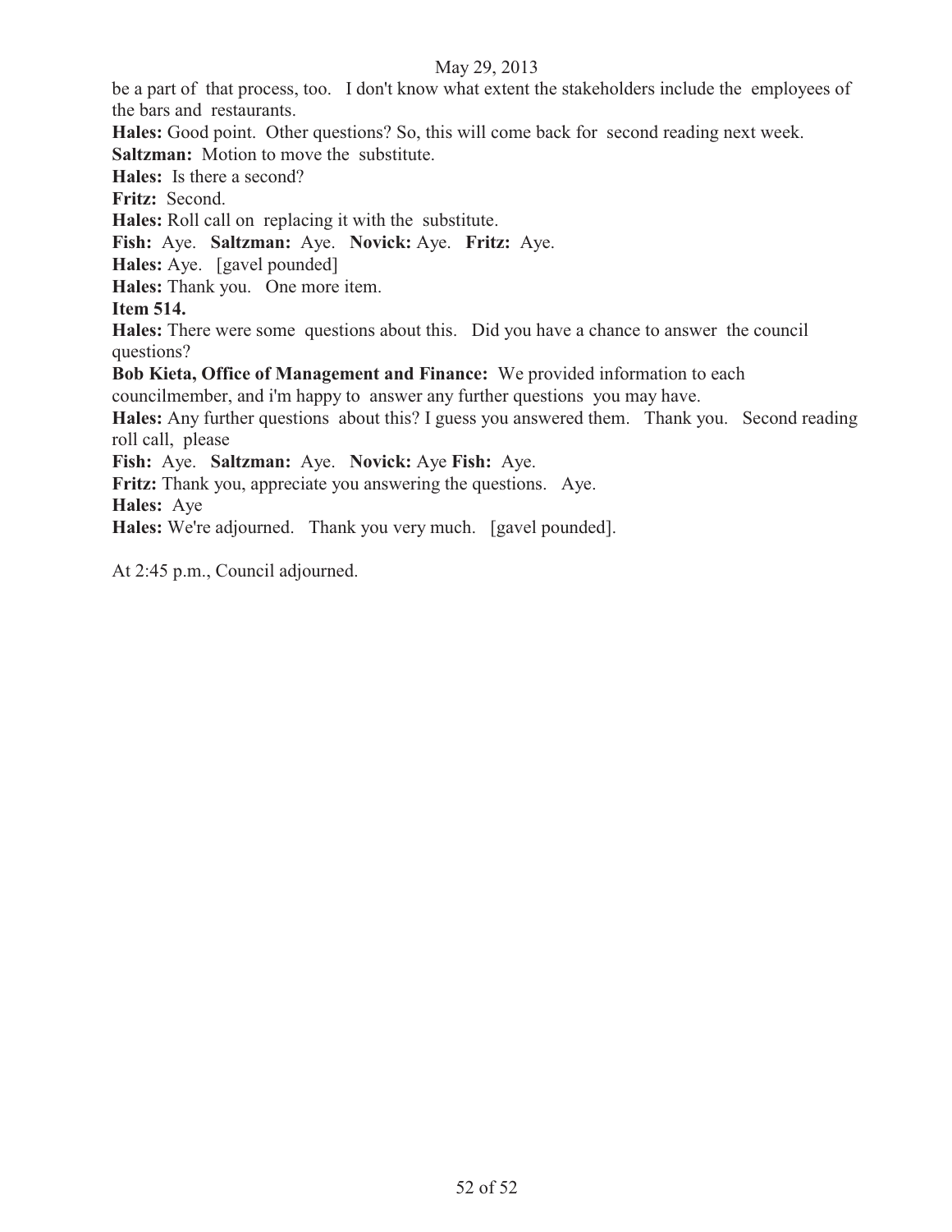be a part of that process, too. I don't know what extent the stakeholders include the employees of the bars and restaurants.

**Hales:** Good point. Other questions? So, this will come back for second reading next week.

**Saltzman:** Motion to move the substitute.

**Hales:** Is there a second?

**Fritz:** Second.

**Hales:** Roll call on replacing it with the substitute.

**Fish:** Aye. **Saltzman:** Aye. **Novick:** Aye. **Fritz:** Aye.

**Hales:** Aye. [gavel pounded]

**Hales:** Thank you. One more item.

**Item 514.**

**Hales:** There were some questions about this. Did you have a chance to answer the council questions?

**Bob Kieta, Office of Management and Finance:** We provided information to each councilmember, and i'm happy to answer any further questions you may have.

**Hales:** Any further questions about this? I guess you answered them. Thank you. Second reading roll call, please

**Fish:** Aye. **Saltzman:** Aye. **Novick:** Aye **Fish:** Aye.

**Fritz:** Thank you, appreciate you answering the questions. Aye.

**Hales:** Aye

**Hales:** We're adjourned. Thank you very much. [gavel pounded].

At 2:45 p.m., Council adjourned.